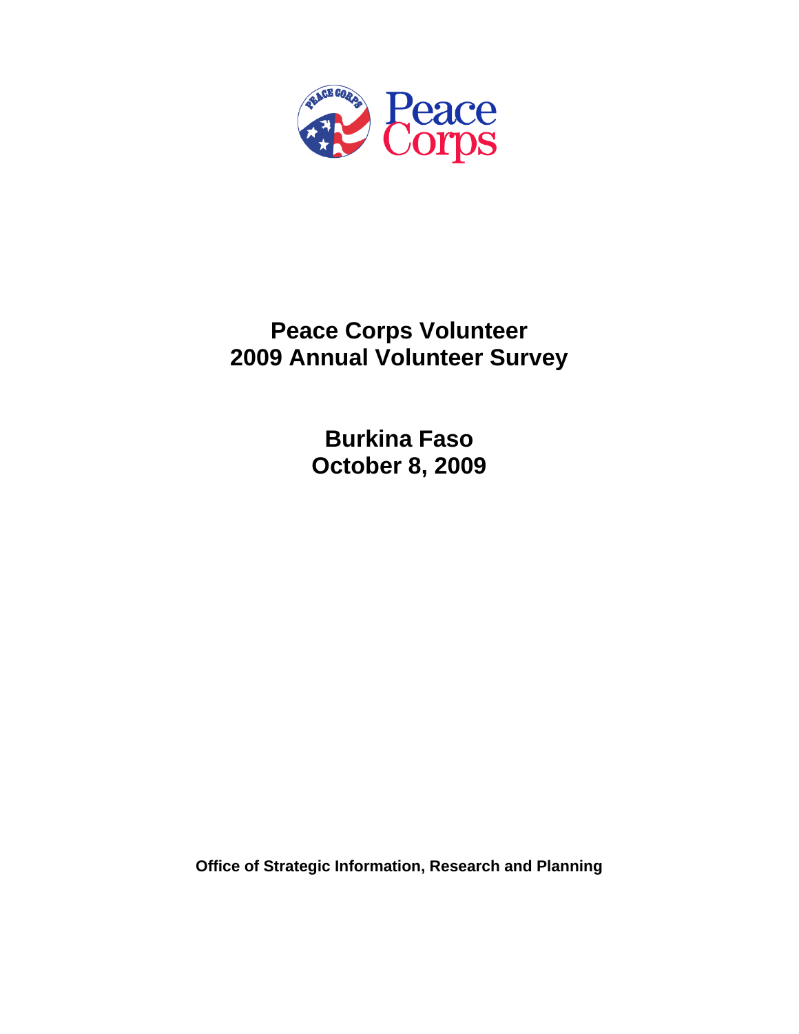Peace Corps

# Peace Corps Volunteer
# 2009 Annual Volunteer Survey

## Burkina Faso
## October 8, 2009

**Office of Strategic Information, Research and Planning**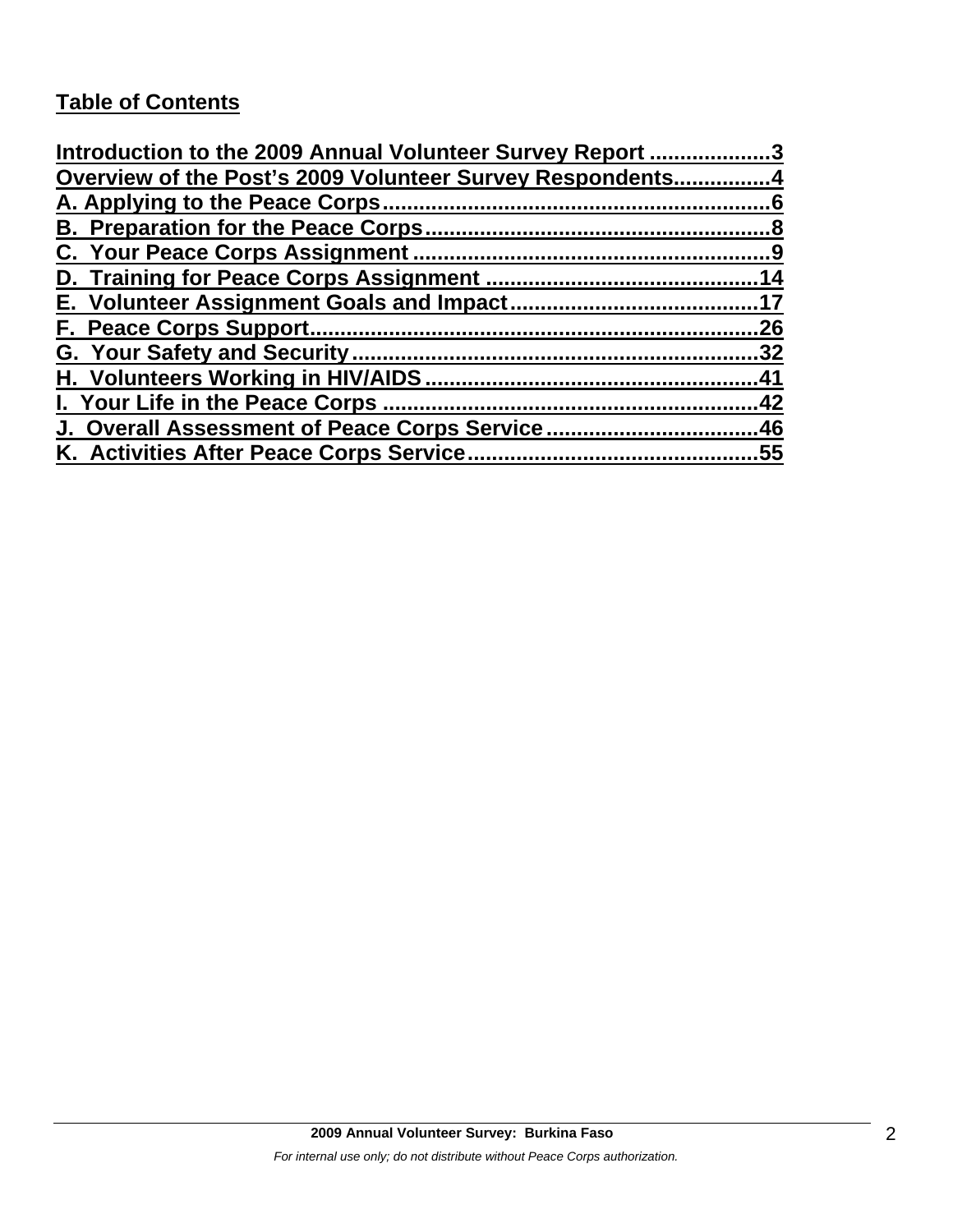## Table of Contents

Introduction to the 2009 Annual Volunteer Survey Report ....................3
Overview of the Post's 2009 Volunteer Survey Respondents...............4
A. Applying to the Peace Corps..............................................................6
B. Preparation for the Peace Corps........................................................8
C. Your Peace Corps Assignment ..........................................................9
D. Training for Peace Corps Assignment ...........................................14
E. Volunteer Assignment Goals and Impact.......................................17
F. Peace Corps Support.........................................................................26
G. Your Safety and Security..................................................................32
H. Volunteers Working in HIV/AIDS......................................................41
I. Your Life in the Peace Corps ............................................................42
J. Overall Assessment of Peace Corps Service..................................46
K. Activities After Peace Corps Service...............................................55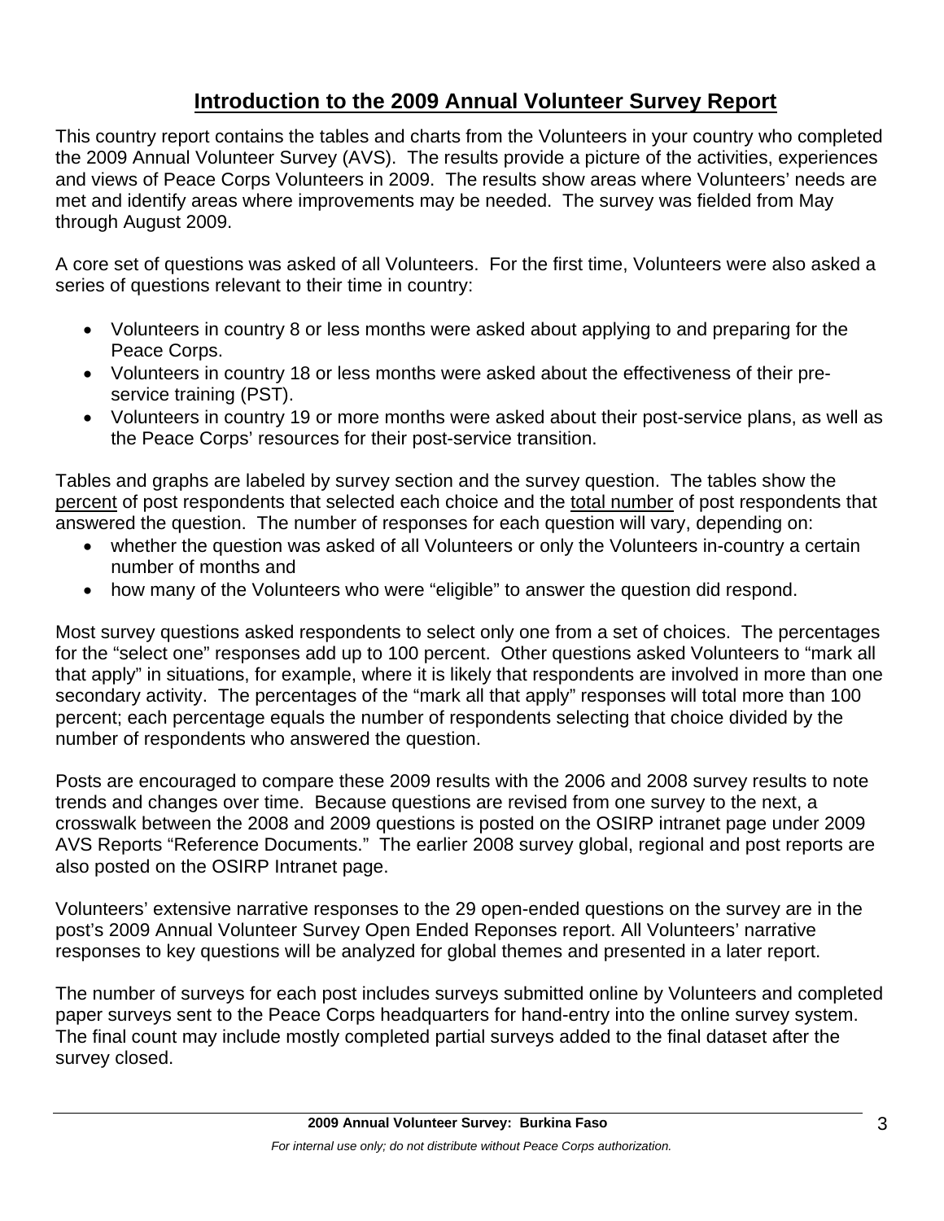# Introduction to the 2009 Annual Volunteer Survey Report

This country report contains the tables and charts from the Volunteers in your country who completed the 2009 Annual Volunteer Survey (AVS). The results provide a picture of the activities, experiences and views of Peace Corps Volunteers in 2009. The results show areas where Volunteers' needs are met and identify areas where improvements may be needed. The survey was fielded from May through August 2009.

A core set of questions was asked of all Volunteers. For the first time, Volunteers were also asked a series of questions relevant to their time in country:

- Volunteers in country 8 or less months were asked about applying to and preparing for the Peace Corps.
- Volunteers in country 18 or less months were asked about the effectiveness of their pre-service training (PST).
- Volunteers in country 19 or more months were asked about their post-service plans, as well as the Peace Corps' resources for their post-service transition.

Tables and graphs are labeled by survey section and the survey question. The tables show the <u>percent</u> of post respondents that selected each choice and the <u>total number</u> of post respondents that answered the question. The number of responses for each question will vary, depending on:

- whether the question was asked of all Volunteers or only the Volunteers in-country a certain number of months and
- how many of the Volunteers who were "eligible" to answer the question did respond.

Most survey questions asked respondents to select only one from a set of choices. The percentages for the "select one" responses add up to 100 percent. Other questions asked Volunteers to "mark all that apply" in situations, for example, where it is likely that respondents are involved in more than one secondary activity. The percentages of the "mark all that apply" responses will total more than 100 percent; each percentage equals the number of respondents selecting that choice divided by the number of respondents who answered the question.

Posts are encouraged to compare these 2009 results with the 2006 and 2008 survey results to note trends and changes over time. Because questions are revised from one survey to the next, a crosswalk between the 2008 and 2009 questions is posted on the OSIRP intranet page under 2009 AVS Reports "Reference Documents." The earlier 2008 survey global, regional and post reports are also posted on the OSIRP Intranet page.

Volunteers' extensive narrative responses to the 29 open-ended questions on the survey are in the post's 2009 Annual Volunteer Survey Open Ended Reponses report. All Volunteers' narrative responses to key questions will be analyzed for global themes and presented in a later report.

The number of surveys for each post includes surveys submitted online by Volunteers and completed paper surveys sent to the Peace Corps headquarters for hand-entry into the online survey system. The final count may include mostly completed partial surveys added to the final dataset after the survey closed.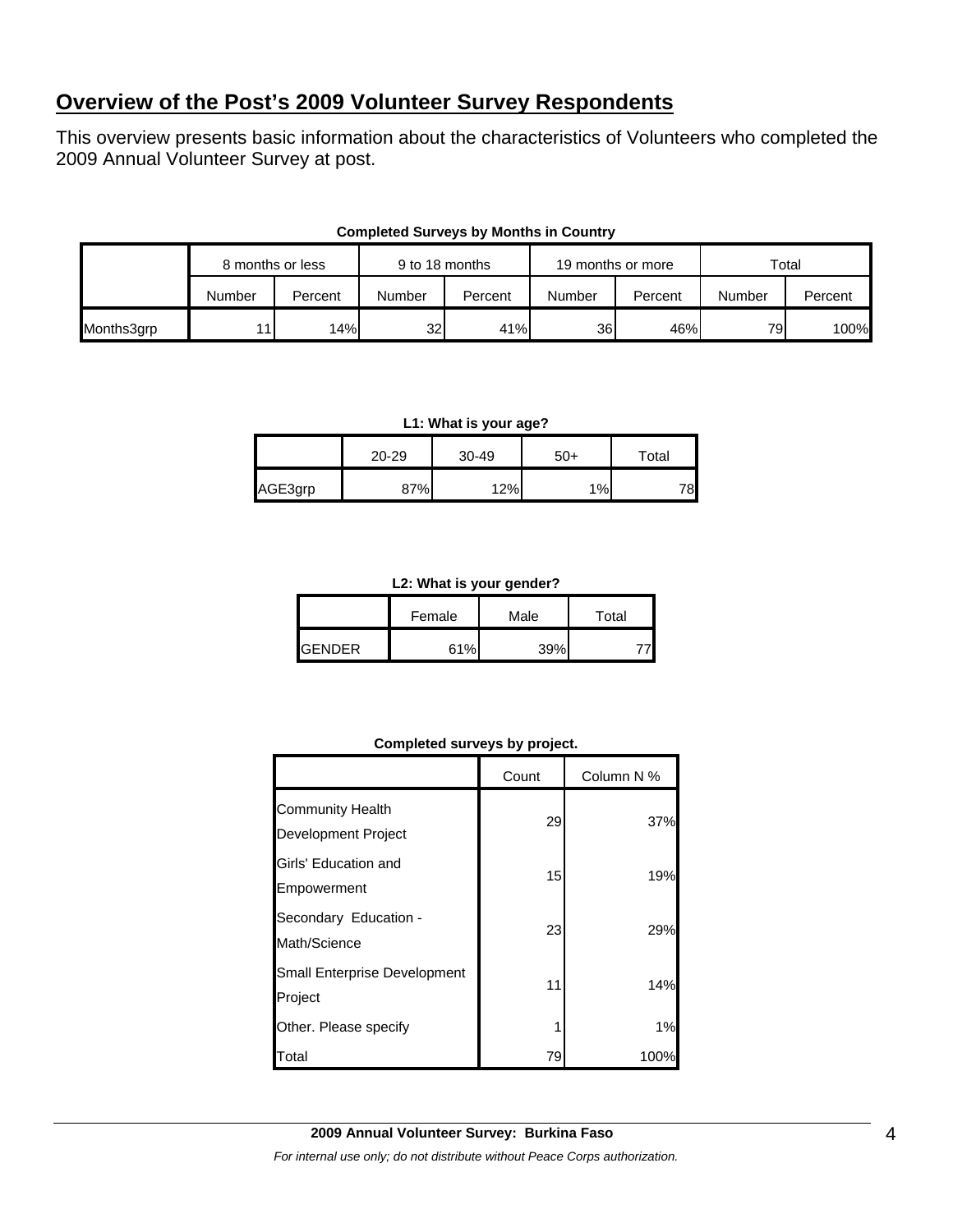## Overview of the Post's 2009 Volunteer Survey Respondents

This overview presents basic information about the characteristics of Volunteers who completed the 2009 Annual Volunteer Survey at post.

**Completed Surveys by Months in Country**

| | 8 months or less | | 9 to 18 months | | 19 months or more | | Total | |
|---|---|---|---|---|---|---|---|---|
| | Number | Percent | Number | Percent | Number | Percent | Number | Percent |
| Months3grp | 11 | 14% | 32 | 41% | 36 | 46% | 79 | 100% |

**L1: What is your age?**

| | 20-29 | 30-49 | 50+ | Total |
|---|---|---|---|---|
| AGE3grp | 87% | 12% | 1% | 78 |

**L2: What is your gender?**

| | Female | Male | Total |
|---|---|---|---|
| GENDER | 61% | 39% | 77 |

**Completed surveys by project.**

| | Count | Column N % |
|---|---|---|
| Community Health Development Project | 29 | 37% |
| Girls' Education and Empowerment | 15 | 19% |
| Secondary Education - Math/Science | 23 | 29% |
| Small Enterprise Development Project | 11 | 14% |
| Other. Please specify | 1 | 1% |
| Total | 79 | 100% |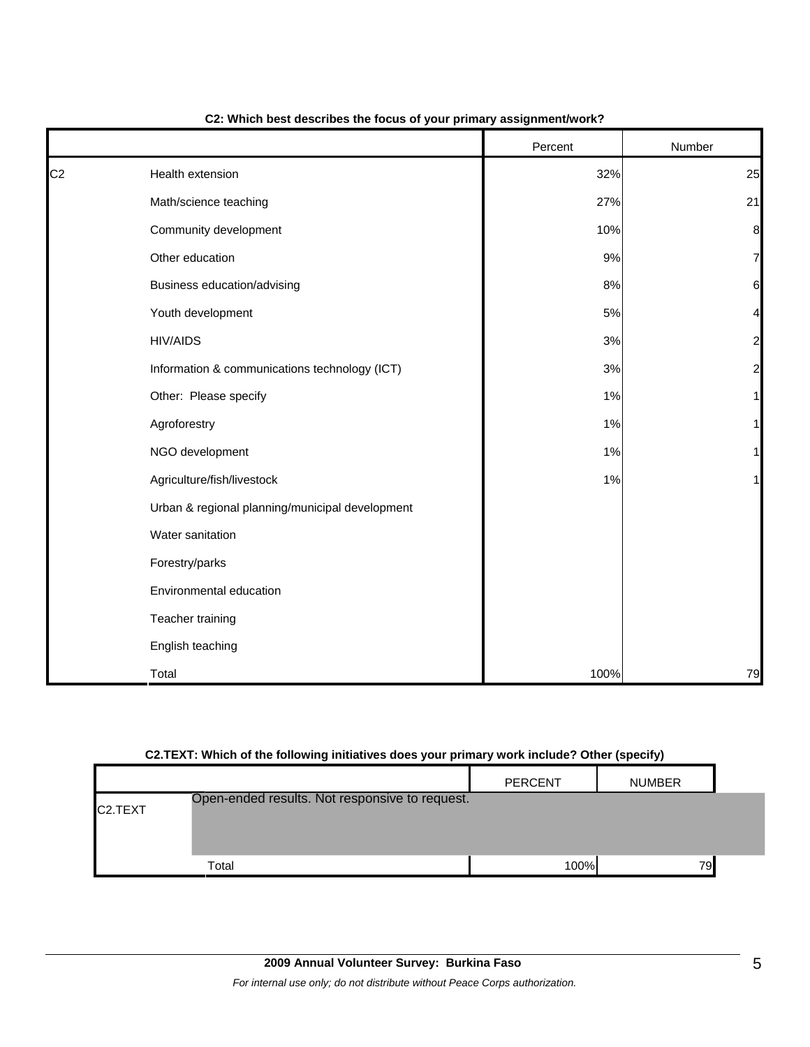**C2: Which best describes the focus of your primary assignment/work?**

| | | Percent | Number |
|---|---|---|---|
| C2 | Health extension | 32% | 25 |
| | Math/science teaching | 27% | 21 |
| | Community development | 10% | 8 |
| | Other education | 9% | 7 |
| | Business education/advising | 8% | 6 |
| | Youth development | 5% | 4 |
| | HIV/AIDS | 3% | 2 |
| | Information & communications technology (ICT) | 3% | 2 |
| | Other: Please specify | 1% | 1 |
| | Agroforestry | 1% | 1 |
| | NGO development | 1% | 1 |
| | Agriculture/fish/livestock | 1% | 1 |
| | Urban & regional planning/municipal development | | |
| | Water sanitation | | |
| | Forestry/parks | | |
| | Environmental education | | |
| | Teacher training | | |
| | English teaching | | |
| | Total | 100% | 79 |

**C2.TEXT: Which of the following initiatives does your primary work include? Other (specify)**

| | | PERCENT | NUMBER |
|---|---|---|---|
| C2.TEXT | Open-ended results. Not responsive to request. | | |
| | Total | 100% | 79 |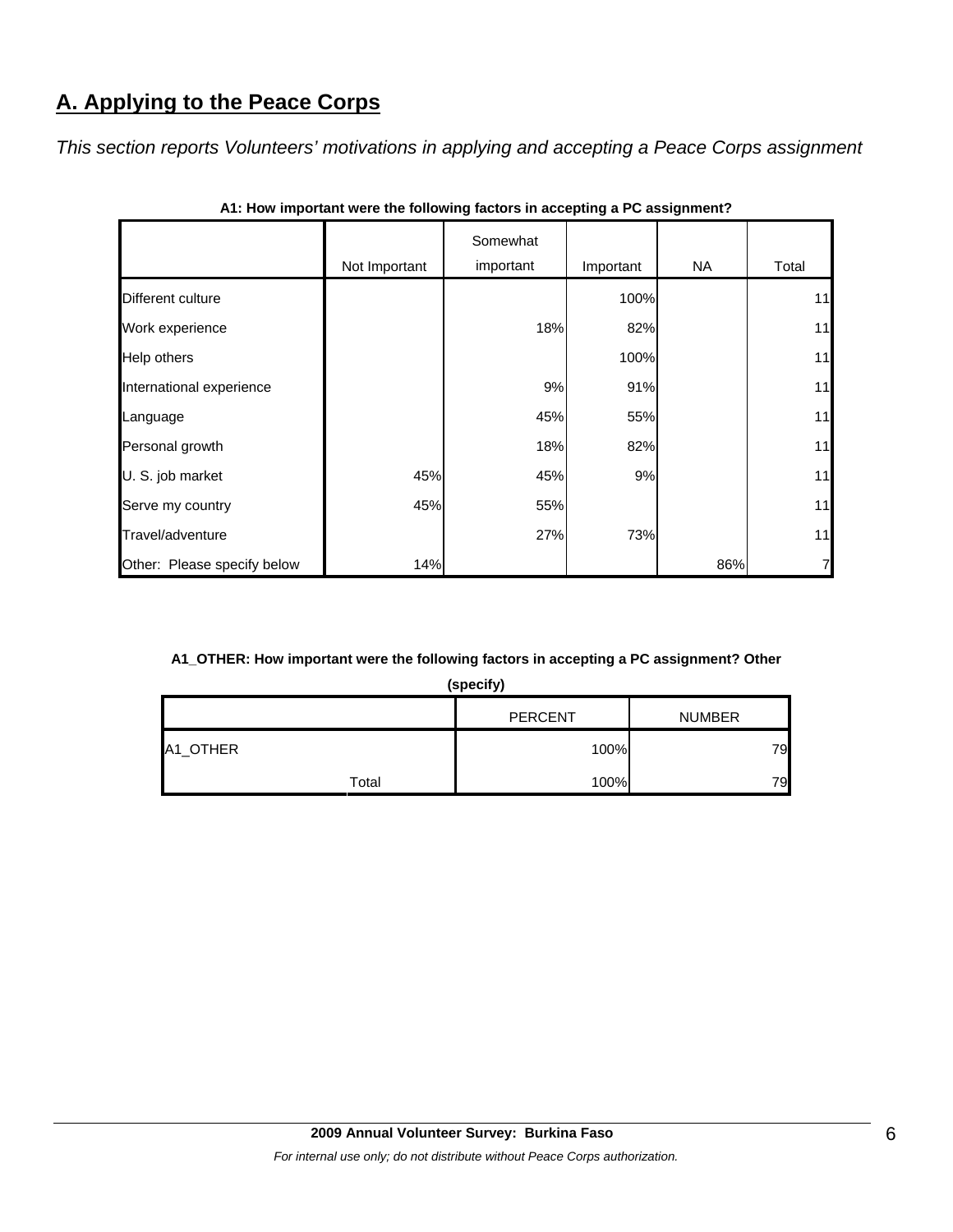## A. Applying to the Peace Corps

*This section reports Volunteers' motivations in applying and accepting a Peace Corps assignment*

**A1: How important were the following factors in accepting a PC assignment?**

| | Not Important | Somewhat important | Important | NA | Total |
|---|---|---|---|---|---|
| Different culture | | | 100% | | 11 |
| Work experience | | 18% | 82% | | 11 |
| Help others | | | 100% | | 11 |
| International experience | | 9% | 91% | | 11 |
| Language | | 45% | 55% | | 11 |
| Personal growth | | 18% | 82% | | 11 |
| U. S. job market | 45% | 45% | 9% | | 11 |
| Serve my country | 45% | 55% | | | 11 |
| Travel/adventure | | 27% | 73% | | 11 |
| Other: Please specify below | 14% | | | 86% | 7 |

**A1_OTHER: How important were the following factors in accepting a PC assignment? Other (specify)**

| | | PERCENT | NUMBER |
|---|---|---|---|
| A1_OTHER | | 100% | 79 |
| | Total | 100% | 79 |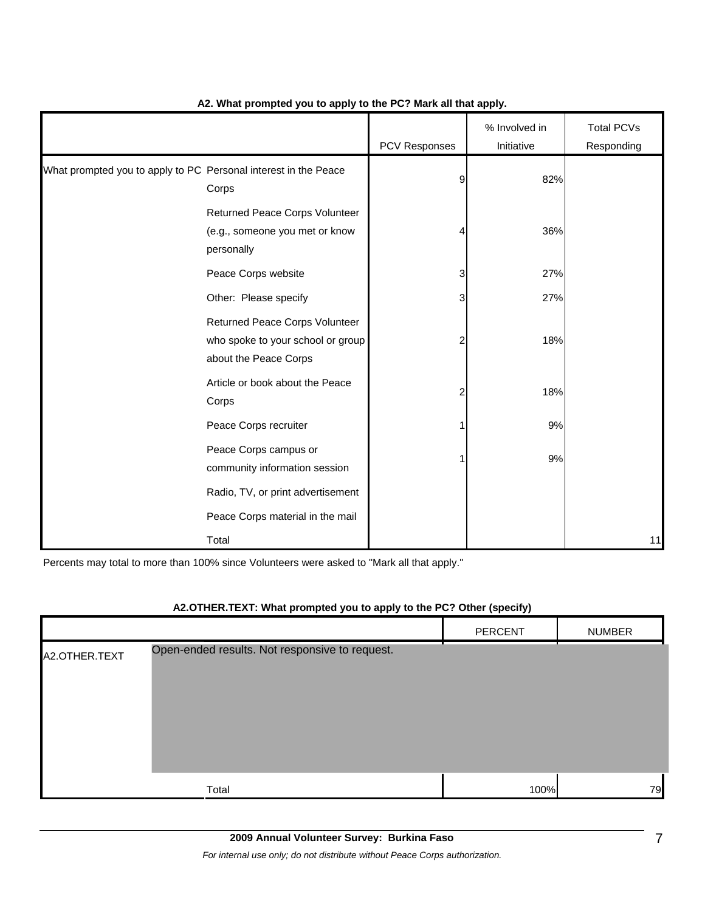**A2. What prompted you to apply to the PC? Mark all that apply.**

| | | PCV Responses | % Involved in Initiative | Total PCVs Responding |
|---|---|---|---|---|
| What prompted you to apply to PC | Personal interest in the Peace Corps | 9 | 82% | |
| | Returned Peace Corps Volunteer (e.g., someone you met or know personally | 4 | 36% | |
| | Peace Corps website | 3 | 27% | |
| | Other: Please specify | 3 | 27% | |
| | Returned Peace Corps Volunteer who spoke to your school or group about the Peace Corps | 2 | 18% | |
| | Article or book about the Peace Corps | 2 | 18% | |
| | Peace Corps recruiter | 1 | 9% | |
| | Peace Corps campus or community information session | 1 | 9% | |
| | Radio, TV, or print advertisement | | | |
| | Peace Corps material in the mail | | | |
| | Total | | | 11 |

Percents may total to more than 100% since Volunteers were asked to "Mark all that apply."

**A2.OTHER.TEXT: What prompted you to apply to the PC? Other (specify)**

| | | PERCENT | NUMBER |
|---|---|---|---|
| A2.OTHER.TEXT | Open-ended results. Not responsive to request. | | |
| | Total | 100% | 79 |

**2009 Annual Volunteer Survey: Burkina Faso**

*For internal use only; do not distribute without Peace Corps authorization.*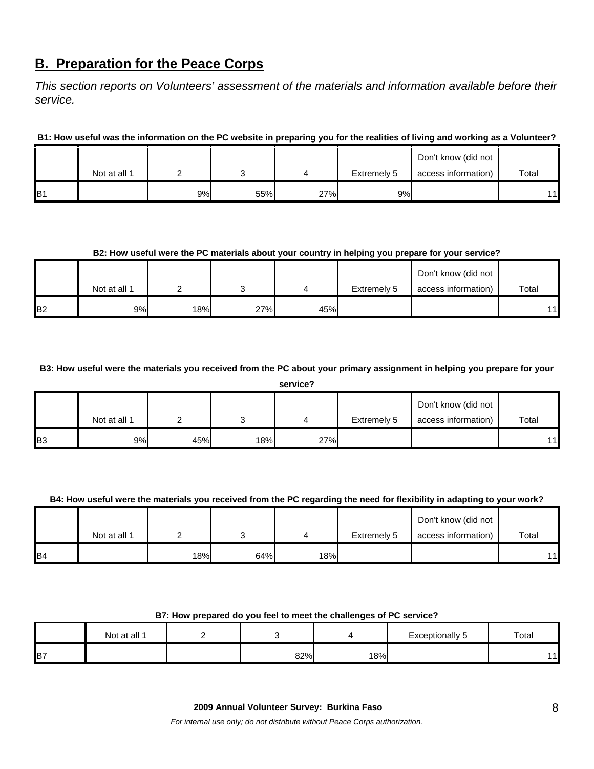## B. Preparation for the Peace Corps

*This section reports on Volunteers' assessment of the materials and information available before their service.*

**B1: How useful was the information on the PC website in preparing you for the realities of living and working as a Volunteer?**

| | Not at all 1 | 2 | 3 | 4 | Extremely 5 | Don't know (did not access information) | Total |
|---|---|---|---|---|---|---|---|
| B1 | | 9% | 55% | 27% | 9% | | 11 |

**B2: How useful were the PC materials about your country in helping you prepare for your service?**

| | Not at all 1 | 2 | 3 | 4 | Extremely 5 | Don't know (did not access information) | Total |
|---|---|---|---|---|---|---|---|
| B2 | 9% | 18% | 27% | 45% | | | 11 |

**B3: How useful were the materials you received from the PC about your primary assignment in helping you prepare for your service?**

| | Not at all 1 | 2 | 3 | 4 | Extremely 5 | Don't know (did not access information) | Total |
|---|---|---|---|---|---|---|---|
| B3 | 9% | 45% | 18% | 27% | | | 11 |

**B4: How useful were the materials you received from the PC regarding the need for flexibility in adapting to your work?**

| | Not at all 1 | 2 | 3 | 4 | Extremely 5 | Don't know (did not access information) | Total |
|---|---|---|---|---|---|---|---|
| B4 | | 18% | 64% | 18% | | | 11 |

**B7: How prepared do you feel to meet the challenges of PC service?**

| | Not at all 1 | 2 | 3 | 4 | Exceptionally 5 | Total |
|---|---|---|---|---|---|---|
| B7 | | | 82% | 18% | | 11 |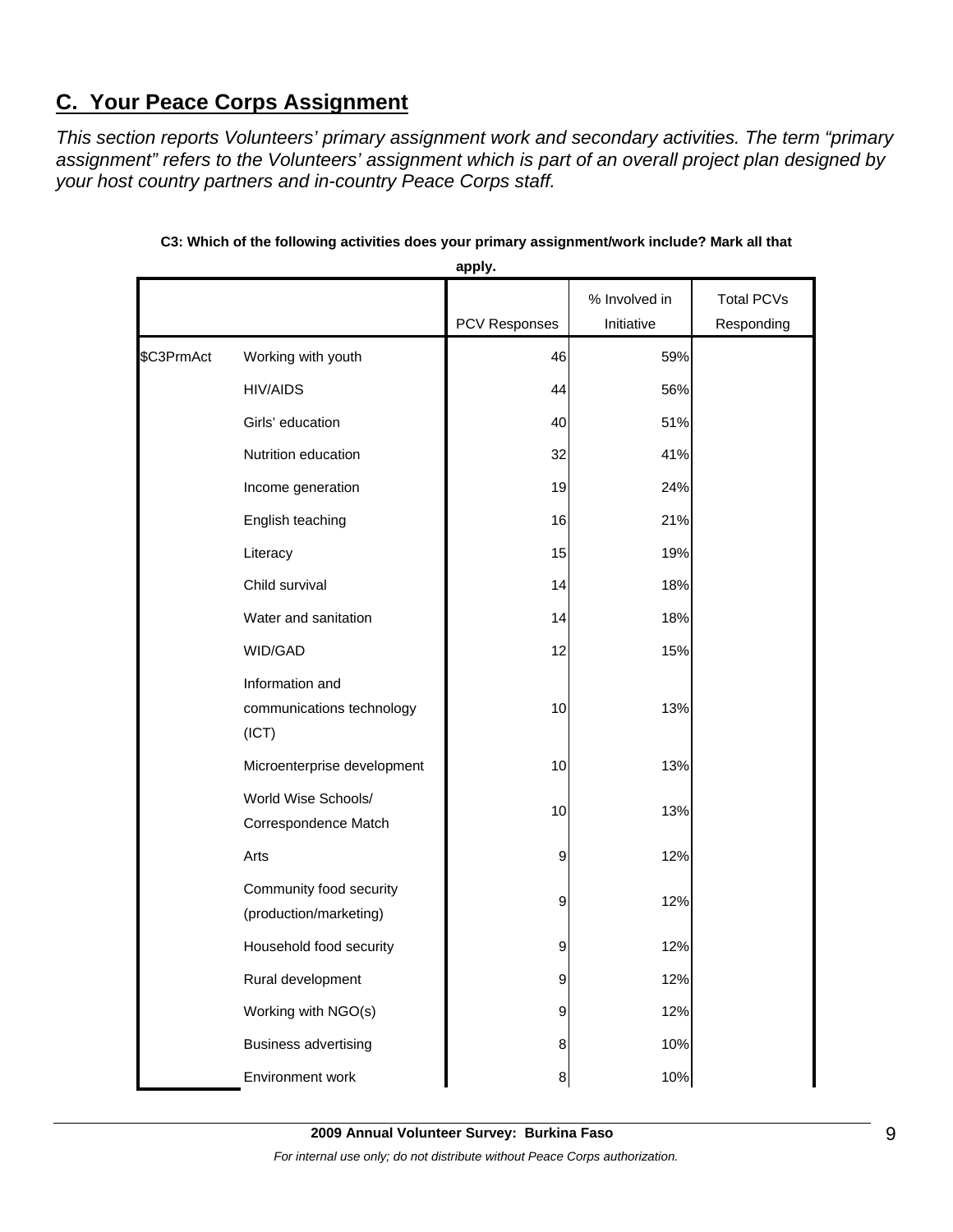## C. Your Peace Corps Assignment

*This section reports Volunteers' primary assignment work and secondary activities. The term "primary assignment" refers to the Volunteers' assignment which is part of an overall project plan designed by your host country partners and in-country Peace Corps staff.*

**C3: Which of the following activities does your primary assignment/work include? Mark all that apply.**

| | | PCV Responses | % Involved in Initiative | Total PCVs Responding |
|---|---|---|---|---|
| $C3PrmAct | Working with youth | 46 | 59% | |
| | HIV/AIDS | 44 | 56% | |
| | Girls' education | 40 | 51% | |
| | Nutrition education | 32 | 41% | |
| | Income generation | 19 | 24% | |
| | English teaching | 16 | 21% | |
| | Literacy | 15 | 19% | |
| | Child survival | 14 | 18% | |
| | Water and sanitation | 14 | 18% | |
| | WID/GAD | 12 | 15% | |
| | Information and communications technology (ICT) | 10 | 13% | |
| | Microenterprise development | 10 | 13% | |
| | World Wise Schools/ Correspondence Match | 10 | 13% | |
| | Arts | 9 | 12% | |
| | Community food security (production/marketing) | 9 | 12% | |
| | Household food security | 9 | 12% | |
| | Rural development | 9 | 12% | |
| | Working with NGO(s) | 9 | 12% | |
| | Business advertising | 8 | 10% | |
| | Environment work | 8 | 10% | |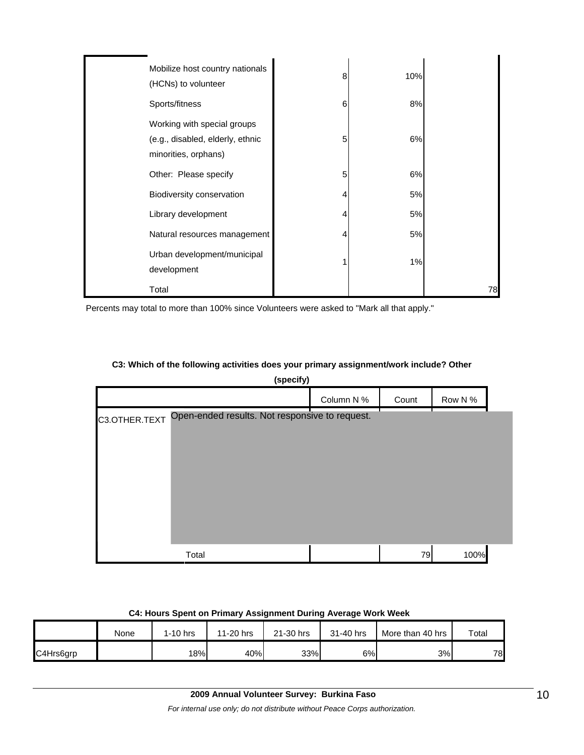| | | | | |
|---|---|---|---|---|
| | Mobilize host country nationals (HCNs) to volunteer | 8 | 10% | |
| | Sports/fitness | 6 | 8% | |
| | Working with special groups (e.g., disabled, elderly, ethnic minorities, orphans) | 5 | 6% | |
| | Other: Please specify | 5 | 6% | |
| | Biodiversity conservation | 4 | 5% | |
| | Library development | 4 | 5% | |
| | Natural resources management | 4 | 5% | |
| | Urban development/municipal development | 1 | 1% | |
| | Total | | | 78 |

Percents may total to more than 100% since Volunteers were asked to "Mark all that apply."

**C3: Which of the following activities does your primary assignment/work include? Other (specify)**

| | | Column N % | Count | Row N % |
|---|---|---|---|---|
| C3.OTHER.TEXT | Open-ended results. Not responsive to request. | | | |
| | Total | | 79 | 100% |

**C4: Hours Spent on Primary Assignment During Average Work Week**

| | None | 1-10 hrs | 11-20 hrs | 21-30 hrs | 31-40 hrs | More than 40 hrs | Total |
|---|---|---|---|---|---|---|---|
| C4Hrs6grp | | 18% | 40% | 33% | 6% | 3% | 78 |

**2009 Annual Volunteer Survey: Burkina Faso**

*For internal use only; do not distribute without Peace Corps authorization.*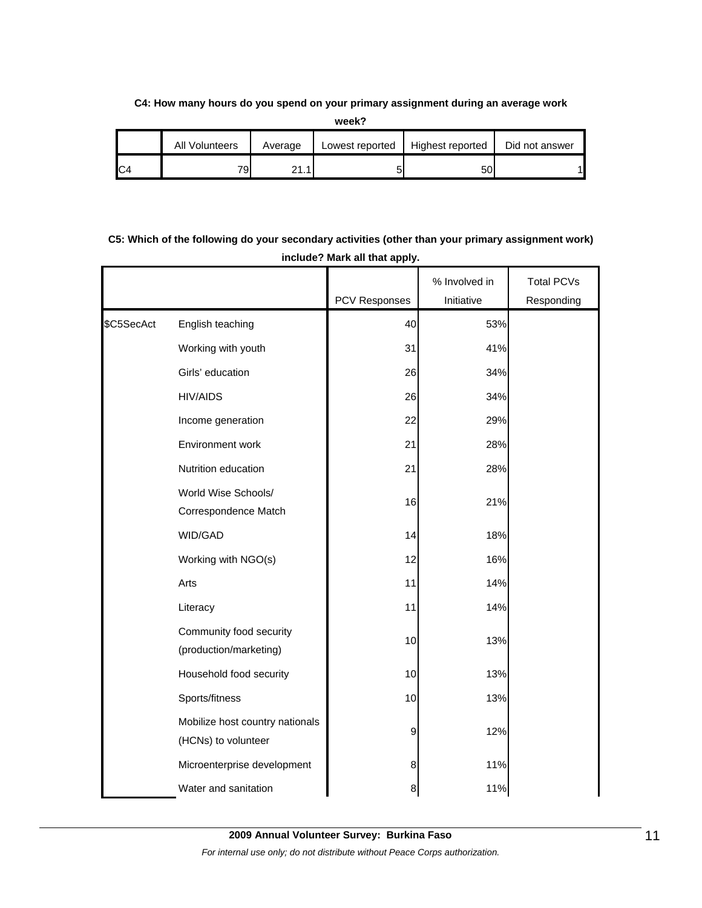**C4: How many hours do you spend on your primary assignment during an average work week?**

| | All Volunteers | Average | Lowest reported | Highest reported | Did not answer |
|---|---|---|---|---|---|
| C4 | 79 | 21.1 | 5 | 50 | 1 |

**C5: Which of the following do your secondary activities (other than your primary assignment work) include? Mark all that apply.**

| | | PCV Responses | % Involved in Initiative | Total PCVs Responding |
|---|---|---|---|---|
| $C5SecAct | English teaching | 40 | 53% | |
| | Working with youth | 31 | 41% | |
| | Girls' education | 26 | 34% | |
| | HIV/AIDS | 26 | 34% | |
| | Income generation | 22 | 29% | |
| | Environment work | 21 | 28% | |
| | Nutrition education | 21 | 28% | |
| | World Wise Schools/ Correspondence Match | 16 | 21% | |
| | WID/GAD | 14 | 18% | |
| | Working with NGO(s) | 12 | 16% | |
| | Arts | 11 | 14% | |
| | Literacy | 11 | 14% | |
| | Community food security (production/marketing) | 10 | 13% | |
| | Household food security | 10 | 13% | |
| | Sports/fitness | 10 | 13% | |
| | Mobilize host country nationals (HCNs) to volunteer | 9 | 12% | |
| | Microenterprise development | 8 | 11% | |
| | Water and sanitation | 8 | 11% | |

**2009 Annual Volunteer Survey: Burkina Faso**

*For internal use only; do not distribute without Peace Corps authorization.*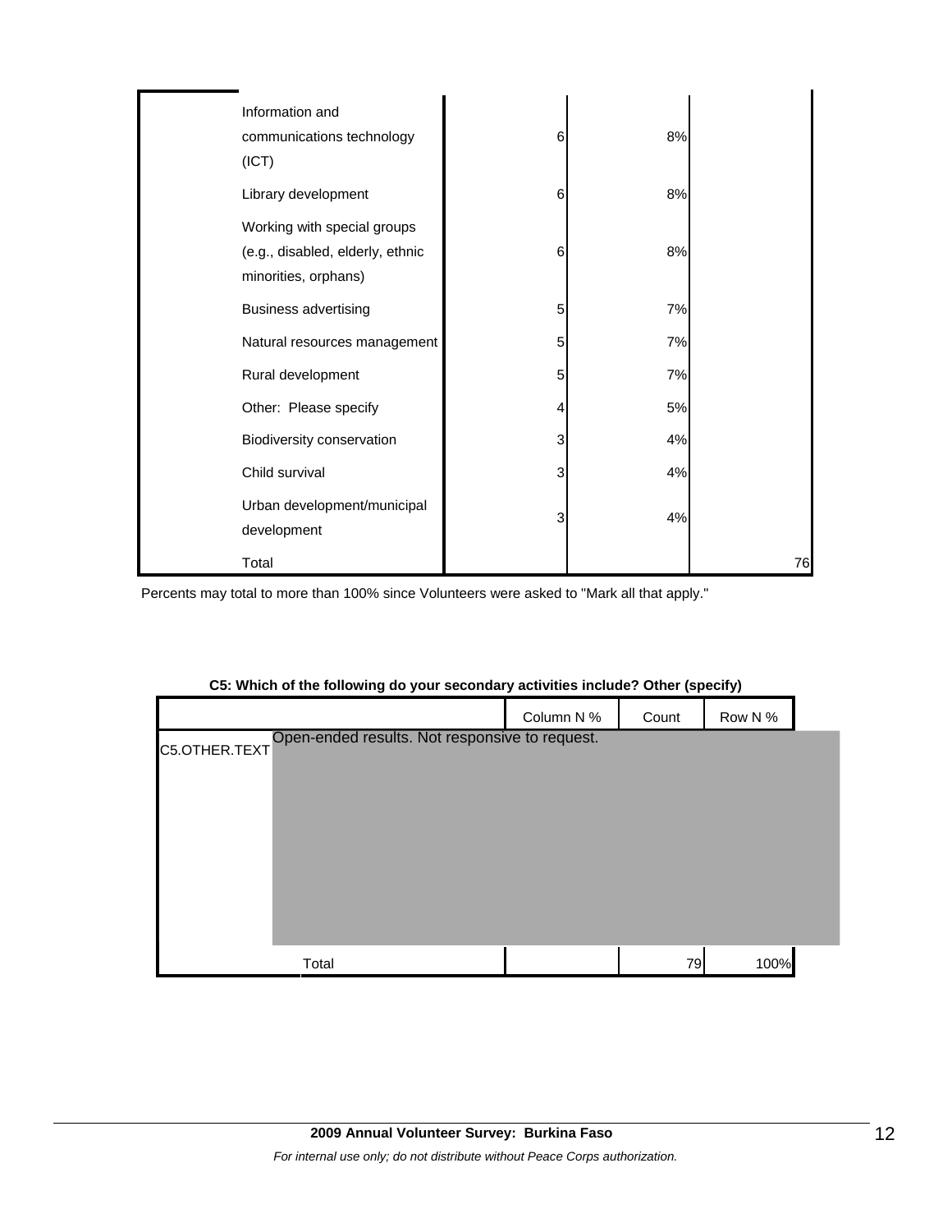| | | | | |
|---|---|---|---|---|
| | Information and communications technology (ICT) | 6 | 8% | |
| | Library development | 6 | 8% | |
| | Working with special groups (e.g., disabled, elderly, ethnic minorities, orphans) | 6 | 8% | |
| | Business advertising | 5 | 7% | |
| | Natural resources management | 5 | 7% | |
| | Rural development | 5 | 7% | |
| | Other: Please specify | 4 | 5% | |
| | Biodiversity conservation | 3 | 4% | |
| | Child survival | 3 | 4% | |
| | Urban development/municipal development | 3 | 4% | |
| | Total | | | 76 |

Percents may total to more than 100% since Volunteers were asked to "Mark all that apply."

**C5: Which of the following do your secondary activities include? Other (specify)**

| | | Column N % | Count | Row N % |
|---|---|---|---|---|
| C5.OTHER.TEXT | Open-ended results. Not responsive to request. | | | |
| | Total | | 79 | 100% |

**2009 Annual Volunteer Survey: Burkina Faso**

*For internal use only; do not distribute without Peace Corps authorization.*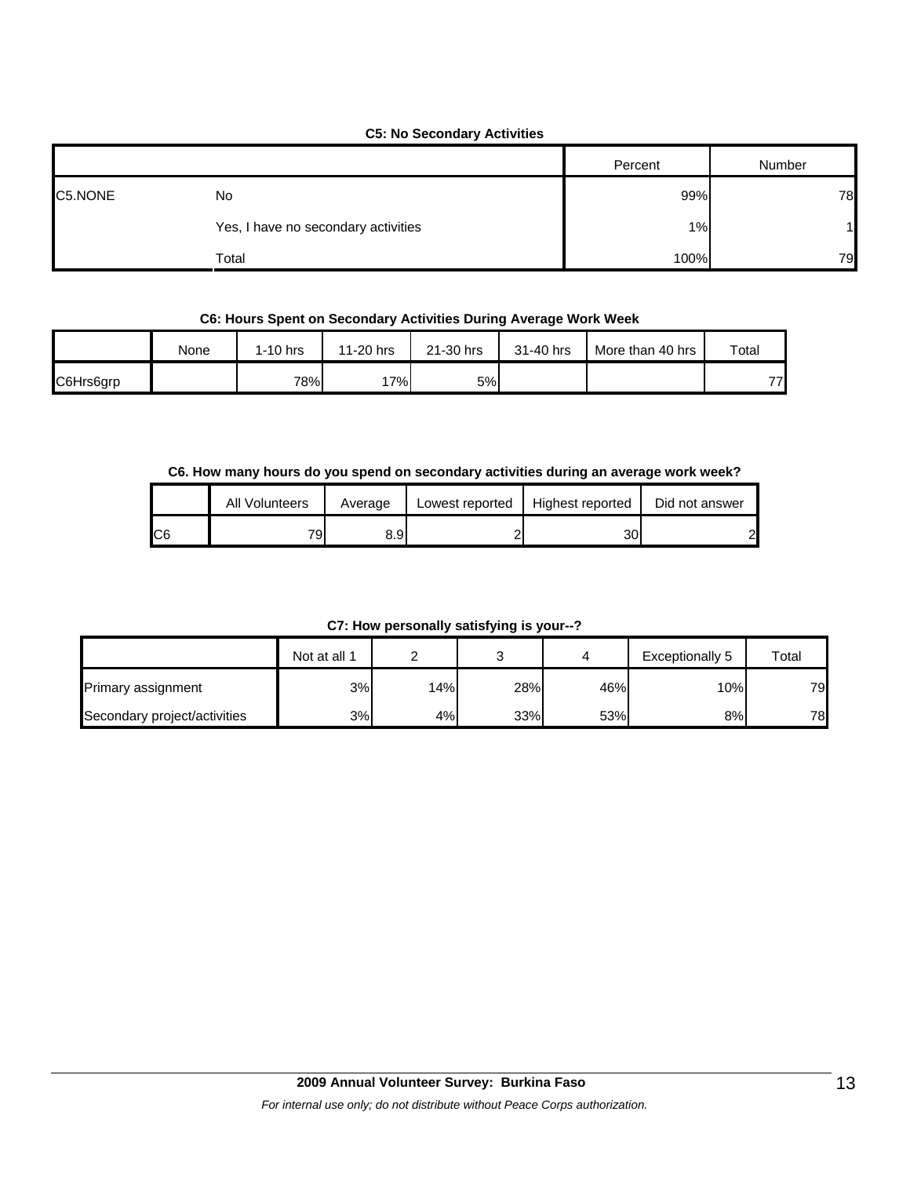**C5: No Secondary Activities**

| | | Percent | Number |
|---|---|---|---|
| C5.NONE | No | 99% | 78 |
| | Yes, I have no secondary activities | 1% | 1 |
| | Total | 100% | 79 |

**C6: Hours Spent on Secondary Activities During Average Work Week**

| | None | 1-10 hrs | 11-20 hrs | 21-30 hrs | 31-40 hrs | More than 40 hrs | Total |
|---|---|---|---|---|---|---|---|
| C6Hrs6grp | | 78% | 17% | 5% | | | 77 |

**C6. How many hours do you spend on secondary activities during an average work week?**

| | All Volunteers | Average | Lowest reported | Highest reported | Did not answer |
|---|---|---|---|---|---|
| C6 | 79 | 8.9 | 2 | 30 | 2 |

**C7: How personally satisfying is your--?**

| | Not at all 1 | 2 | 3 | 4 | Exceptionally 5 | Total |
|---|---|---|---|---|---|---|
| Primary assignment | 3% | 14% | 28% | 46% | 10% | 79 |
| Secondary project/activities | 3% | 4% | 33% | 53% | 8% | 78 |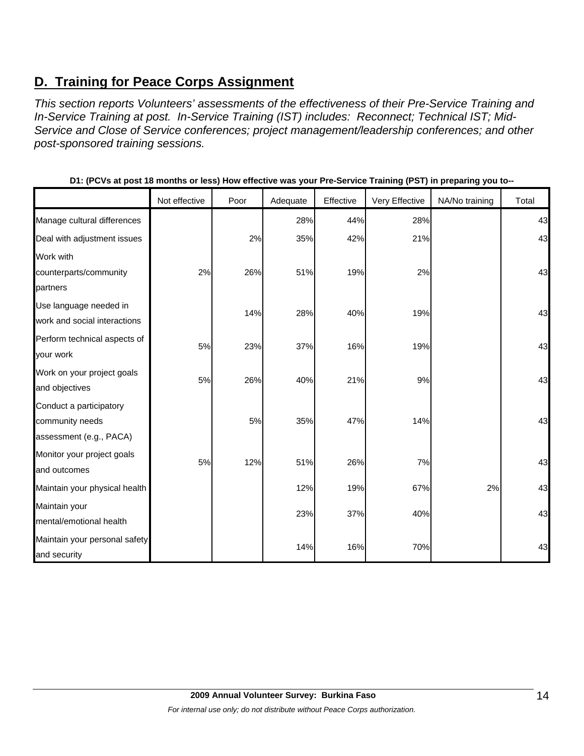## D. Training for Peace Corps Assignment

*This section reports Volunteers' assessments of the effectiveness of their Pre-Service Training and In-Service Training at post. In-Service Training (IST) includes: Reconnect; Technical IST; Mid-Service and Close of Service conferences; project management/leadership conferences; and other post-sponsored training sessions.*

**D1: (PCVs at post 18 months or less) How effective was your Pre-Service Training (PST) in preparing you to--**

| | Not effective | Poor | Adequate | Effective | Very Effective | NA/No training | Total |
|---|---|---|---|---|---|---|---|
| Manage cultural differences | | | 28% | 44% | 28% | | 43 |
| Deal with adjustment issues | | 2% | 35% | 42% | 21% | | 43 |
| Work with counterparts/community partners | 2% | 26% | 51% | 19% | 2% | | 43 |
| Use language needed in work and social interactions | | 14% | 28% | 40% | 19% | | 43 |
| Perform technical aspects of your work | 5% | 23% | 37% | 16% | 19% | | 43 |
| Work on your project goals and objectives | 5% | 26% | 40% | 21% | 9% | | 43 |
| Conduct a participatory community needs assessment (e.g., PACA) | | 5% | 35% | 47% | 14% | | 43 |
| Monitor your project goals and outcomes | 5% | 12% | 51% | 26% | 7% | | 43 |
| Maintain your physical health | | | 12% | 19% | 67% | 2% | 43 |
| Maintain your mental/emotional health | | | 23% | 37% | 40% | | 43 |
| Maintain your personal safety and security | | | 14% | 16% | 70% | | 43 |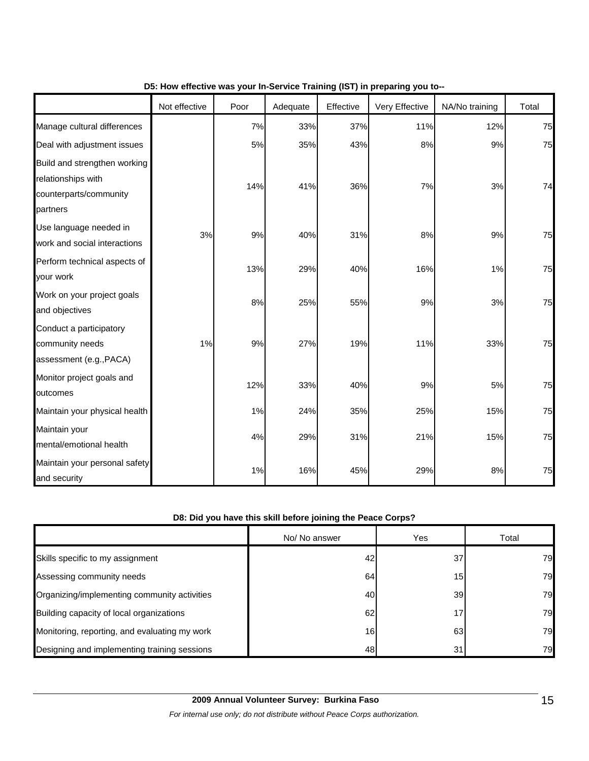**D5: How effective was your In-Service Training (IST) in preparing you to--**

| | Not effective | Poor | Adequate | Effective | Very Effective | NA/No training | Total |
|---|---|---|---|---|---|---|---|
| Manage cultural differences | | 7% | 33% | 37% | 11% | 12% | 75 |
| Deal with adjustment issues | | 5% | 35% | 43% | 8% | 9% | 75 |
| Build and strengthen working relationships with counterparts/community partners | | 14% | 41% | 36% | 7% | 3% | 74 |
| Use language needed in work and social interactions | 3% | 9% | 40% | 31% | 8% | 9% | 75 |
| Perform technical aspects of your work | | 13% | 29% | 40% | 16% | 1% | 75 |
| Work on your project goals and objectives | | 8% | 25% | 55% | 9% | 3% | 75 |
| Conduct a participatory community needs assessment (e.g.,PACA) | 1% | 9% | 27% | 19% | 11% | 33% | 75 |
| Monitor project goals and outcomes | | 12% | 33% | 40% | 9% | 5% | 75 |
| Maintain your physical health | | 1% | 24% | 35% | 25% | 15% | 75 |
| Maintain your mental/emotional health | | 4% | 29% | 31% | 21% | 15% | 75 |
| Maintain your personal safety and security | | 1% | 16% | 45% | 29% | 8% | 75 |

**D8: Did you have this skill before joining the Peace Corps?**

| | No/ No answer | Yes | Total |
|---|---|---|---|
| Skills specific to my assignment | 42 | 37 | 79 |
| Assessing community needs | 64 | 15 | 79 |
| Organizing/implementing community activities | 40 | 39 | 79 |
| Building capacity of local organizations | 62 | 17 | 79 |
| Monitoring, reporting, and evaluating my work | 16 | 63 | 79 |
| Designing and implementing training sessions | 48 | 31 | 79 |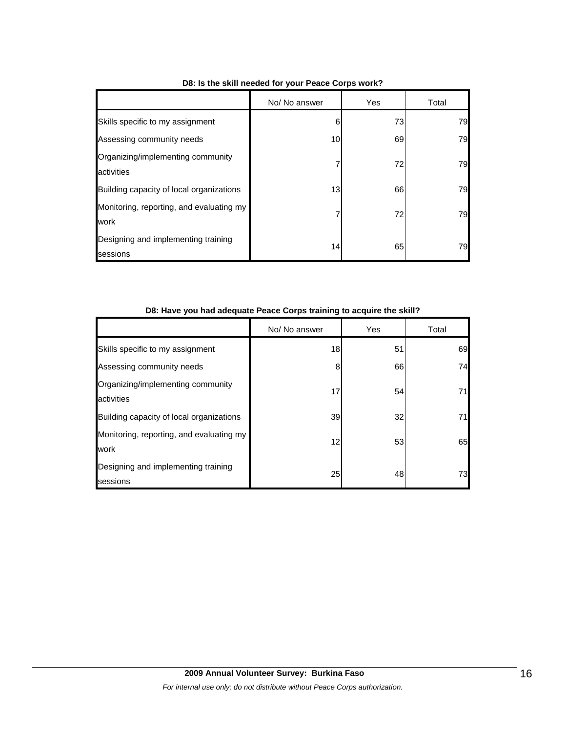**D8: Is the skill needed for your Peace Corps work?**

| | No/ No answer | Yes | Total |
|---|---|---|---|
| Skills specific to my assignment | 6 | 73 | 79 |
| Assessing community needs | 10 | 69 | 79 |
| Organizing/implementing community activities | 7 | 72 | 79 |
| Building capacity of local organizations | 13 | 66 | 79 |
| Monitoring, reporting, and evaluating my work | 7 | 72 | 79 |
| Designing and implementing training sessions | 14 | 65 | 79 |

**D8: Have you had adequate Peace Corps training to acquire the skill?**

| | No/ No answer | Yes | Total |
|---|---|---|---|
| Skills specific to my assignment | 18 | 51 | 69 |
| Assessing community needs | 8 | 66 | 74 |
| Organizing/implementing community activities | 17 | 54 | 71 |
| Building capacity of local organizations | 39 | 32 | 71 |
| Monitoring, reporting, and evaluating my work | 12 | 53 | 65 |
| Designing and implementing training sessions | 25 | 48 | 73 |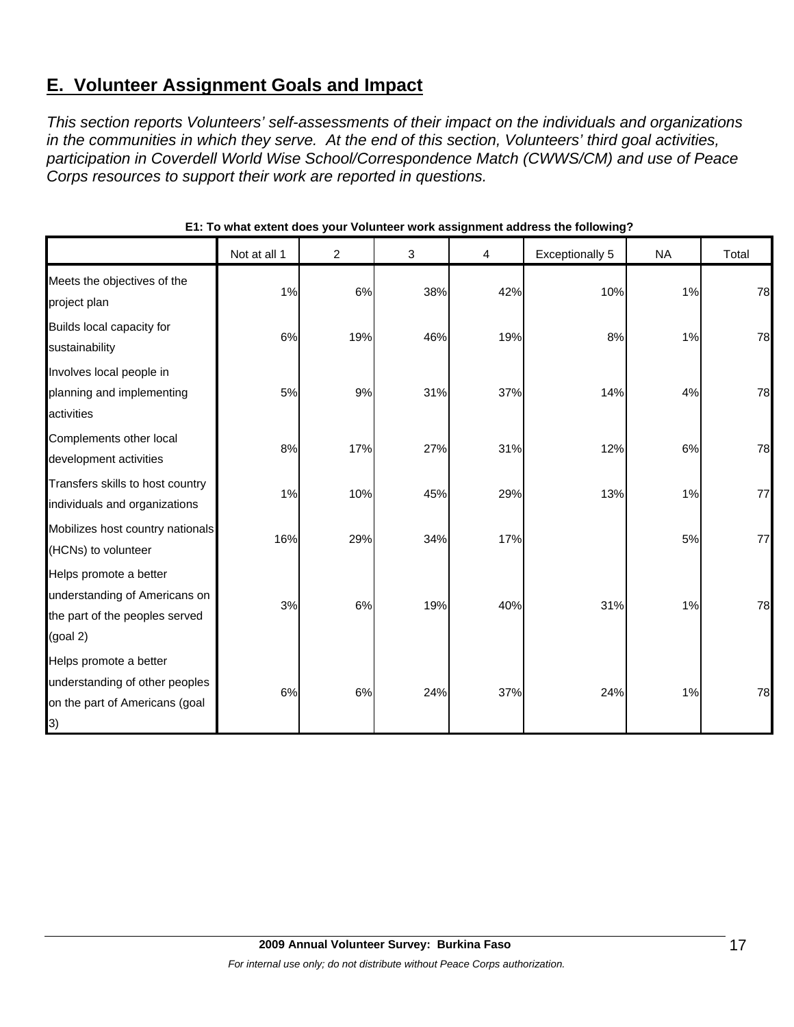## E. Volunteer Assignment Goals and Impact

*This section reports Volunteers' self-assessments of their impact on the individuals and organizations in the communities in which they serve. At the end of this section, Volunteers' third goal activities, participation in Coverdell World Wise School/Correspondence Match (CWWS/CM) and use of Peace Corps resources to support their work are reported in questions.*

**E1: To what extent does your Volunteer work assignment address the following?**

| | Not at all 1 | 2 | 3 | 4 | Exceptionally 5 | NA | Total |
|---|---|---|---|---|---|---|---|
| Meets the objectives of the project plan | 1% | 6% | 38% | 42% | 10% | 1% | 78 |
| Builds local capacity for sustainability | 6% | 19% | 46% | 19% | 8% | 1% | 78 |
| Involves local people in planning and implementing activities | 5% | 9% | 31% | 37% | 14% | 4% | 78 |
| Complements other local development activities | 8% | 17% | 27% | 31% | 12% | 6% | 78 |
| Transfers skills to host country individuals and organizations | 1% | 10% | 45% | 29% | 13% | 1% | 77 |
| Mobilizes host country nationals (HCNs) to volunteer | 16% | 29% | 34% | 17% | | 5% | 77 |
| Helps promote a better understanding of Americans on the part of the peoples served (goal 2) | 3% | 6% | 19% | 40% | 31% | 1% | 78 |
| Helps promote a better understanding of other peoples on the part of Americans (goal 3) | 6% | 6% | 24% | 37% | 24% | 1% | 78 |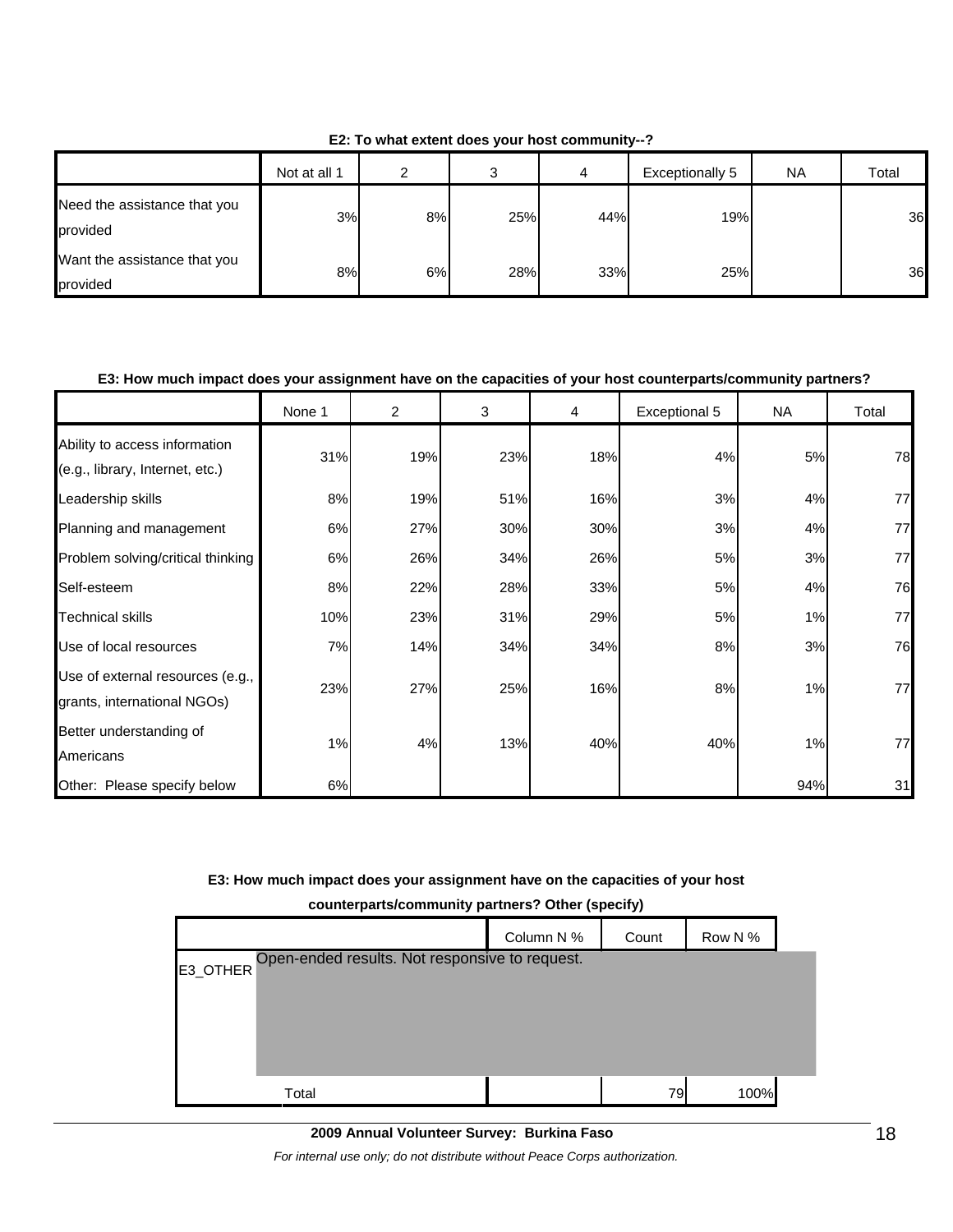**E2: To what extent does your host community--?**

| | Not at all 1 | 2 | 3 | 4 | Exceptionally 5 | NA | Total |
|---|---|---|---|---|---|---|---|
| Need the assistance that you provided | 3% | 8% | 25% | 44% | 19% | | 36 |
| Want the assistance that you provided | 8% | 6% | 28% | 33% | 25% | | 36 |

**E3: How much impact does your assignment have on the capacities of your host counterparts/community partners?**

| | None 1 | 2 | 3 | 4 | Exceptional 5 | NA | Total |
|---|---|---|---|---|---|---|---|
| Ability to access information (e.g., library, Internet, etc.) | 31% | 19% | 23% | 18% | 4% | 5% | 78 |
| Leadership skills | 8% | 19% | 51% | 16% | 3% | 4% | 77 |
| Planning and management | 6% | 27% | 30% | 30% | 3% | 4% | 77 |
| Problem solving/critical thinking | 6% | 26% | 34% | 26% | 5% | 3% | 77 |
| Self-esteem | 8% | 22% | 28% | 33% | 5% | 4% | 76 |
| Technical skills | 10% | 23% | 31% | 29% | 5% | 1% | 77 |
| Use of local resources | 7% | 14% | 34% | 34% | 8% | 3% | 76 |
| Use of external resources (e.g., grants, international NGOs) | 23% | 27% | 25% | 16% | 8% | 1% | 77 |
| Better understanding of Americans | 1% | 4% | 13% | 40% | 40% | 1% | 77 |
| Other: Please specify below | 6% | | | | | 94% | 31 |

**E3: How much impact does your assignment have on the capacities of your host counterparts/community partners? Other (specify)**

| | | Column N % | Count | Row N % |
|---|---|---|---|---|
| E3_OTHER | Open-ended results. Not responsive to request. | | | |
| | Total | | 79 | 100% |

**2009 Annual Volunteer Survey: Burkina Faso**

*For internal use only; do not distribute without Peace Corps authorization.*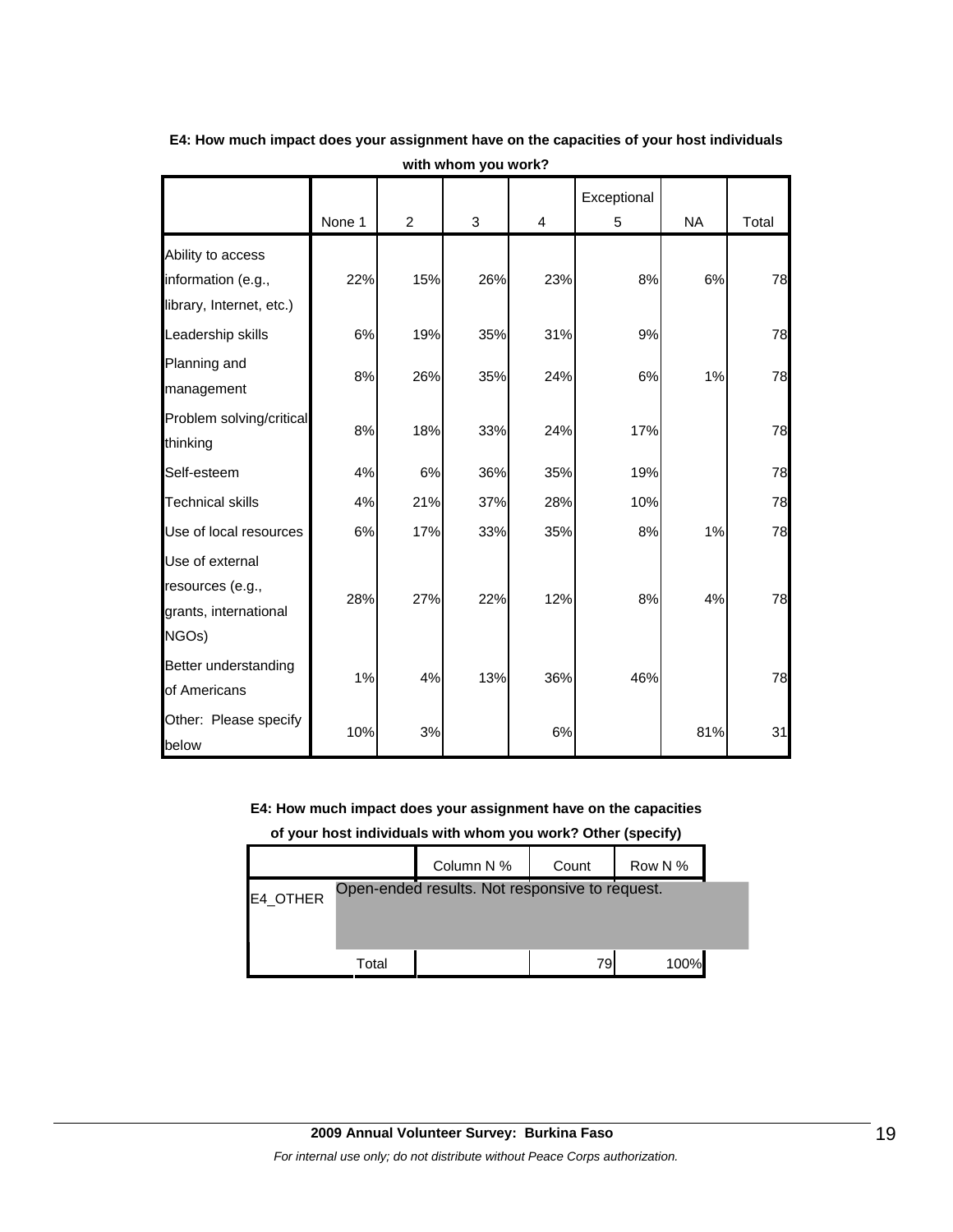**E4: How much impact does your assignment have on the capacities of your host individuals with whom you work?**

| | None 1 | 2 | 3 | 4 | Exceptional 5 | NA | Total |
|---|---|---|---|---|---|---|---|
| Ability to access information (e.g., library, Internet, etc.) | 22% | 15% | 26% | 23% | 8% | 6% | 78 |
| Leadership skills | 6% | 19% | 35% | 31% | 9% | | 78 |
| Planning and management | 8% | 26% | 35% | 24% | 6% | 1% | 78 |
| Problem solving/critical thinking | 8% | 18% | 33% | 24% | 17% | | 78 |
| Self-esteem | 4% | 6% | 36% | 35% | 19% | | 78 |
| Technical skills | 4% | 21% | 37% | 28% | 10% | | 78 |
| Use of local resources | 6% | 17% | 33% | 35% | 8% | 1% | 78 |
| Use of external resources (e.g., grants, international NGOs) | 28% | 27% | 22% | 12% | 8% | 4% | 78 |
| Better understanding of Americans | 1% | 4% | 13% | 36% | 46% | | 78 |
| Other: Please specify below | 10% | 3% | | 6% | | 81% | 31 |

**E4: How much impact does your assignment have on the capacities of your host individuals with whom you work? Other (specify)**

| | | Column N % | Count | Row N % |
|---|---|---|---|---|
| E4_OTHER | Open-ended results. Not responsive to request. | | | |
| | Total | | 79 | 100% |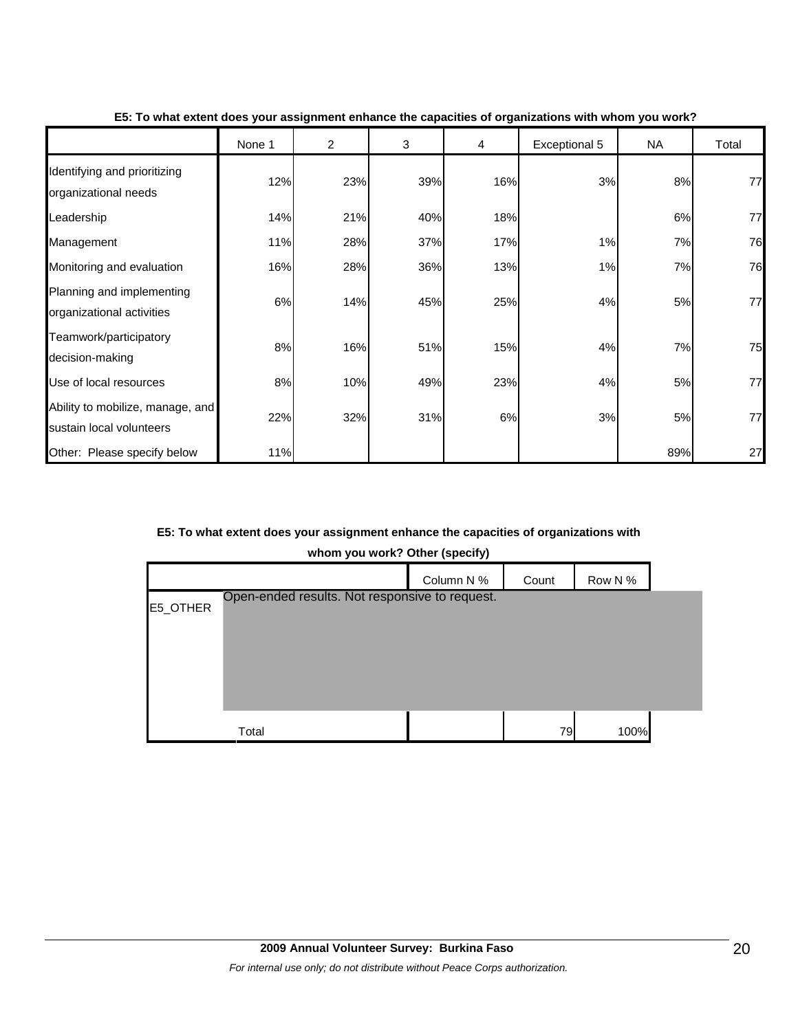**E5: To what extent does your assignment enhance the capacities of organizations with whom you work?**

| | None 1 | 2 | 3 | 4 | Exceptional 5 | NA | Total |
|---|---|---|---|---|---|---|---|
| Identifying and prioritizing organizational needs | 12% | 23% | 39% | 16% | 3% | 8% | 77 |
| Leadership | 14% | 21% | 40% | 18% | | 6% | 77 |
| Management | 11% | 28% | 37% | 17% | 1% | 7% | 76 |
| Monitoring and evaluation | 16% | 28% | 36% | 13% | 1% | 7% | 76 |
| Planning and implementing organizational activities | 6% | 14% | 45% | 25% | 4% | 5% | 77 |
| Teamwork/participatory decision-making | 8% | 16% | 51% | 15% | 4% | 7% | 75 |
| Use of local resources | 8% | 10% | 49% | 23% | 4% | 5% | 77 |
| Ability to mobilize, manage, and sustain local volunteers | 22% | 32% | 31% | 6% | 3% | 5% | 77 |
| Other: Please specify below | 11% | | | | | 89% | 27 |

**E5: To what extent does your assignment enhance the capacities of organizations with whom you work? Other (specify)**

| | | Column N % | Count | Row N % |
|---|---|---|---|---|
| E5_OTHER | Open-ended results. Not responsive to request. | | | |
| | Total | | 79 | 100% |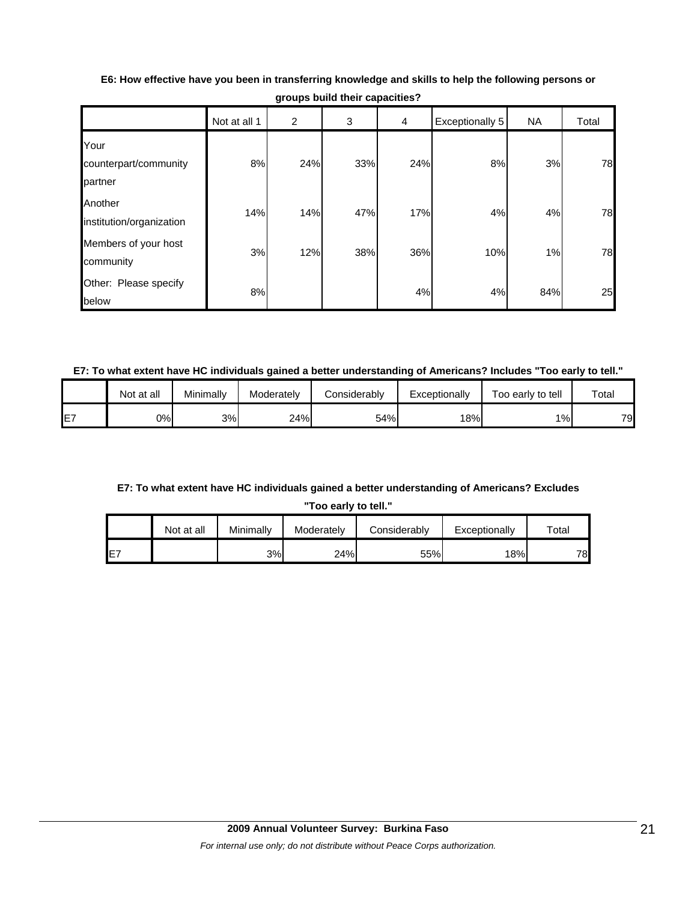**E6: How effective have you been in transferring knowledge and skills to help the following persons or groups build their capacities?**

| | Not at all 1 | 2 | 3 | 4 | Exceptionally 5 | NA | Total |
|---|---|---|---|---|---|---|---|
| Your counterpart/community partner | 8% | 24% | 33% | 24% | 8% | 3% | 78 |
| Another institution/organization | 14% | 14% | 47% | 17% | 4% | 4% | 78 |
| Members of your host community | 3% | 12% | 38% | 36% | 10% | 1% | 78 |
| Other: Please specify below | 8% | | | 4% | 4% | 84% | 25 |

**E7: To what extent have HC individuals gained a better understanding of Americans? Includes "Too early to tell."**

| | Not at all | Minimally | Moderately | Considerably | Exceptionally | Too early to tell | Total |
|---|---|---|---|---|---|---|---|
| E7 | 0% | 3% | 24% | 54% | 18% | 1% | 79 |

**E7: To what extent have HC individuals gained a better understanding of Americans? Excludes "Too early to tell."**

| | Not at all | Minimally | Moderately | Considerably | Exceptionally | Total |
|---|---|---|---|---|---|---|
| E7 | | 3% | 24% | 55% | 18% | 78 |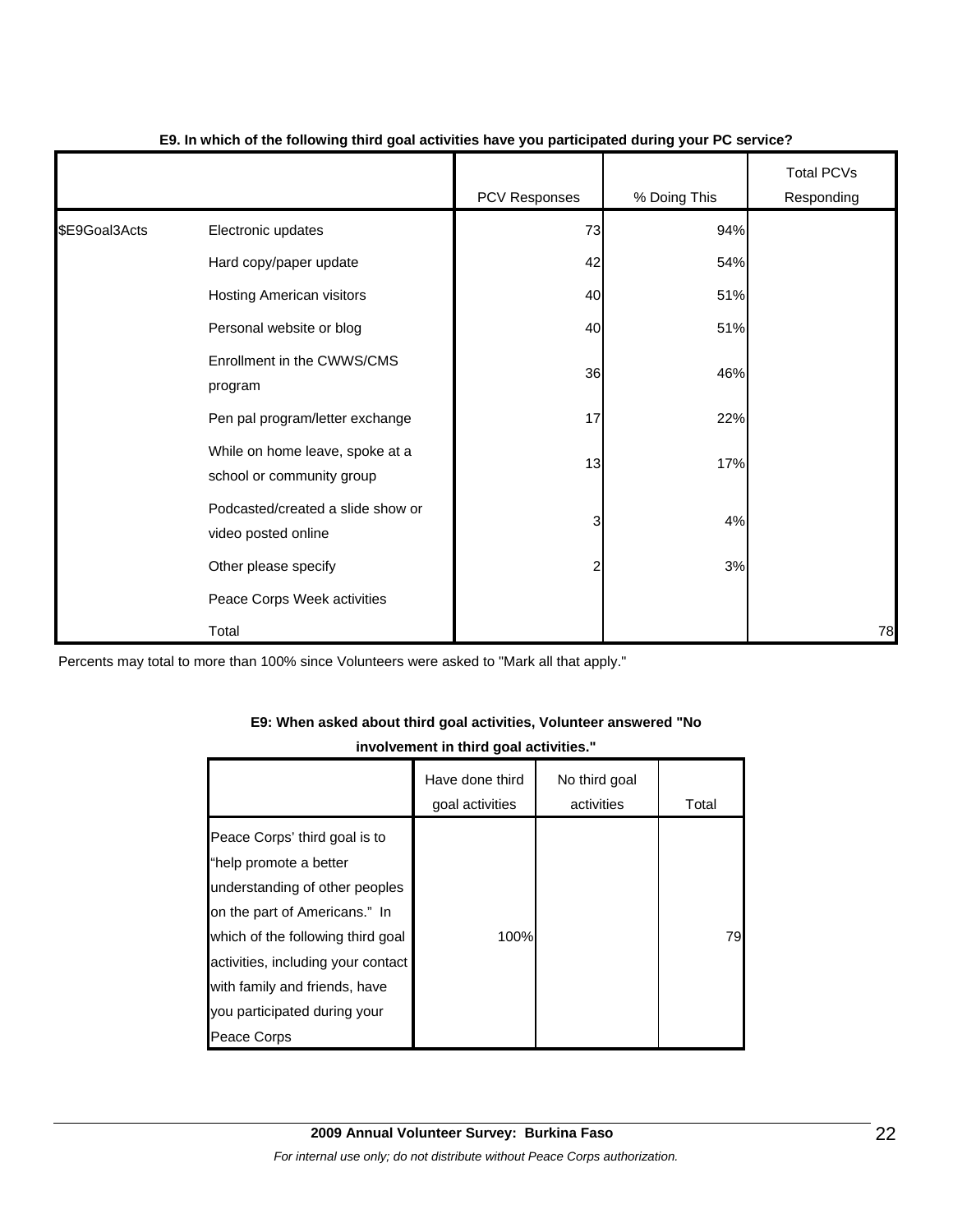**E9. In which of the following third goal activities have you participated during your PC service?**

| | | PCV Responses | % Doing This | Total PCVs Responding |
|---|---|---|---|---|
| $E9Goal3Acts | Electronic updates | 73 | 94% | |
| | Hard copy/paper update | 42 | 54% | |
| | Hosting American visitors | 40 | 51% | |
| | Personal website or blog | 40 | 51% | |
| | Enrollment in the CWWS/CMS program | 36 | 46% | |
| | Pen pal program/letter exchange | 17 | 22% | |
| | While on home leave, spoke at a school or community group | 13 | 17% | |
| | Podcasted/created a slide show or video posted online | 3 | 4% | |
| | Other please specify | 2 | 3% | |
| | Peace Corps Week activities | | | |
| | Total | | | 78 |

Percents may total to more than 100% since Volunteers were asked to "Mark all that apply."

**E9: When asked about third goal activities, Volunteer answered "No involvement in third goal activities."**

| | Have done third goal activities | No third goal activities | Total |
|---|---|---|---|
| Peace Corps' third goal is to "help promote a better understanding of other peoples on the part of Americans." In which of the following third goal activities, including your contact with family and friends, have you participated during your Peace Corps | 100% | | 79 |

**2009 Annual Volunteer Survey: Burkina Faso**

*For internal use only; do not distribute without Peace Corps authorization.*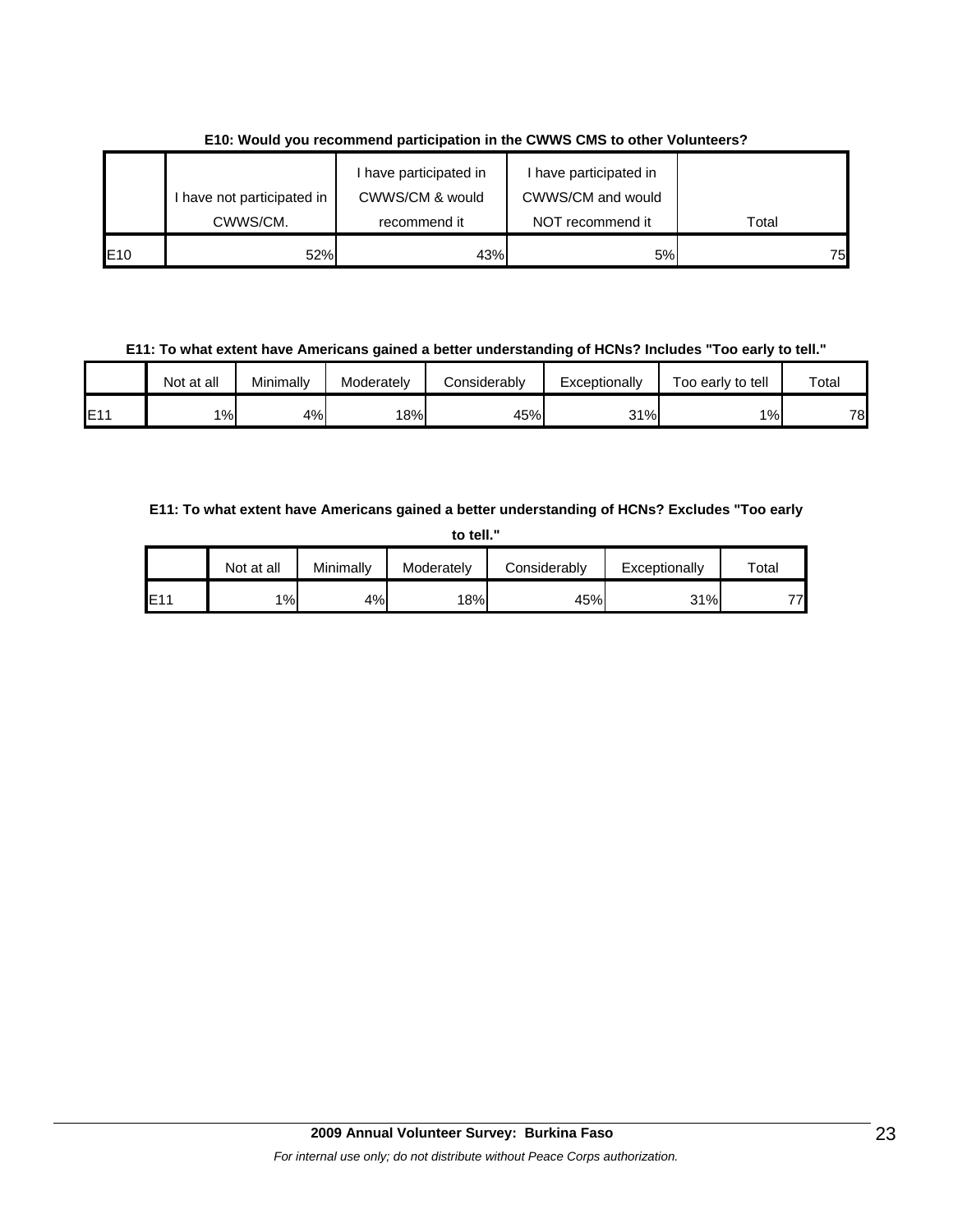**E10: Would you recommend participation in the CWWS CMS to other Volunteers?**

| | I have not participated in CWWS/CM. | I have participated in CWWS/CM & would recommend it | I have participated in CWWS/CM and would NOT recommend it | Total |
|---|---|---|---|---|
| E10 | 52% | 43% | 5% | 75 |

**E11: To what extent have Americans gained a better understanding of HCNs? Includes "Too early to tell."**

| | Not at all | Minimally | Moderately | Considerably | Exceptionally | Too early to tell | Total |
|---|---|---|---|---|---|---|---|
| E11 | 1% | 4% | 18% | 45% | 31% | 1% | 78 |

**E11: To what extent have Americans gained a better understanding of HCNs? Excludes "Too early to tell."**

| | Not at all | Minimally | Moderately | Considerably | Exceptionally | Total |
|---|---|---|---|---|---|---|
| E11 | 1% | 4% | 18% | 45% | 31% | 77 |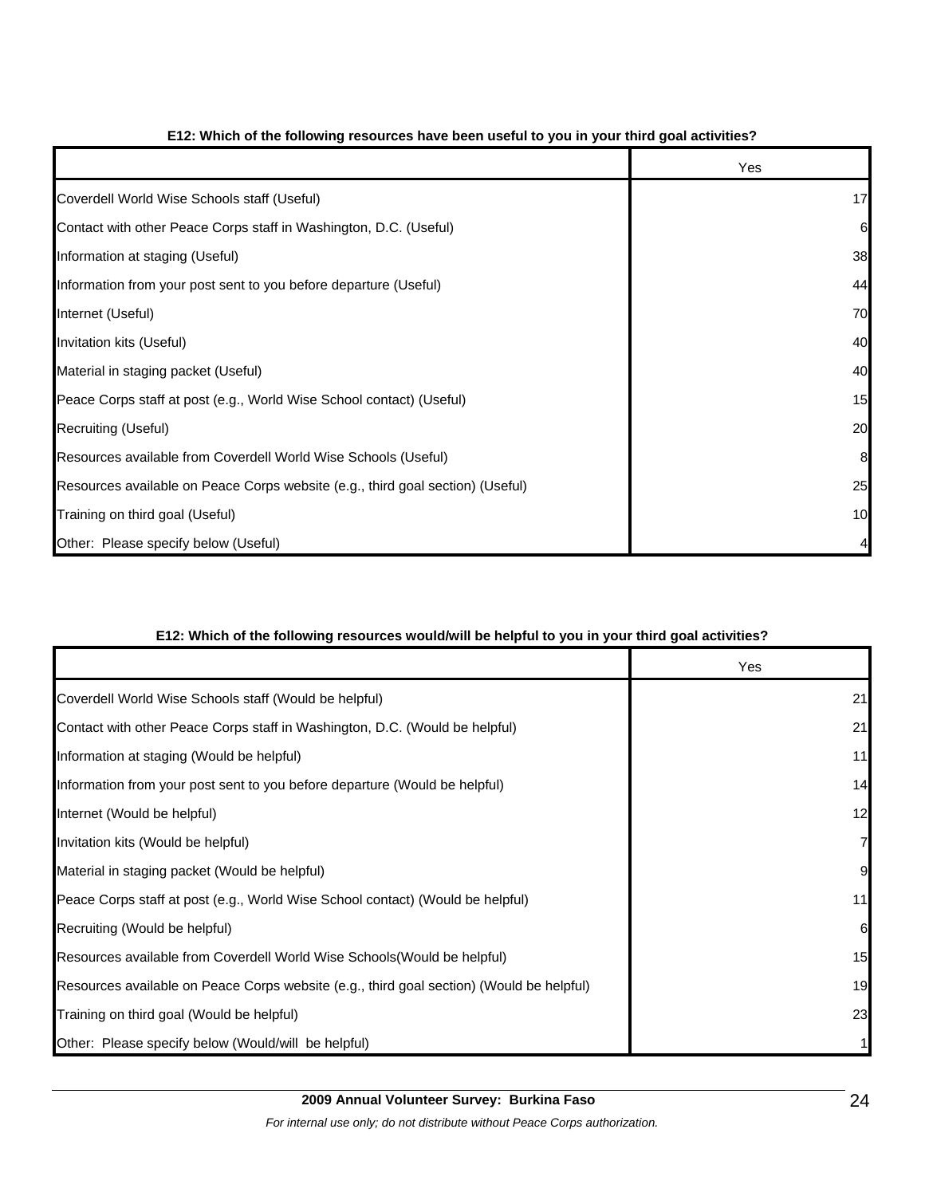**E12: Which of the following resources have been useful to you in your third goal activities?**

| | Yes |
|---|---|
| Coverdell World Wise Schools staff (Useful) | 17 |
| Contact with other Peace Corps staff in Washington, D.C. (Useful) | 6 |
| Information at staging (Useful) | 38 |
| Information from your post sent to you before departure (Useful) | 44 |
| Internet (Useful) | 70 |
| Invitation kits (Useful) | 40 |
| Material in staging packet (Useful) | 40 |
| Peace Corps staff at post (e.g., World Wise School contact) (Useful) | 15 |
| Recruiting (Useful) | 20 |
| Resources available from Coverdell World Wise Schools (Useful) | 8 |
| Resources available on Peace Corps website (e.g., third goal section) (Useful) | 25 |
| Training on third goal (Useful) | 10 |
| Other: Please specify below (Useful) | 4 |

**E12: Which of the following resources would/will be helpful to you in your third goal activities?**

| | Yes |
|---|---|
| Coverdell World Wise Schools staff (Would be helpful) | 21 |
| Contact with other Peace Corps staff in Washington, D.C. (Would be helpful) | 21 |
| Information at staging (Would be helpful) | 11 |
| Information from your post sent to you before departure (Would be helpful) | 14 |
| Internet (Would be helpful) | 12 |
| Invitation kits (Would be helpful) | 7 |
| Material in staging packet (Would be helpful) | 9 |
| Peace Corps staff at post (e.g., World Wise School contact) (Would be helpful) | 11 |
| Recruiting (Would be helpful) | 6 |
| Resources available from Coverdell World Wise Schools(Would be helpful) | 15 |
| Resources available on Peace Corps website (e.g., third goal section) (Would be helpful) | 19 |
| Training on third goal (Would be helpful) | 23 |
| Other: Please specify below (Would/will be helpful) | 1 |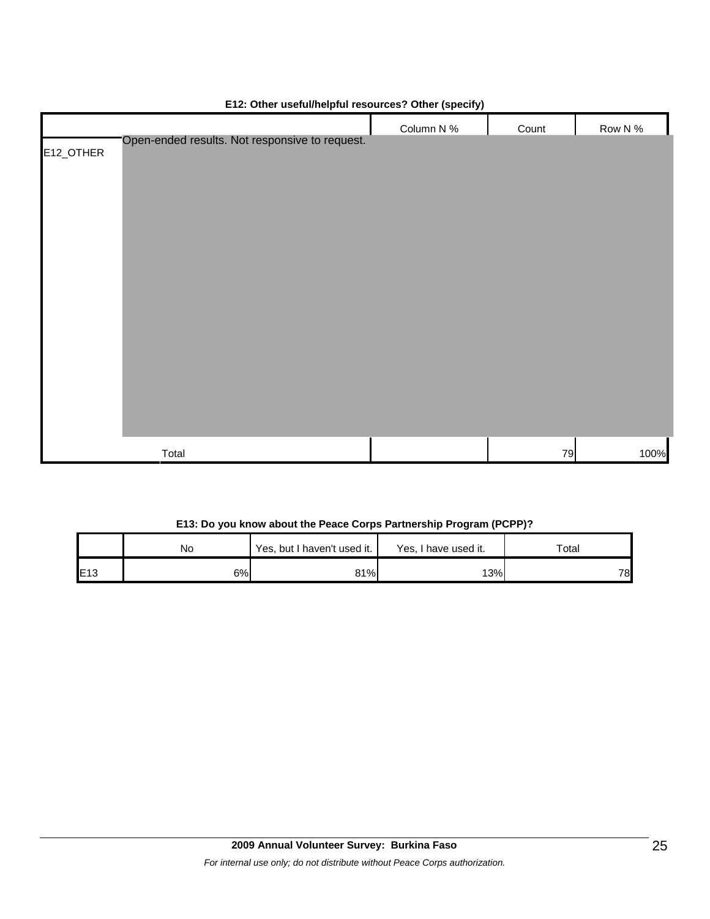**E12: Other useful/helpful resources? Other (specify)**

| | | Column N % | Count | Row N % |
|---|---|---|---|---|
| E12_OTHER | Open-ended results. Not responsive to request. | | | |
| | Total | | 79 | 100% |

**E13: Do you know about the Peace Corps Partnership Program (PCPP)?**

| | No | Yes, but I haven't used it. | Yes, I have used it. | Total |
|---|---|---|---|---|
| E13 | 6% | 81% | 13% | 78 |

**2009 Annual Volunteer Survey: Burkina Faso**

*For internal use only; do not distribute without Peace Corps authorization.*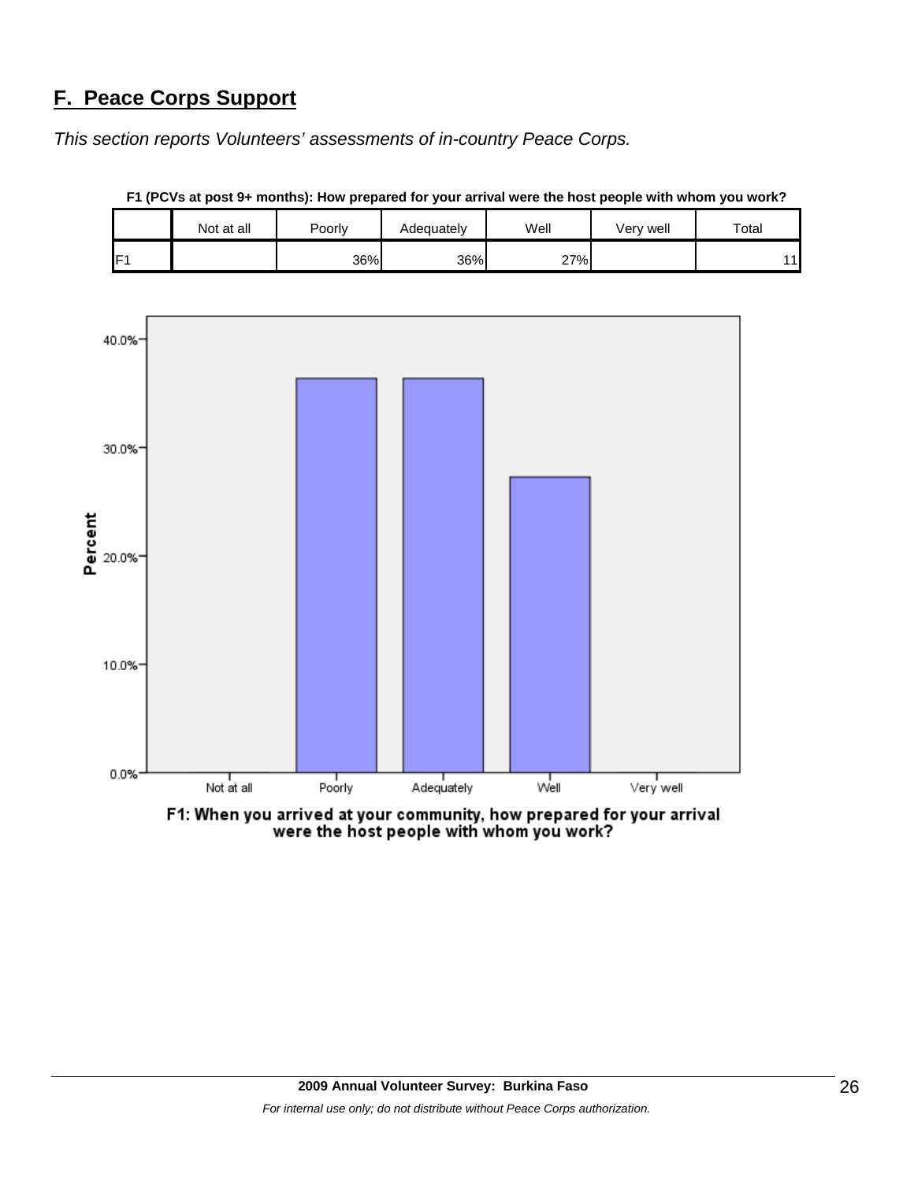## F. Peace Corps Support

*This section reports Volunteers' assessments of in-country Peace Corps.*

**F1 (PCVs at post 9+ months): How prepared for your arrival were the host people with whom you work?**

| | Not at all | Poorly | Adequately | Well | Very well | Total |
|---|---|---|---|---|---|---|
| F1 | | 36% | 36% | 27% | | 11 |

40.0%
30.0%
20.0%
10.0%
0.0%
Percent
Not at all
Poorly
Adequately
Well
Very well

F1: When you arrived at your community, how prepared for your arrival were the host people with whom you work?

**2009 Annual Volunteer Survey: Burkina Faso**

*For internal use only; do not distribute without Peace Corps authorization.*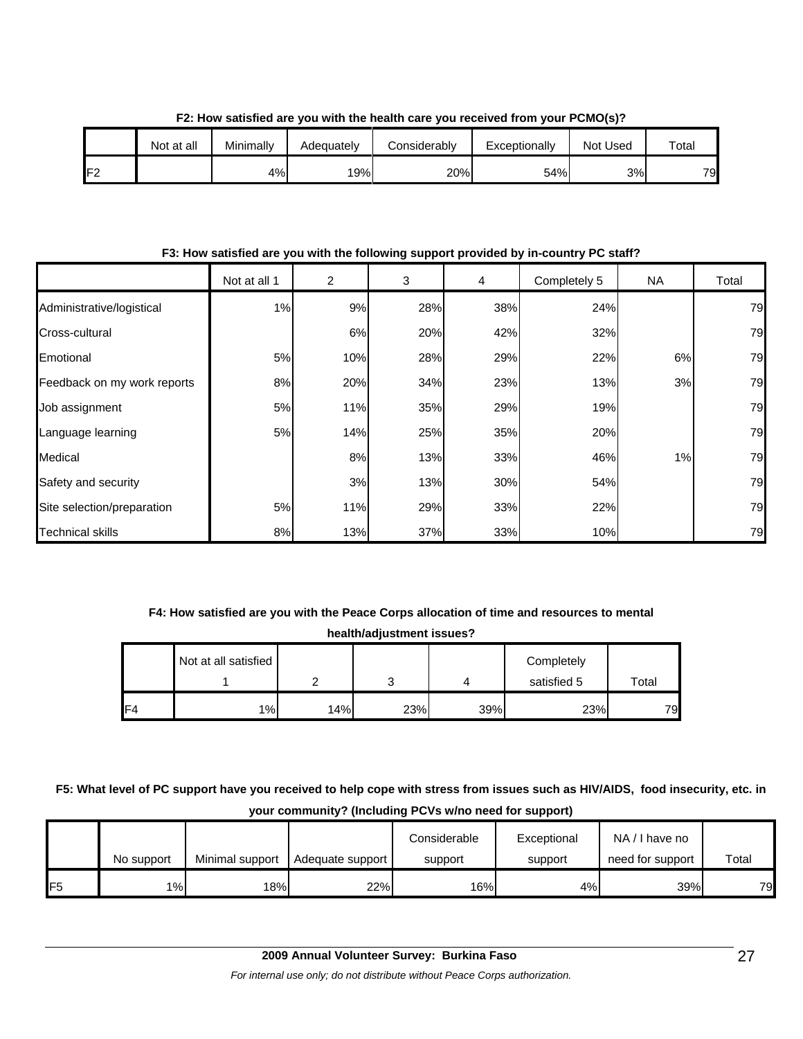**F2: How satisfied are you with the health care you received from your PCMO(s)?**

| | Not at all | Minimally | Adequately | Considerably | Exceptionally | Not Used | Total |
|---|---|---|---|---|---|---|---|
| F2 | | 4% | 19% | 20% | 54% | 3% | 79 |

**F3: How satisfied are you with the following support provided by in-country PC staff?**

| | Not at all 1 | 2 | 3 | 4 | Completely 5 | NA | Total |
|---|---|---|---|---|---|---|---|
| Administrative/logistical | 1% | 9% | 28% | 38% | 24% | | 79 |
| Cross-cultural | | 6% | 20% | 42% | 32% | | 79 |
| Emotional | 5% | 10% | 28% | 29% | 22% | 6% | 79 |
| Feedback on my work reports | 8% | 20% | 34% | 23% | 13% | 3% | 79 |
| Job assignment | 5% | 11% | 35% | 29% | 19% | | 79 |
| Language learning | 5% | 14% | 25% | 35% | 20% | | 79 |
| Medical | | 8% | 13% | 33% | 46% | 1% | 79 |
| Safety and security | | 3% | 13% | 30% | 54% | | 79 |
| Site selection/preparation | 5% | 11% | 29% | 33% | 22% | | 79 |
| Technical skills | 8% | 13% | 37% | 33% | 10% | | 79 |

**F4: How satisfied are you with the Peace Corps allocation of time and resources to mental health/adjustment issues?**

| | Not at all satisfied 1 | 2 | 3 | 4 | Completely satisfied 5 | Total |
|---|---|---|---|---|---|---|
| F4 | 1% | 14% | 23% | 39% | 23% | 79 |

**F5: What level of PC support have you received to help cope with stress from issues such as HIV/AIDS, food insecurity, etc. in your community? (Including PCVs w/no need for support)**

| | No support | Minimal support | Adequate support | Considerable support | Exceptional support | NA / I have no need for support | Total |
|---|---|---|---|---|---|---|---|
| F5 | 1% | 18% | 22% | 16% | 4% | 39% | 79 |

**2009 Annual Volunteer Survey: Burkina Faso**

*For internal use only; do not distribute without Peace Corps authorization.*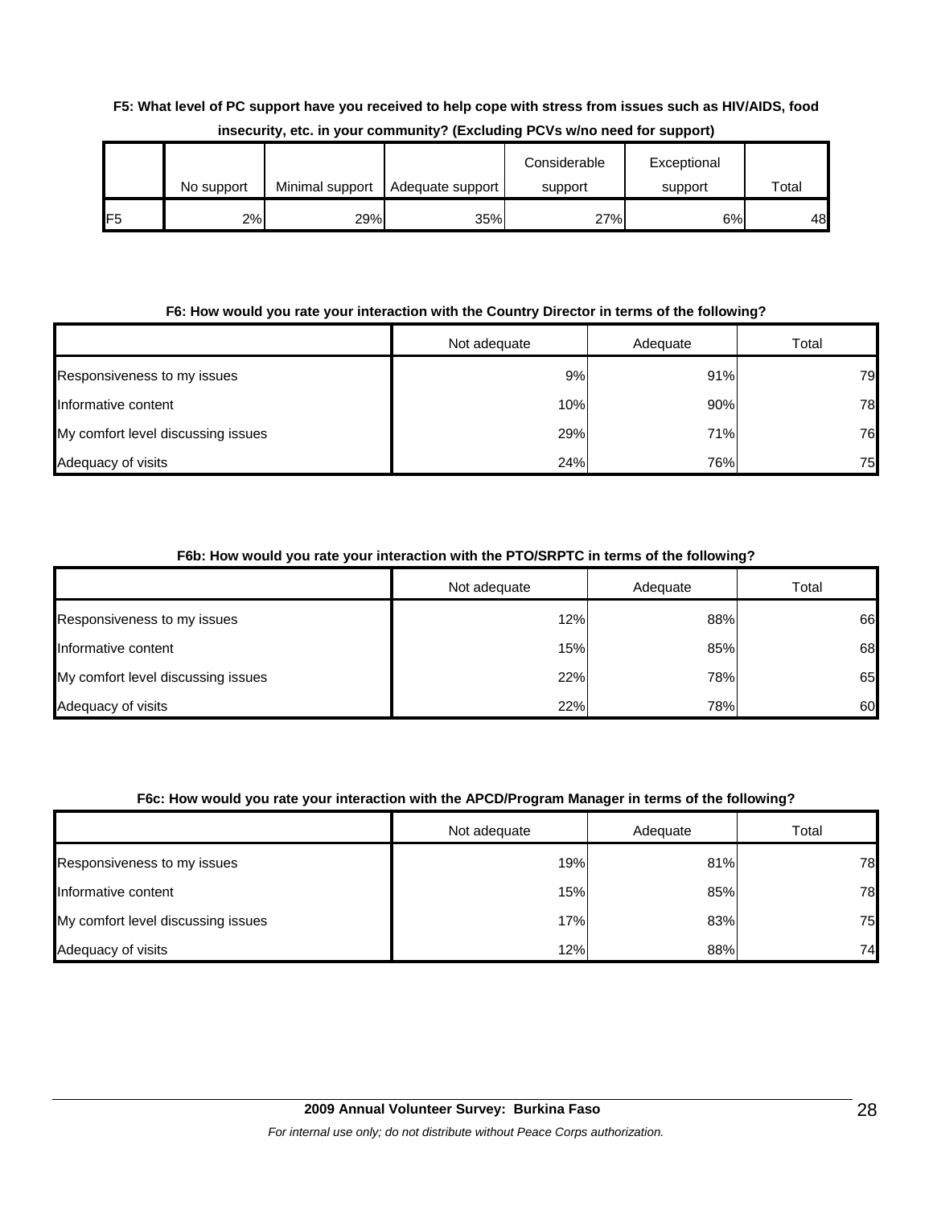**F5: What level of PC support have you received to help cope with stress from issues such as HIV/AIDS, food insecurity, etc. in your community? (Excluding PCVs w/no need for support)**

| | No support | Minimal support | Adequate support | Considerable support | Exceptional support | Total |
|---|---|---|---|---|---|---|
| F5 | 2% | 29% | 35% | 27% | 6% | 48 |

**F6: How would you rate your interaction with the Country Director in terms of the following?**

| | Not adequate | Adequate | Total |
|---|---|---|---|
| Responsiveness to my issues | 9% | 91% | 79 |
| Informative content | 10% | 90% | 78 |
| My comfort level discussing issues | 29% | 71% | 76 |
| Adequacy of visits | 24% | 76% | 75 |

**F6b: How would you rate your interaction with the PTO/SRPTC in terms of the following?**

| | Not adequate | Adequate | Total |
|---|---|---|---|
| Responsiveness to my issues | 12% | 88% | 66 |
| Informative content | 15% | 85% | 68 |
| My comfort level discussing issues | 22% | 78% | 65 |
| Adequacy of visits | 22% | 78% | 60 |

**F6c: How would you rate your interaction with the APCD/Program Manager in terms of the following?**

| | Not adequate | Adequate | Total |
|---|---|---|---|
| Responsiveness to my issues | 19% | 81% | 78 |
| Informative content | 15% | 85% | 78 |
| My comfort level discussing issues | 17% | 83% | 75 |
| Adequacy of visits | 12% | 88% | 74 |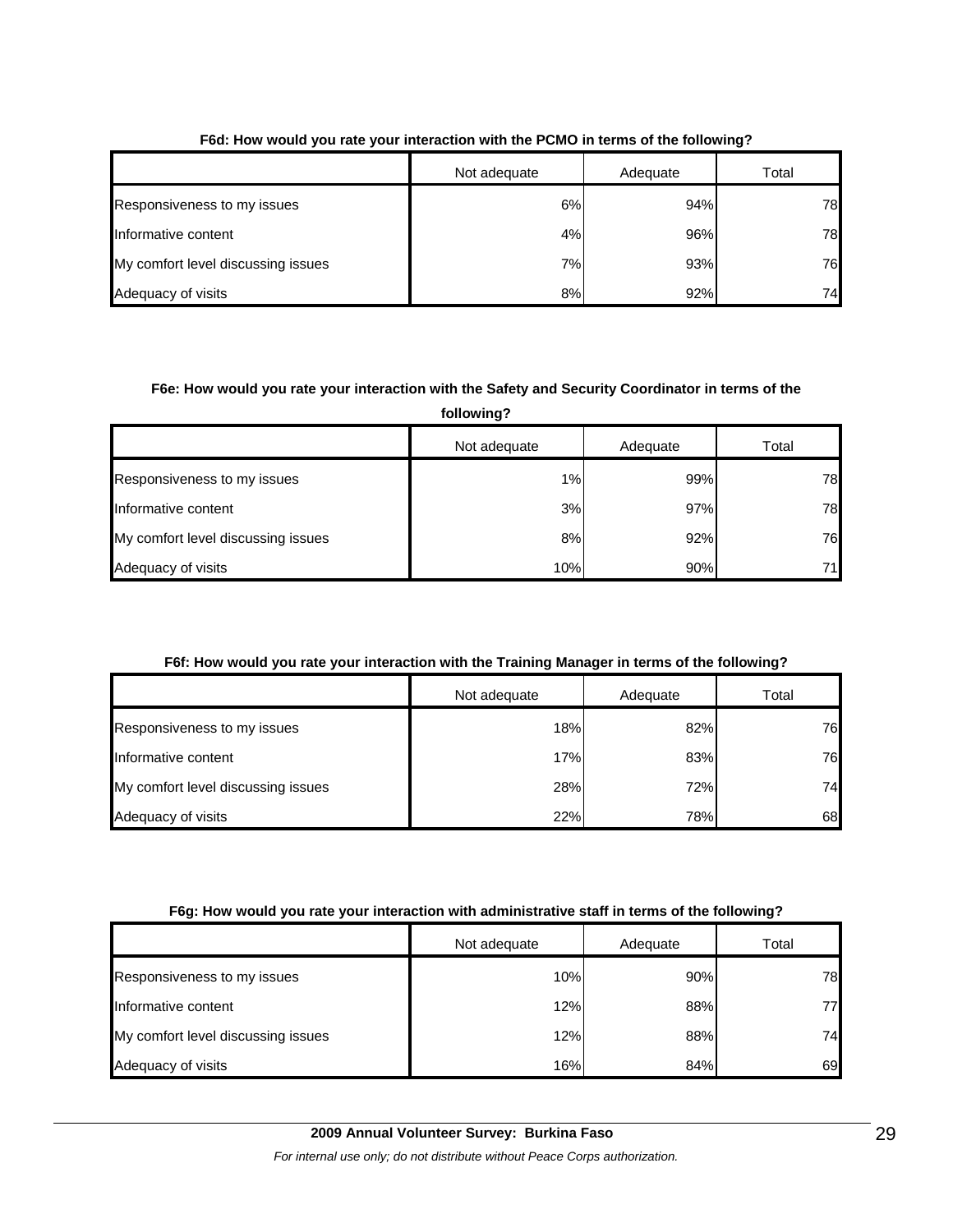**F6d: How would you rate your interaction with the PCMO in terms of the following?**

| | Not adequate | Adequate | Total |
|---|---|---|---|
| Responsiveness to my issues | 6% | 94% | 78 |
| Informative content | 4% | 96% | 78 |
| My comfort level discussing issues | 7% | 93% | 76 |
| Adequacy of visits | 8% | 92% | 74 |

**F6e: How would you rate your interaction with the Safety and Security Coordinator in terms of the following?**

| | Not adequate | Adequate | Total |
|---|---|---|---|
| Responsiveness to my issues | 1% | 99% | 78 |
| Informative content | 3% | 97% | 78 |
| My comfort level discussing issues | 8% | 92% | 76 |
| Adequacy of visits | 10% | 90% | 71 |

**F6f: How would you rate your interaction with the Training Manager in terms of the following?**

| | Not adequate | Adequate | Total |
|---|---|---|---|
| Responsiveness to my issues | 18% | 82% | 76 |
| Informative content | 17% | 83% | 76 |
| My comfort level discussing issues | 28% | 72% | 74 |
| Adequacy of visits | 22% | 78% | 68 |

**F6g: How would you rate your interaction with administrative staff in terms of the following?**

| | Not adequate | Adequate | Total |
|---|---|---|---|
| Responsiveness to my issues | 10% | 90% | 78 |
| Informative content | 12% | 88% | 77 |
| My comfort level discussing issues | 12% | 88% | 74 |
| Adequacy of visits | 16% | 84% | 69 |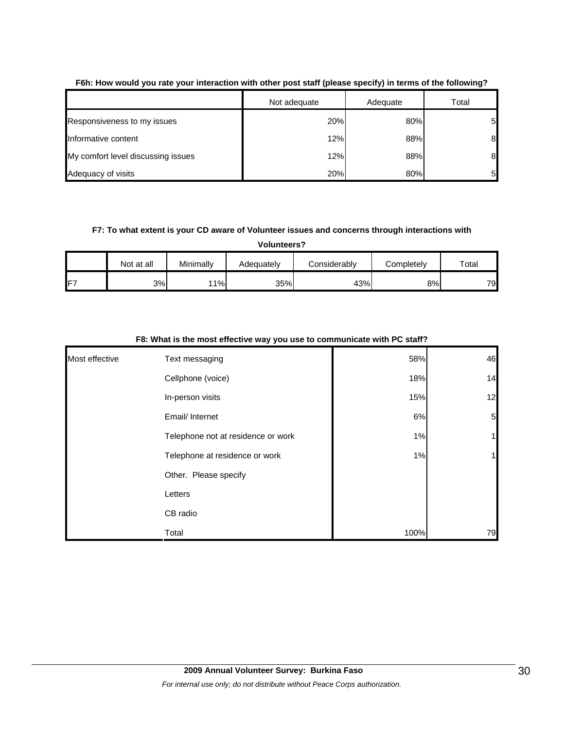**F6h: How would you rate your interaction with other post staff (please specify) in terms of the following?**

| | Not adequate | Adequate | Total |
|---|---|---|---|
| Responsiveness to my issues | 20% | 80% | 5 |
| Informative content | 12% | 88% | 8 |
| My comfort level discussing issues | 12% | 88% | 8 |
| Adequacy of visits | 20% | 80% | 5 |

**F7: To what extent is your CD aware of Volunteer issues and concerns through interactions with Volunteers?**

| | Not at all | Minimally | Adequately | Considerably | Completely | Total |
|---|---|---|---|---|---|---|
| F7 | 3% | 11% | 35% | 43% | 8% | 79 |

**F8: What is the most effective way you use to communicate with PC staff?**

| | | | |
|---|---|---|---|
| Most effective | Text messaging | 58% | 46 |
| | Cellphone (voice) | 18% | 14 |
| | In-person visits | 15% | 12 |
| | Email/ Internet | 6% | 5 |
| | Telephone not at residence or work | 1% | 1 |
| | Telephone at residence or work | 1% | 1 |
| | Other. Please specify | | |
| | Letters | | |
| | CB radio | | |
| | Total | 100% | 79 |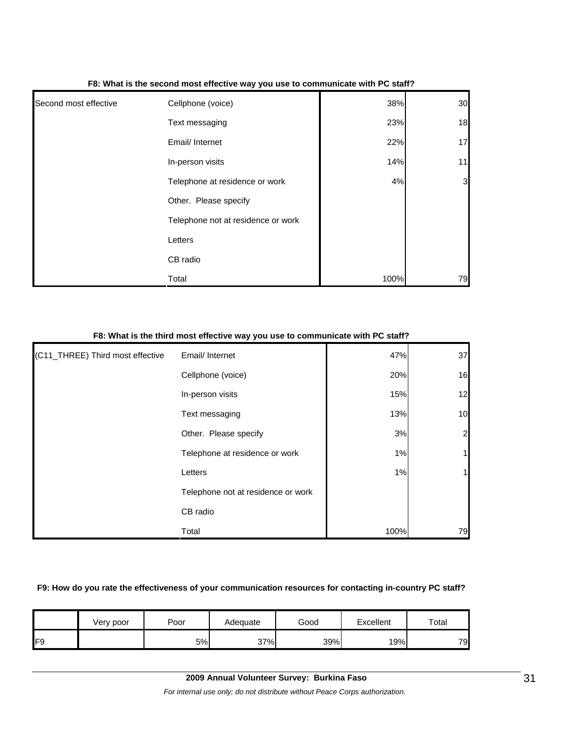**F8: What is the second most effective way you use to communicate with PC staff?**

| | | | |
|---|---|---|---|
| Second most effective | Cellphone (voice) | 38% | 30 |
| | Text messaging | 23% | 18 |
| | Email/ Internet | 22% | 17 |
| | In-person visits | 14% | 11 |
| | Telephone at residence or work | 4% | 3 |
| | Other. Please specify | | |
| | Telephone not at residence or work | | |
| | Letters | | |
| | CB radio | | |
| | Total | 100% | 79 |

**F8: What is the third most effective way you use to communicate with PC staff?**

| | | | |
|---|---|---|---|
| (C11_THREE) Third most effective | Email/ Internet | 47% | 37 |
| | Cellphone (voice) | 20% | 16 |
| | In-person visits | 15% | 12 |
| | Text messaging | 13% | 10 |
| | Other. Please specify | 3% | 2 |
| | Telephone at residence or work | 1% | 1 |
| | Letters | 1% | 1 |
| | Telephone not at residence or work | | |
| | CB radio | | |
| | Total | 100% | 79 |

**F9: How do you rate the effectiveness of your communication resources for contacting in-country PC staff?**

| | Very poor | Poor | Adequate | Good | Excellent | Total |
|---|---|---|---|---|---|---|
| F9 | | 5% | 37% | 39% | 19% | 79 |

**2009 Annual Volunteer Survey: Burkina Faso**

*For internal use only; do not distribute without Peace Corps authorization.*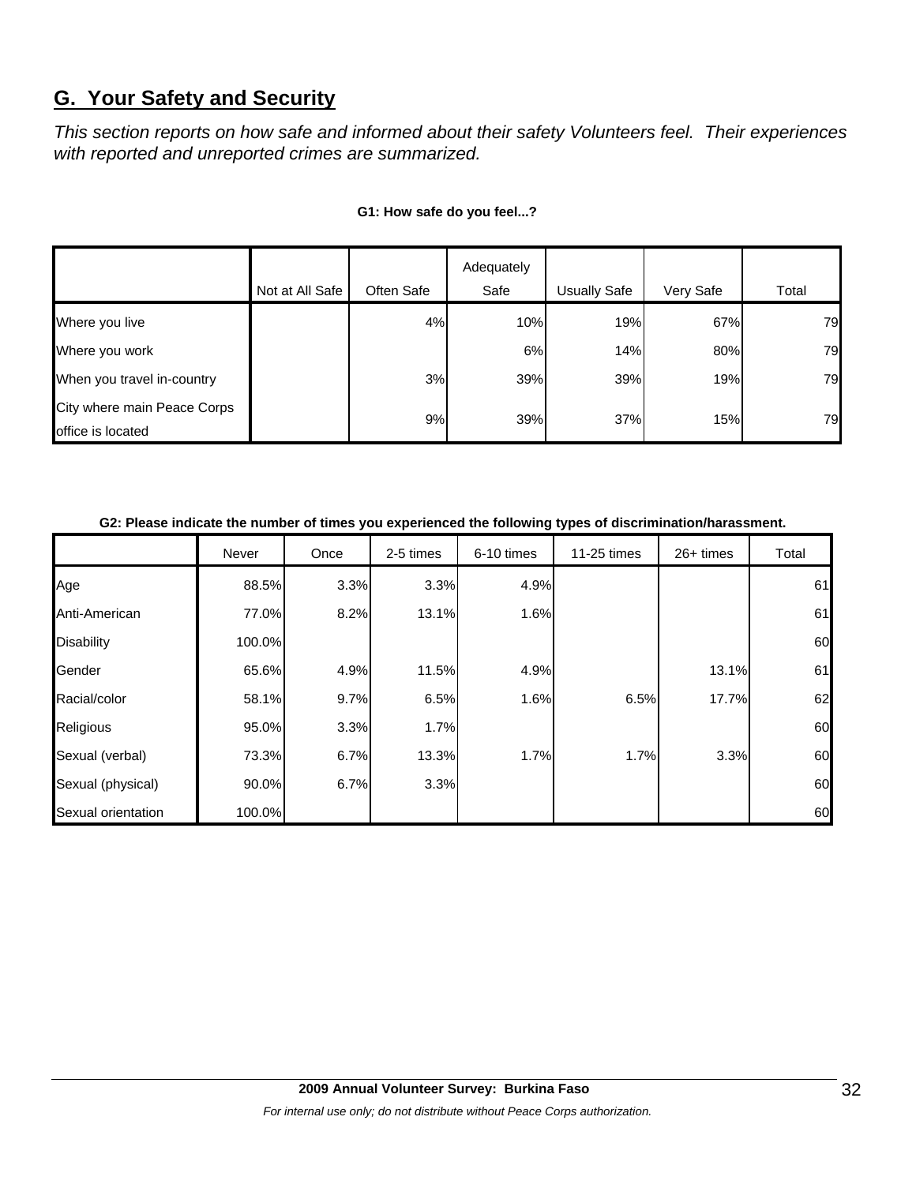## G. Your Safety and Security

*This section reports on how safe and informed about their safety Volunteers feel. Their experiences with reported and unreported crimes are summarized.*

**G1: How safe do you feel...?**

| | Not at All Safe | Often Safe | Adequately Safe | Usually Safe | Very Safe | Total |
|---|---|---|---|---|---|---|
| Where you live | | 4% | 10% | 19% | 67% | 79 |
| Where you work | | | 6% | 14% | 80% | 79 |
| When you travel in-country | | 3% | 39% | 39% | 19% | 79 |
| City where main Peace Corps office is located | | 9% | 39% | 37% | 15% | 79 |

**G2: Please indicate the number of times you experienced the following types of discrimination/harassment.**

| | Never | Once | 2-5 times | 6-10 times | 11-25 times | 26+ times | Total |
|---|---|---|---|---|---|---|---|
| Age | 88.5% | 3.3% | 3.3% | 4.9% | | | 61 |
| Anti-American | 77.0% | 8.2% | 13.1% | 1.6% | | | 61 |
| Disability | 100.0% | | | | | | 60 |
| Gender | 65.6% | 4.9% | 11.5% | 4.9% | | 13.1% | 61 |
| Racial/color | 58.1% | 9.7% | 6.5% | 1.6% | 6.5% | 17.7% | 62 |
| Religious | 95.0% | 3.3% | 1.7% | | | | 60 |
| Sexual (verbal) | 73.3% | 6.7% | 13.3% | 1.7% | 1.7% | 3.3% | 60 |
| Sexual (physical) | 90.0% | 6.7% | 3.3% | | | | 60 |
| Sexual orientation | 100.0% | | | | | | 60 |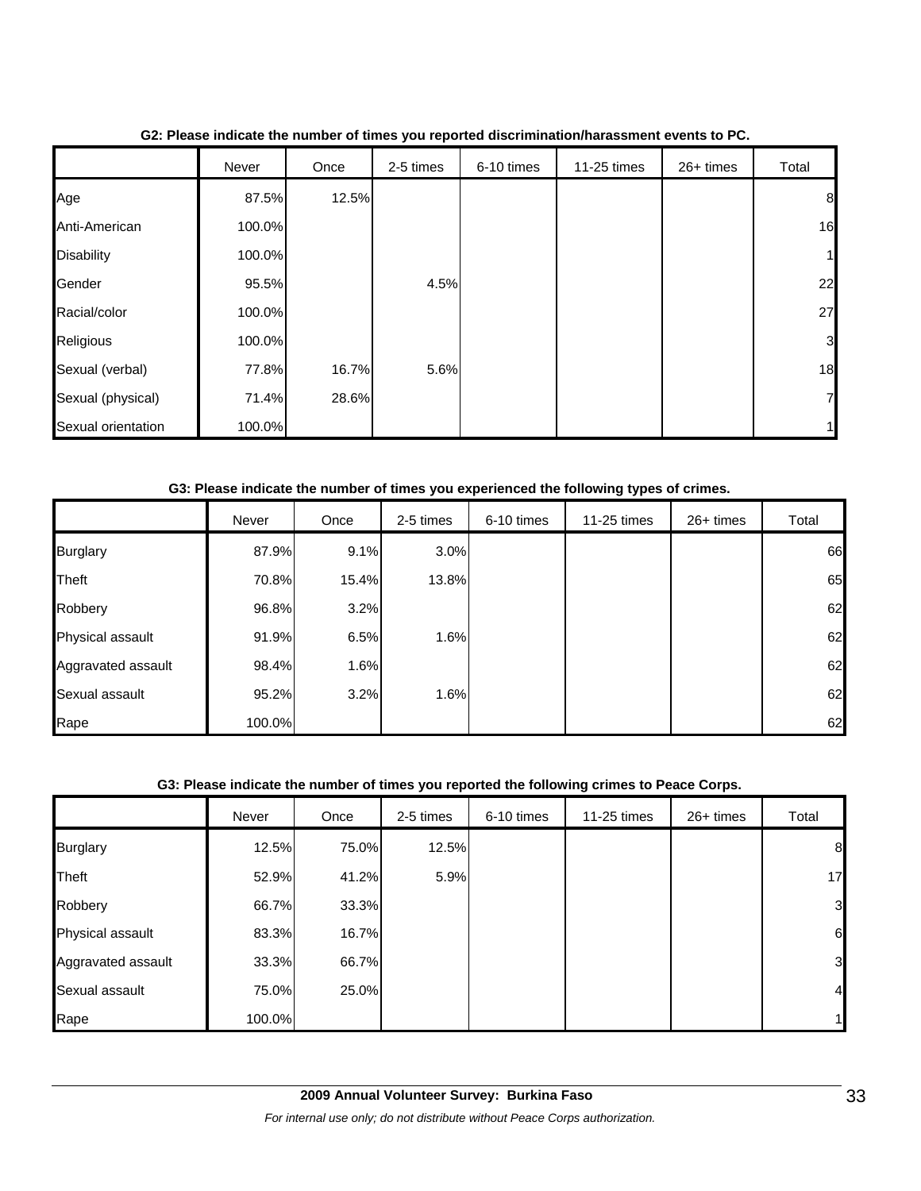**G2: Please indicate the number of times you reported discrimination/harassment events to PC.**

| | Never | Once | 2-5 times | 6-10 times | 11-25 times | 26+ times | Total |
|---|---|---|---|---|---|---|---|
| Age | 87.5% | 12.5% | | | | | 8 |
| Anti-American | 100.0% | | | | | | 16 |
| Disability | 100.0% | | | | | | 1 |
| Gender | 95.5% | | 4.5% | | | | 22 |
| Racial/color | 100.0% | | | | | | 27 |
| Religious | 100.0% | | | | | | 3 |
| Sexual (verbal) | 77.8% | 16.7% | 5.6% | | | | 18 |
| Sexual (physical) | 71.4% | 28.6% | | | | | 7 |
| Sexual orientation | 100.0% | | | | | | 1 |

**G3: Please indicate the number of times you experienced the following types of crimes.**

| | Never | Once | 2-5 times | 6-10 times | 11-25 times | 26+ times | Total |
|---|---|---|---|---|---|---|---|
| Burglary | 87.9% | 9.1% | 3.0% | | | | 66 |
| Theft | 70.8% | 15.4% | 13.8% | | | | 65 |
| Robbery | 96.8% | 3.2% | | | | | 62 |
| Physical assault | 91.9% | 6.5% | 1.6% | | | | 62 |
| Aggravated assault | 98.4% | 1.6% | | | | | 62 |
| Sexual assault | 95.2% | 3.2% | 1.6% | | | | 62 |
| Rape | 100.0% | | | | | | 62 |

**G3: Please indicate the number of times you reported the following crimes to Peace Corps.**

| | Never | Once | 2-5 times | 6-10 times | 11-25 times | 26+ times | Total |
|---|---|---|---|---|---|---|---|
| Burglary | 12.5% | 75.0% | 12.5% | | | | 8 |
| Theft | 52.9% | 41.2% | 5.9% | | | | 17 |
| Robbery | 66.7% | 33.3% | | | | | 3 |
| Physical assault | 83.3% | 16.7% | | | | | 6 |
| Aggravated assault | 33.3% | 66.7% | | | | | 3 |
| Sexual assault | 75.0% | 25.0% | | | | | 4 |
| Rape | 100.0% | | | | | | 1 |

**2009 Annual Volunteer Survey: Burkina Faso**

*For internal use only; do not distribute without Peace Corps authorization.*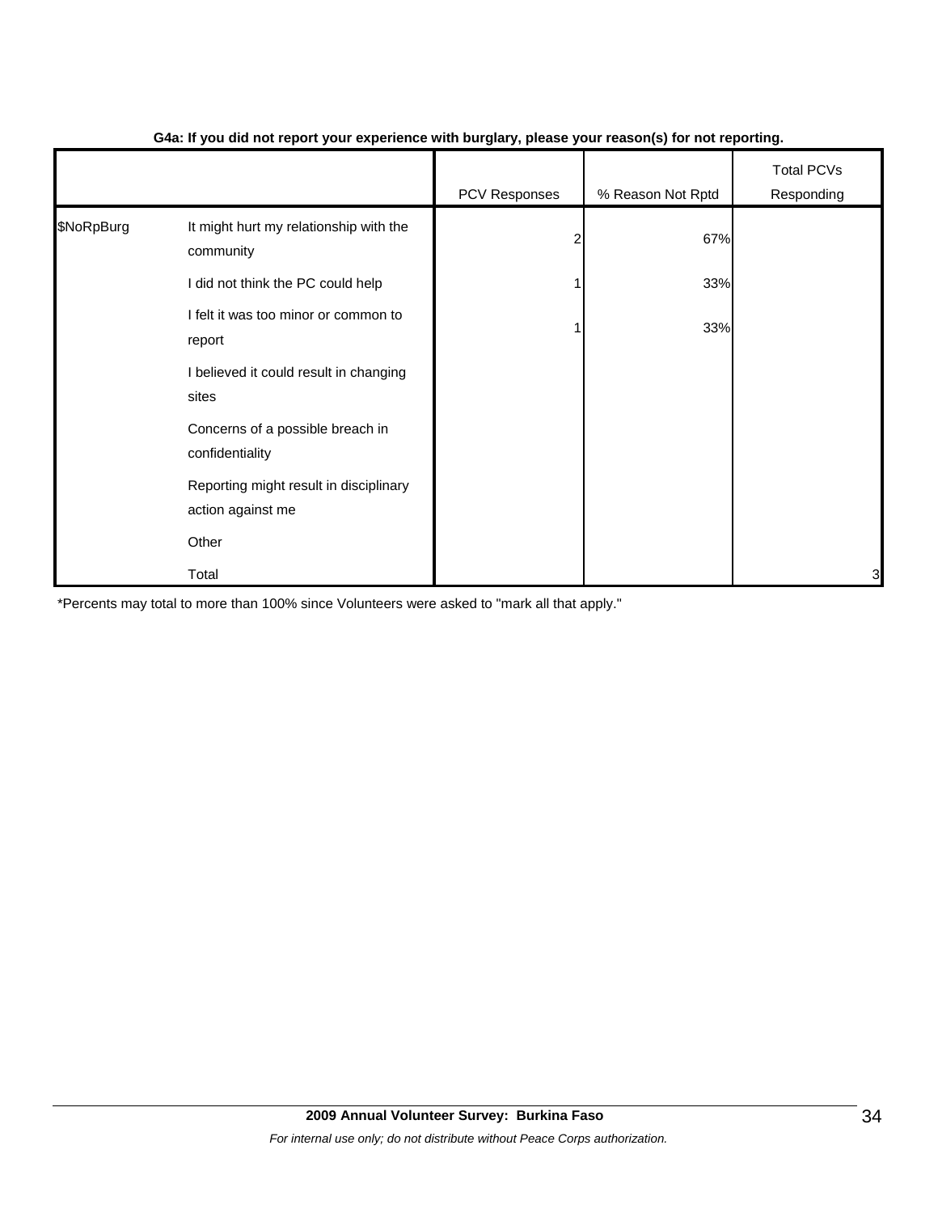**G4a: If you did not report your experience with burglary, please your reason(s) for not reporting.**

| | | PCV Responses | % Reason Not Rptd | Total PCVs Responding |
|---|---|---|---|---|
| $NoRpBurg | It might hurt my relationship with the community | 2 | 67% | |
| | I did not think the PC could help | 1 | 33% | |
| | I felt it was too minor or common to report | 1 | 33% | |
| | I believed it could result in changing sites | | | |
| | Concerns of a possible breach in confidentiality | | | |
| | Reporting might result in disciplinary action against me | | | |
| | Other | | | |
| | Total | | | 3 |

*Percents may total to more than 100% since Volunteers were asked to "mark all that apply."

**2009 Annual Volunteer Survey: Burkina Faso**

*For internal use only; do not distribute without Peace Corps authorization.*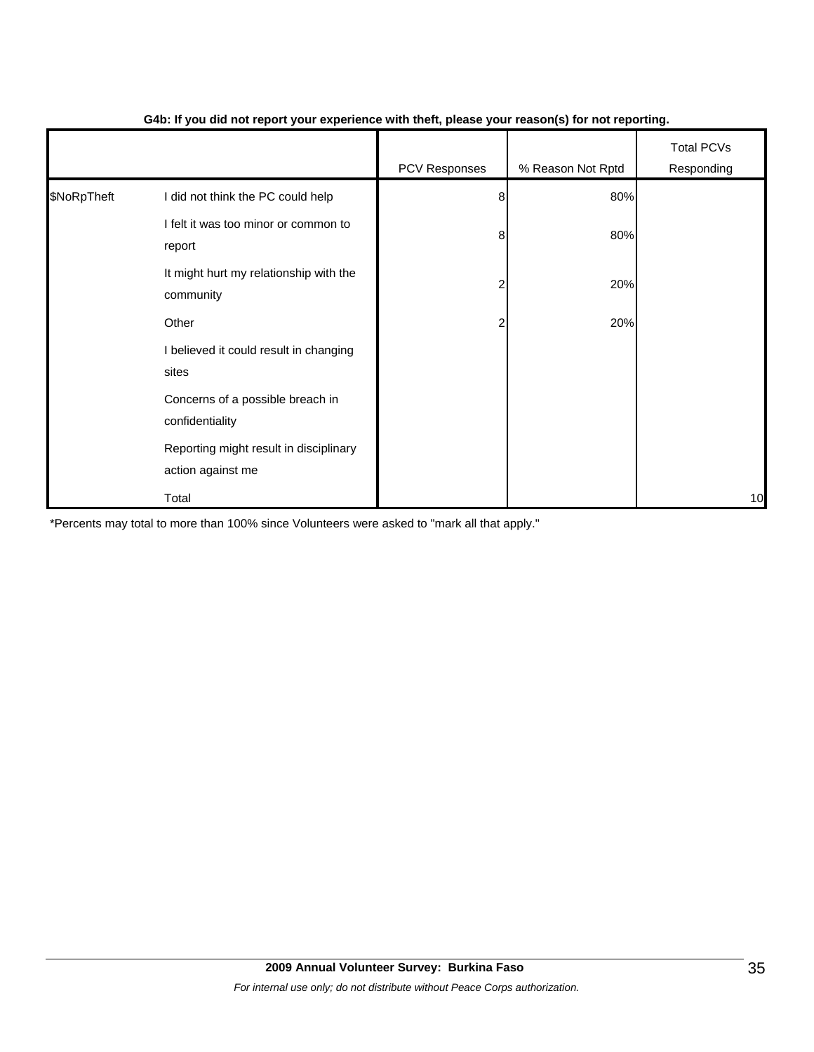**G4b: If you did not report your experience with theft, please your reason(s) for not reporting.**

| | | PCV Responses | % Reason Not Rptd | Total PCVs Responding |
|---|---|---|---|---|
| $NoRpTheft | I did not think the PC could help | 8 | 80% | |
| | I felt it was too minor or common to report | 8 | 80% | |
| | It might hurt my relationship with the community | 2 | 20% | |
| | Other | 2 | 20% | |
| | I believed it could result in changing sites | | | |
| | Concerns of a possible breach in confidentiality | | | |
| | Reporting might result in disciplinary action against me | | | |
| | Total | | | 10 |

*Percents may total to more than 100% since Volunteers were asked to "mark all that apply."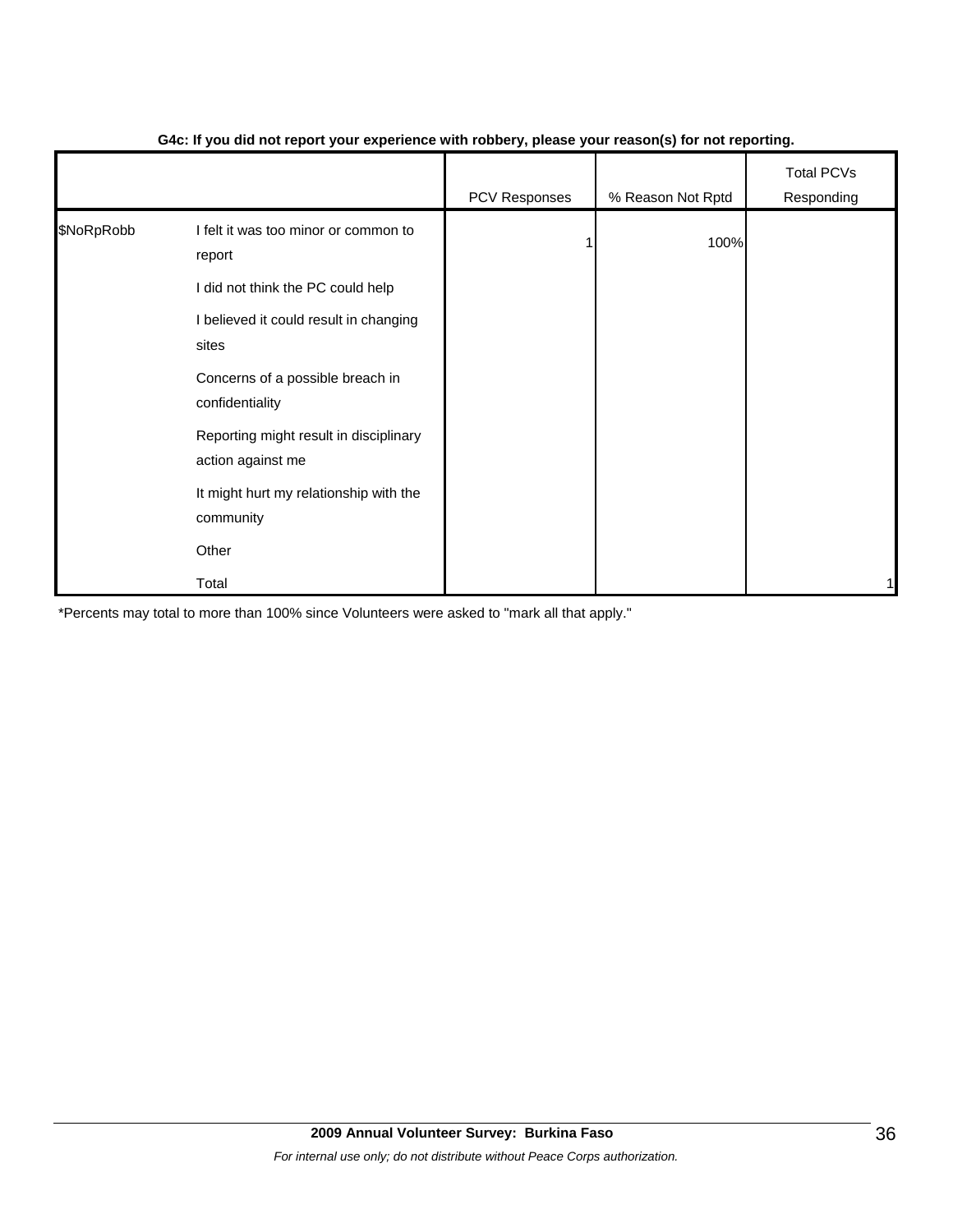**G4c: If you did not report your experience with robbery, please your reason(s) for not reporting.**

| | | PCV Responses | % Reason Not Rptd | Total PCVs Responding |
|---|---|---|---|---|
| $NoRpRobb | I felt it was too minor or common to report | 1 | 100% | |
| | I did not think the PC could help | | | |
| | I believed it could result in changing sites | | | |
| | Concerns of a possible breach in confidentiality | | | |
| | Reporting might result in disciplinary action against me | | | |
| | It might hurt my relationship with the community | | | |
| | Other | | | |
| | Total | | | 1 |

*Percents may total to more than 100% since Volunteers were asked to "mark all that apply."

**2009 Annual Volunteer Survey: Burkina Faso**

*For internal use only; do not distribute without Peace Corps authorization.*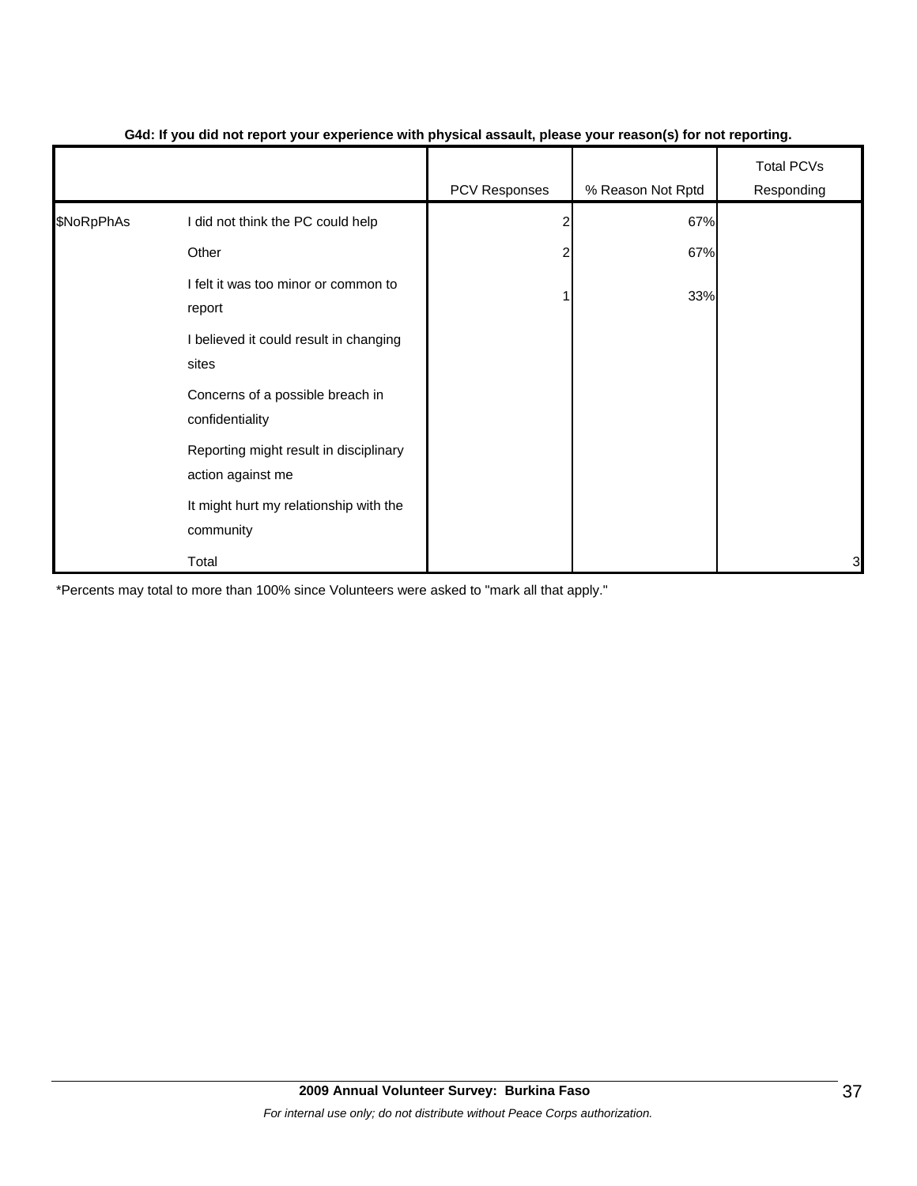**G4d: If you did not report your experience with physical assault, please your reason(s) for not reporting.**

| | | PCV Responses | % Reason Not Rptd | Total PCVs Responding |
|---|---|---|---|---|
| $NoRpPhAs | I did not think the PC could help | 2 | 67% | |
| | Other | 2 | 67% | |
| | I felt it was too minor or common to report | 1 | 33% | |
| | I believed it could result in changing sites | | | |
| | Concerns of a possible breach in confidentiality | | | |
| | Reporting might result in disciplinary action against me | | | |
| | It might hurt my relationship with the community | | | |
| | Total | | | 3 |

*Percents may total to more than 100% since Volunteers were asked to "mark all that apply."

**2009 Annual Volunteer Survey: Burkina Faso**

*For internal use only; do not distribute without Peace Corps authorization.*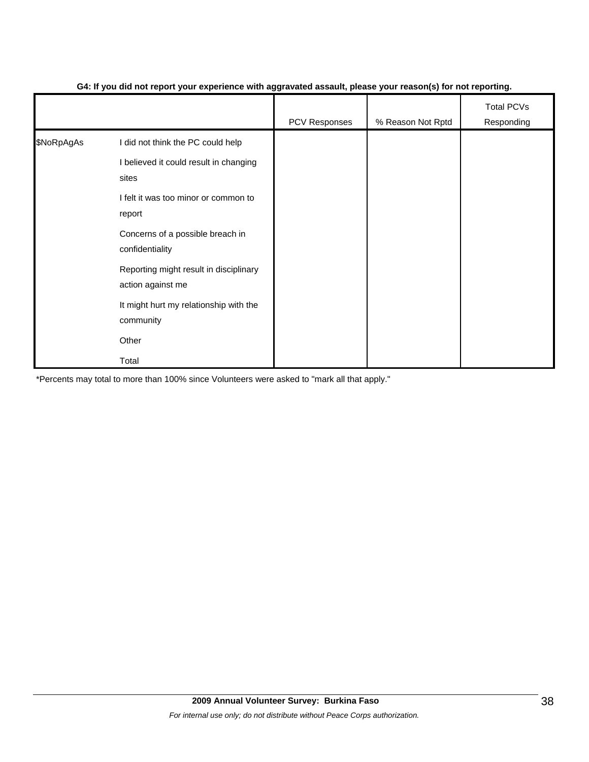**G4: If you did not report your experience with aggravated assault, please your reason(s) for not reporting.**

| | | PCV Responses | % Reason Not Rptd | Total PCVs Responding |
|---|---|---|---|---|
| $NoRpAgAs | I did not think the PC could help | | | |
| | I believed it could result in changing sites | | | |
| | I felt it was too minor or common to report | | | |
| | Concerns of a possible breach in confidentiality | | | |
| | Reporting might result in disciplinary action against me | | | |
| | It might hurt my relationship with the community | | | |
| | Other | | | |
| | Total | | | |

*Percents may total to more than 100% since Volunteers were asked to "mark all that apply."

**2009 Annual Volunteer Survey: Burkina Faso**

*For internal use only; do not distribute without Peace Corps authorization.*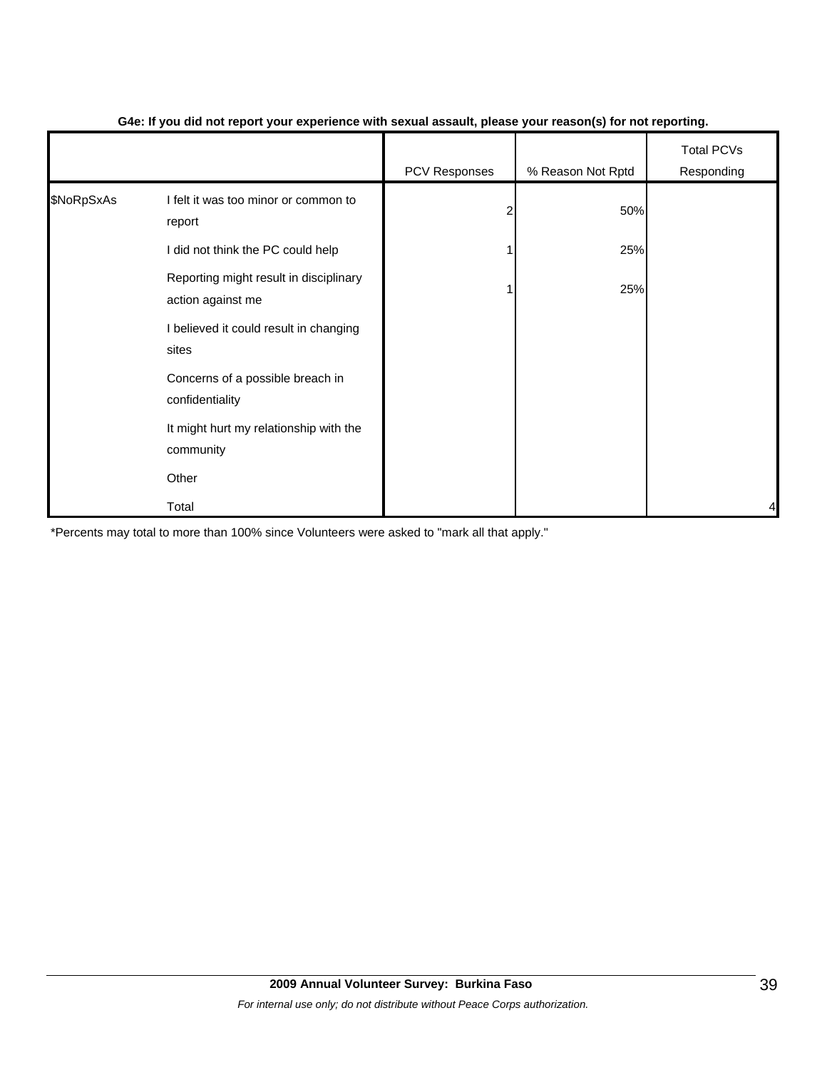**G4e: If you did not report your experience with sexual assault, please your reason(s) for not reporting.**

| | | PCV Responses | % Reason Not Rptd | Total PCVs Responding |
|---|---|---|---|---|
| $NoRpSxAs | I felt it was too minor or common to report | 2 | 50% | |
| | I did not think the PC could help | 1 | 25% | |
| | Reporting might result in disciplinary action against me | 1 | 25% | |
| | I believed it could result in changing sites | | | |
| | Concerns of a possible breach in confidentiality | | | |
| | It might hurt my relationship with the community | | | |
| | Other | | | |
| | Total | | | 4 |

*Percents may total to more than 100% since Volunteers were asked to "mark all that apply."

**2009 Annual Volunteer Survey: Burkina Faso**

*For internal use only; do not distribute without Peace Corps authorization.*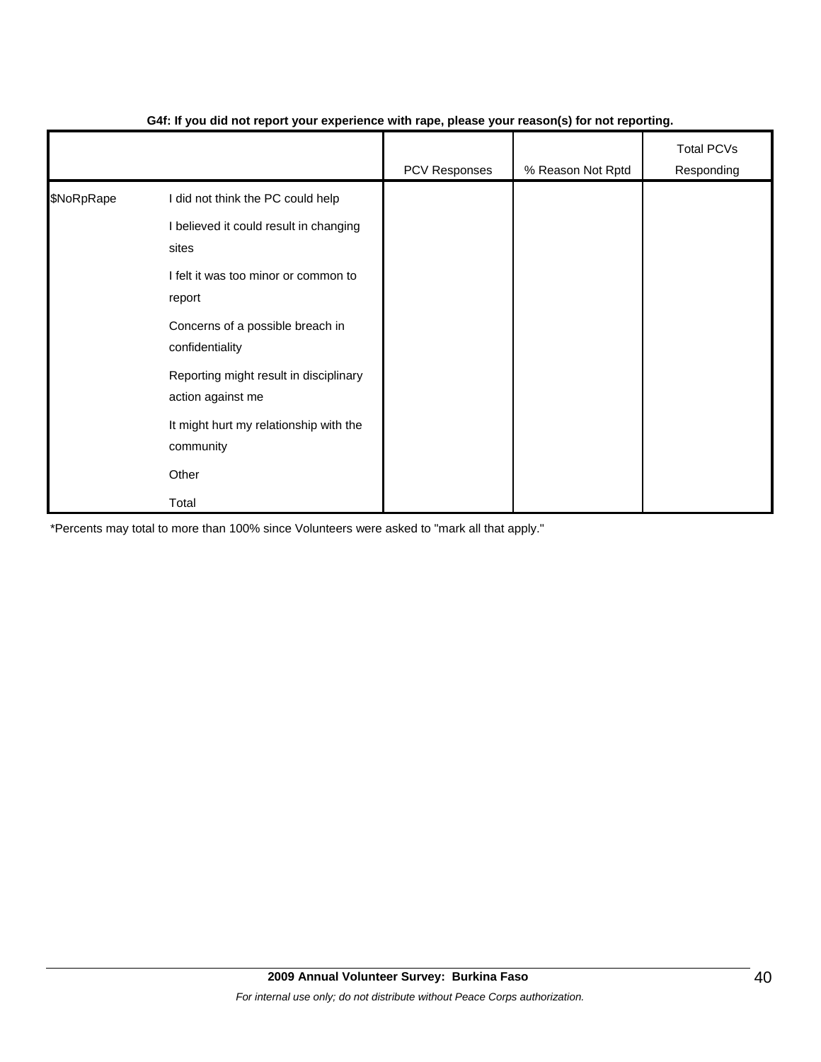**G4f: If you did not report your experience with rape, please your reason(s) for not reporting.**

| | | PCV Responses | % Reason Not Rptd | Total PCVs Responding |
|---|---|---|---|---|
| $NoRpRape | I did not think the PC could help | | | |
| | I believed it could result in changing sites | | | |
| | I felt it was too minor or common to report | | | |
| | Concerns of a possible breach in confidentiality | | | |
| | Reporting might result in disciplinary action against me | | | |
| | It might hurt my relationship with the community | | | |
| | Other | | | |
| | Total | | | |

*Percents may total to more than 100% since Volunteers were asked to "mark all that apply."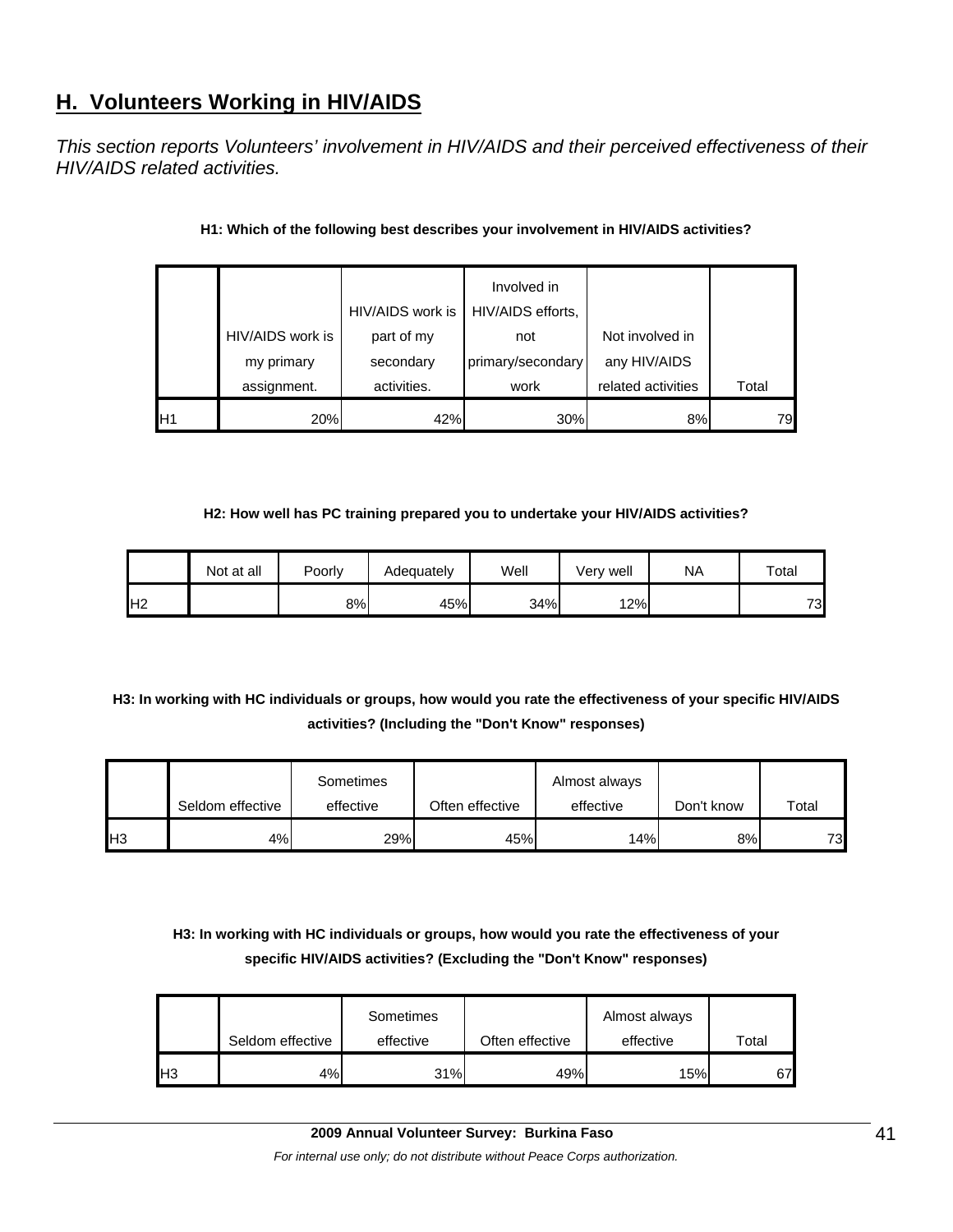## H. Volunteers Working in HIV/AIDS

*This section reports Volunteers' involvement in HIV/AIDS and their perceived effectiveness of their HIV/AIDS related activities.*

**H1: Which of the following best describes your involvement in HIV/AIDS activities?**

| | HIV/AIDS work is my primary assignment. | HIV/AIDS work is part of my secondary activities. | Involved in HIV/AIDS efforts, not primary/secondary work | Not involved in any HIV/AIDS related activities | Total |
|---|---|---|---|---|---|
| H1 | 20% | 42% | 30% | 8% | 79 |

**H2: How well has PC training prepared you to undertake your HIV/AIDS activities?**

| | Not at all | Poorly | Adequately | Well | Very well | NA | Total |
|---|---|---|---|---|---|---|---|
| H2 | | 8% | 45% | 34% | 12% | | 73 |

**H3: In working with HC individuals or groups, how would you rate the effectiveness of your specific HIV/AIDS activities? (Including the "Don't Know" responses)**

| | Seldom effective | Sometimes effective | Often effective | Almost always effective | Don't know | Total |
|---|---|---|---|---|---|---|
| H3 | 4% | 29% | 45% | 14% | 8% | 73 |

**H3: In working with HC individuals or groups, how would you rate the effectiveness of your specific HIV/AIDS activities? (Excluding the "Don't Know" responses)**

| | Seldom effective | Sometimes effective | Often effective | Almost always effective | Total |
|---|---|---|---|---|---|
| H3 | 4% | 31% | 49% | 15% | 67 |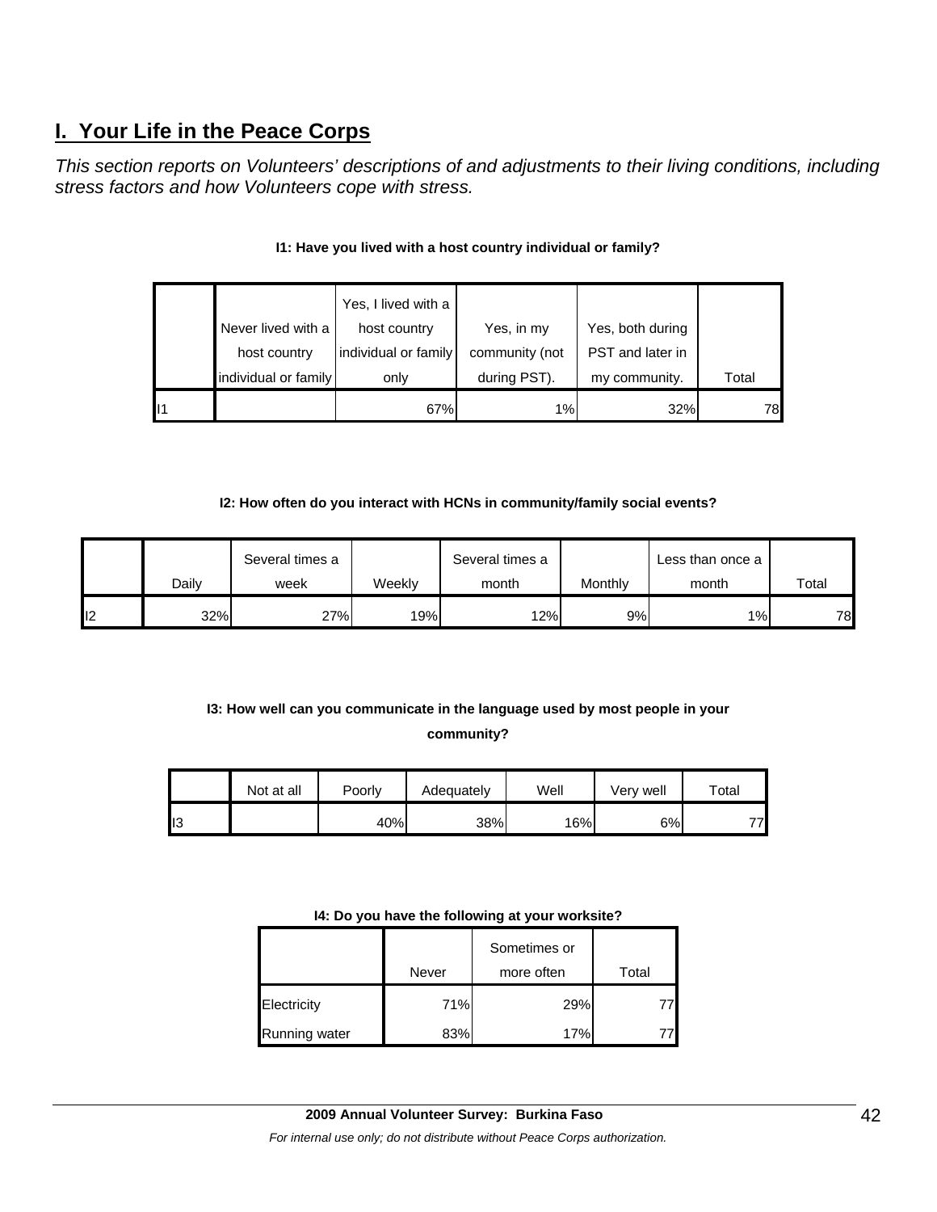## I. Your Life in the Peace Corps

*This section reports on Volunteers' descriptions of and adjustments to their living conditions, including stress factors and how Volunteers cope with stress.*

**I1: Have you lived with a host country individual or family?**

| | Never lived with a host country individual or family | Yes, I lived with a host country individual or family only | Yes, in my community (not during PST). | Yes, both during PST and later in my community. | Total |
|---|---|---|---|---|---|
| I1 | | 67% | 1% | 32% | 78 |

**I2: How often do you interact with HCNs in community/family social events?**

| | Daily | Several times a week | Weekly | Several times a month | Monthly | Less than once a month | Total |
|---|---|---|---|---|---|---|---|
| I2 | 32% | 27% | 19% | 12% | 9% | 1% | 78 |

**I3: How well can you communicate in the language used by most people in your community?**

| | Not at all | Poorly | Adequately | Well | Very well | Total |
|---|---|---|---|---|---|---|
| I3 | | 40% | 38% | 16% | 6% | 77 |

**I4: Do you have the following at your worksite?**

| | Never | Sometimes or more often | Total |
|---|---|---|---|
| Electricity | 71% | 29% | 77 |
| Running water | 83% | 17% | 77 |

**2009 Annual Volunteer Survey: Burkina Faso**

*For internal use only; do not distribute without Peace Corps authorization.*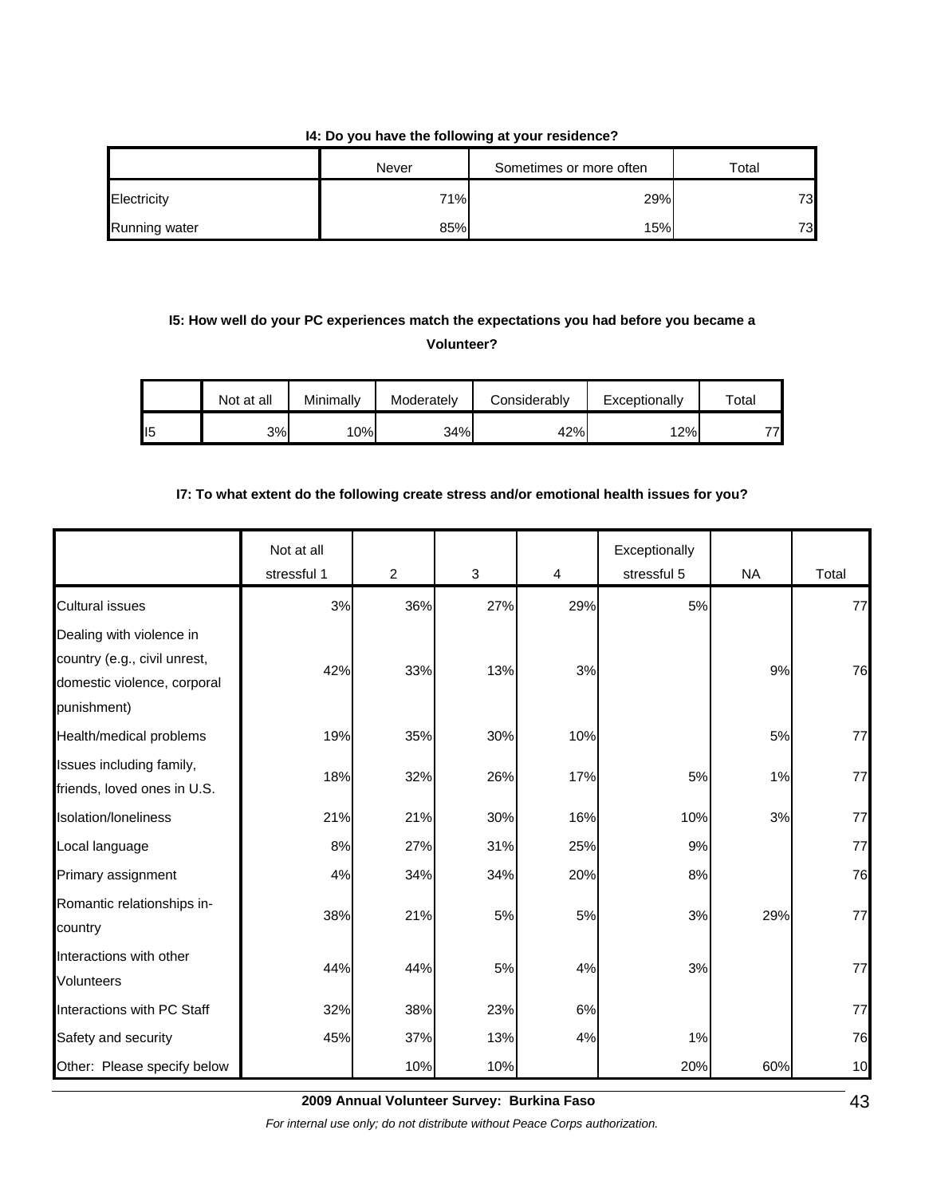**I4: Do you have the following at your residence?**

| | Never | Sometimes or more often | Total |
|---|---|---|---|
| Electricity | 71% | 29% | 73 |
| Running water | 85% | 15% | 73 |

**I5: How well do your PC experiences match the expectations you had before you became a Volunteer?**

| | Not at all | Minimally | Moderately | Considerably | Exceptionally | Total |
|---|---|---|---|---|---|---|
| I5 | 3% | 10% | 34% | 42% | 12% | 77 |

**I7: To what extent do the following create stress and/or emotional health issues for you?**

| | Not at all stressful 1 | 2 | 3 | 4 | Exceptionally stressful 5 | NA | Total |
|---|---|---|---|---|---|---|---|
| Cultural issues | 3% | 36% | 27% | 29% | 5% | | 77 |
| Dealing with violence in country (e.g., civil unrest, domestic violence, corporal punishment) | 42% | 33% | 13% | 3% | | 9% | 76 |
| Health/medical problems | 19% | 35% | 30% | 10% | | 5% | 77 |
| Issues including family, friends, loved ones in U.S. | 18% | 32% | 26% | 17% | 5% | 1% | 77 |
| Isolation/loneliness | 21% | 21% | 30% | 16% | 10% | 3% | 77 |
| Local language | 8% | 27% | 31% | 25% | 9% | | 77 |
| Primary assignment | 4% | 34% | 34% | 20% | 8% | | 76 |
| Romantic relationships in-country | 38% | 21% | 5% | 5% | 3% | 29% | 77 |
| Interactions with other Volunteers | 44% | 44% | 5% | 4% | 3% | | 77 |
| Interactions with PC Staff | 32% | 38% | 23% | 6% | | | 77 |
| Safety and security | 45% | 37% | 13% | 4% | 1% | | 76 |
| Other: Please specify below | | 10% | 10% | | 20% | 60% | 10 |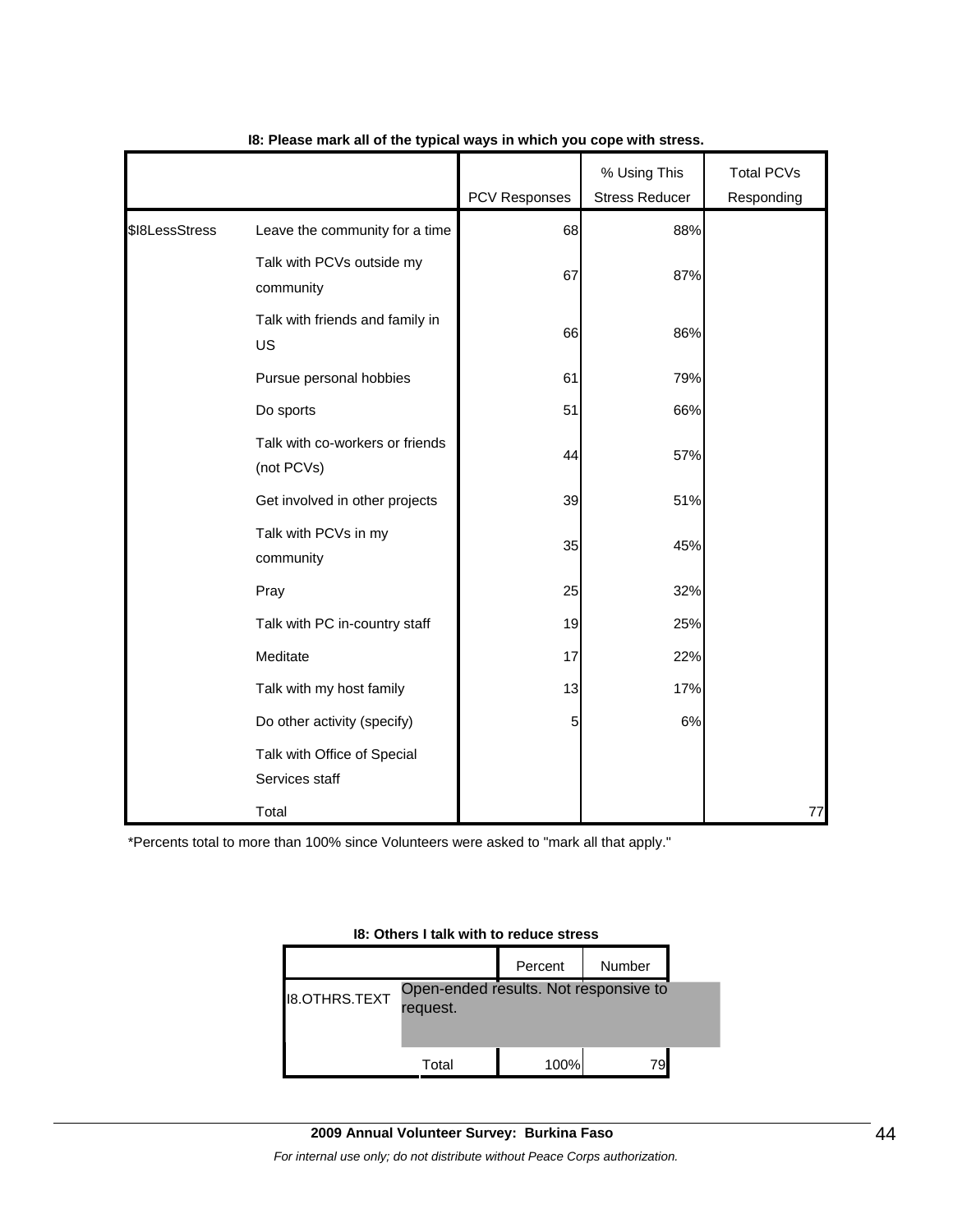**I8: Please mark all of the typical ways in which you cope with stress.**

| | | PCV Responses | % Using This Stress Reducer | Total PCVs Responding |
|---|---|---|---|---|
| $I8LessStress | Leave the community for a time | 68 | 88% | |
| | Talk with PCVs outside my community | 67 | 87% | |
| | Talk with friends and family in US | 66 | 86% | |
| | Pursue personal hobbies | 61 | 79% | |
| | Do sports | 51 | 66% | |
| | Talk with co-workers or friends (not PCVs) | 44 | 57% | |
| | Get involved in other projects | 39 | 51% | |
| | Talk with PCVs in my community | 35 | 45% | |
| | Pray | 25 | 32% | |
| | Talk with PC in-country staff | 19 | 25% | |
| | Meditate | 17 | 22% | |
| | Talk with my host family | 13 | 17% | |
| | Do other activity (specify) | 5 | 6% | |
| | Talk with Office of Special Services staff | | | |
| | Total | | | 77 |

*Percents total to more than 100% since Volunteers were asked to "mark all that apply."

**I8: Others I talk with to reduce stress**

| | | Percent | Number |
|---|---|---|---|
| I8.OTHRS.TEXT | Open-ended results. Not responsive to request. | | |
| | Total | 100% | 79 |

**2009 Annual Volunteer Survey: Burkina Faso**

*For internal use only; do not distribute without Peace Corps authorization.*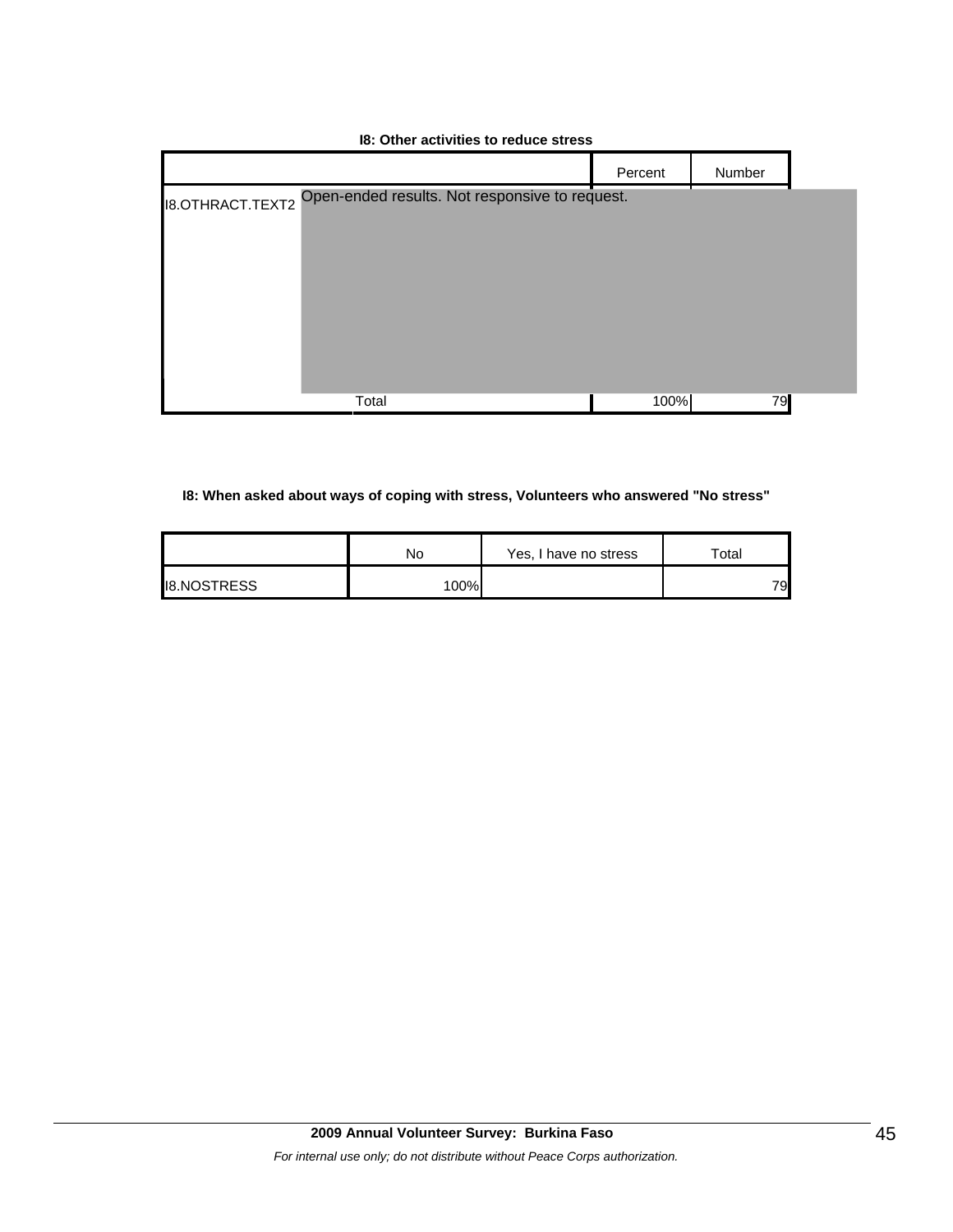**I8: Other activities to reduce stress**

| | | Percent | Number |
|---|---|---|---|
| I8.OTHRACT.TEXT2 | Open-ended results. Not responsive to request. | | |
| | Total | 100% | 79 |

**I8: When asked about ways of coping with stress, Volunteers who answered "No stress"**

| | No | Yes, I have no stress | Total |
|---|---|---|---|
| I8.NOSTRESS | 100% | | 79 |

**2009 Annual Volunteer Survey: Burkina Faso**

*For internal use only; do not distribute without Peace Corps authorization.*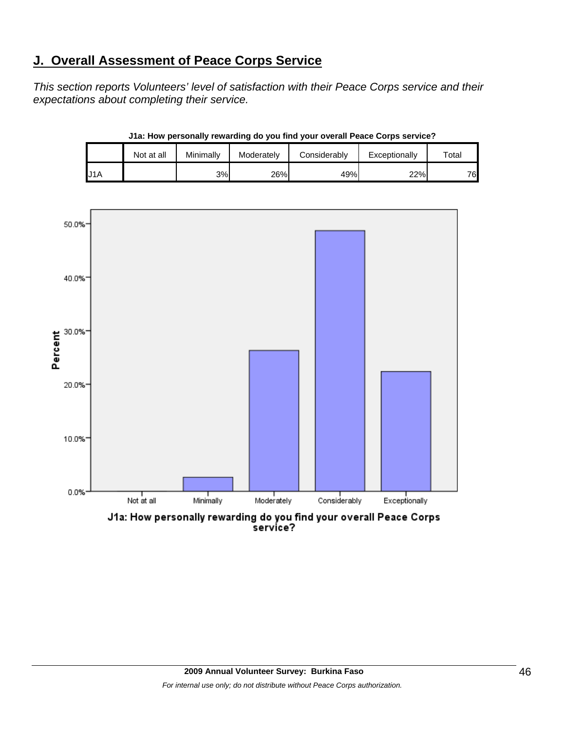## J. Overall Assessment of Peace Corps Service

*This section reports Volunteers' level of satisfaction with their Peace Corps service and their expectations about completing their service.*

**J1a: How personally rewarding do you find your overall Peace Corps service?**

| | Not at all | Minimally | Moderately | Considerably | Exceptionally | Total |
|---|---|---|---|---|---|---|
| J1A | | 3% | 26% | 49% | 22% | 76 |

50.0%
40.0%
30.0%
20.0%
10.0%
0.0%
Percent
Not at all
Minimally
Moderately
Considerably
Exceptionally
J1a: How personally rewarding do you find your overall Peace Corps service?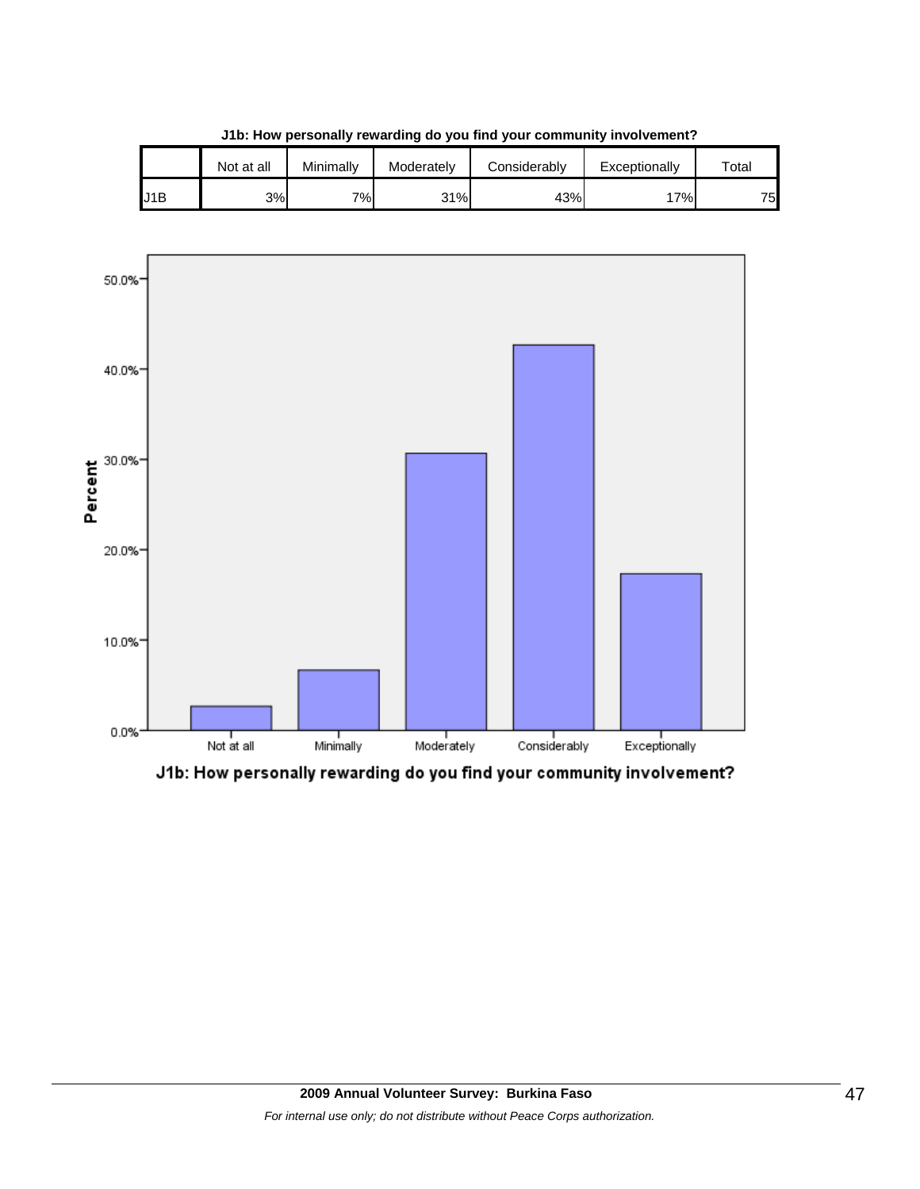**J1b: How personally rewarding do you find your community involvement?**

| | Not at all | Minimally | Moderately | Considerably | Exceptionally | Total |
|---|---|---|---|---|---|---|
| J1B | 3% | 7% | 31% | 43% | 17% | 75 |

50.0%
40.0%
30.0%
20.0%
10.0%
0.0%

Percent

Not at all
Minimally
Moderately
Considerably
Exceptionally

J1b: How personally rewarding do you find your community involvement?

**2009 Annual Volunteer Survey: Burkina Faso**

*For internal use only; do not distribute without Peace Corps authorization.*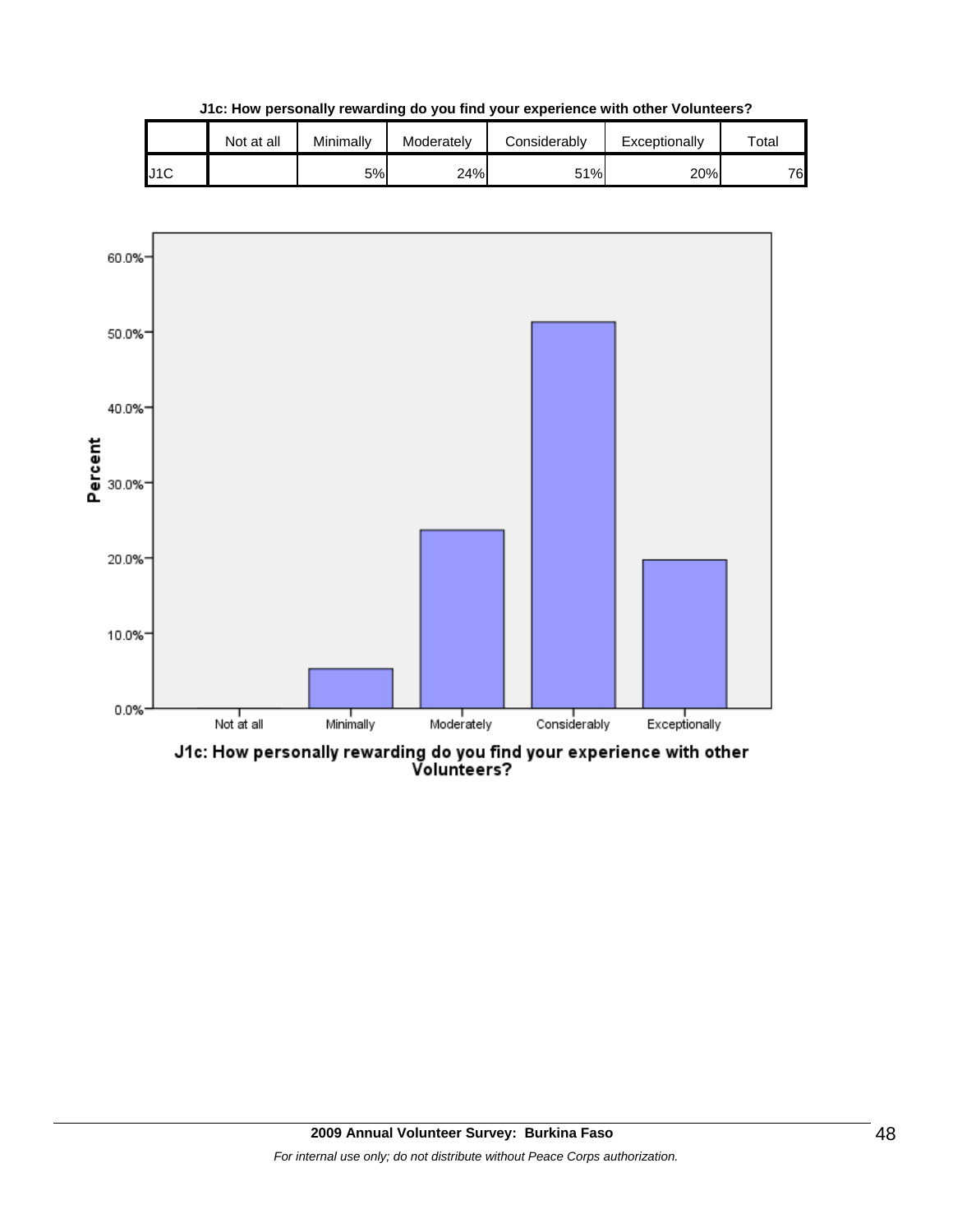**J1c: How personally rewarding do you find your experience with other Volunteers?**

| | Not at all | Minimally | Moderately | Considerably | Exceptionally | Total |
|---|---|---|---|---|---|---|
| J1C | | 5% | 24% | 51% | 20% | 76 |

60.0%
50.0%
40.0%
30.0%
20.0%
10.0%
0.0%
Percent
Not at all
Minimally
Moderately
Considerably
Exceptionally
J1c: How personally rewarding do you find your experience with other Volunteers?

**2009 Annual Volunteer Survey: Burkina Faso**

*For internal use only; do not distribute without Peace Corps authorization.*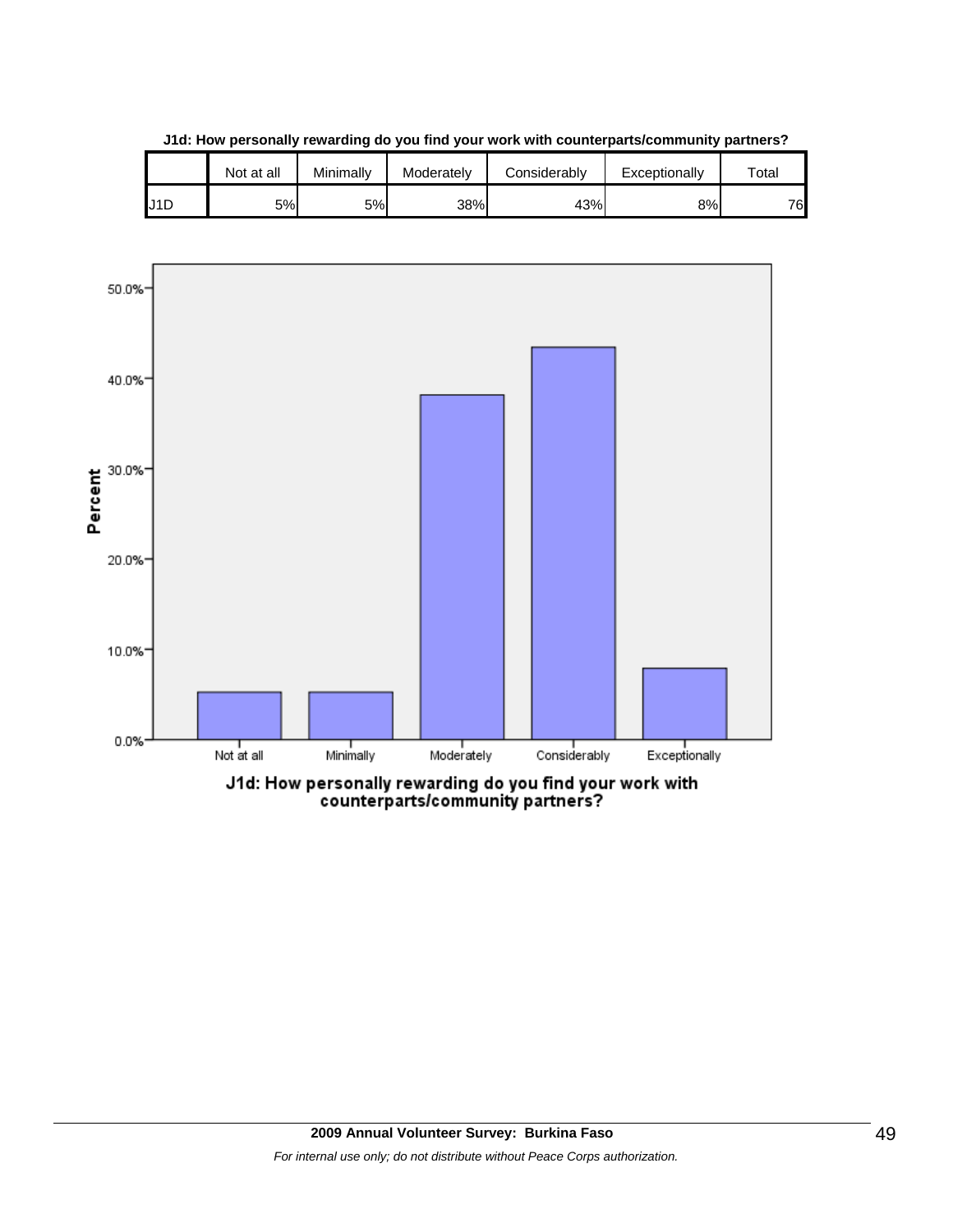**J1d: How personally rewarding do you find your work with counterparts/community partners?**

| | Not at all | Minimally | Moderately | Considerably | Exceptionally | Total |
|---|---|---|---|---|---|---|
| J1D | 5% | 5% | 38% | 43% | 8% | 76 |

50.0%
40.0%
30.0%
20.0%
10.0%
0.0%

Percent

Not at all
Minimally
Moderately
Considerably
Exceptionally

J1d: How personally rewarding do you find your work with counterparts/community partners?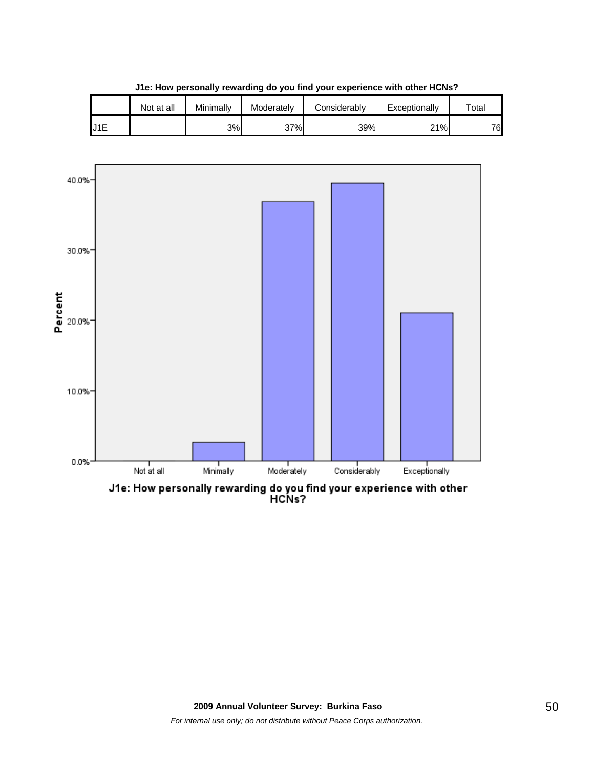**J1e: How personally rewarding do you find your experience with other HCNs?**

| | Not at all | Minimally | Moderately | Considerably | Exceptionally | Total |
|---|---|---|---|---|---|---|
| J1E | | 3% | 37% | 39% | 21% | 76 |

40.0%
30.0%
20.0%
10.0%
0.0%
Percent
Not at all
Minimally
Moderately
Considerably
Exceptionally
J1e: How personally rewarding do you find your experience with other HCNs?

**2009 Annual Volunteer Survey: Burkina Faso**

*For internal use only; do not distribute without Peace Corps authorization.*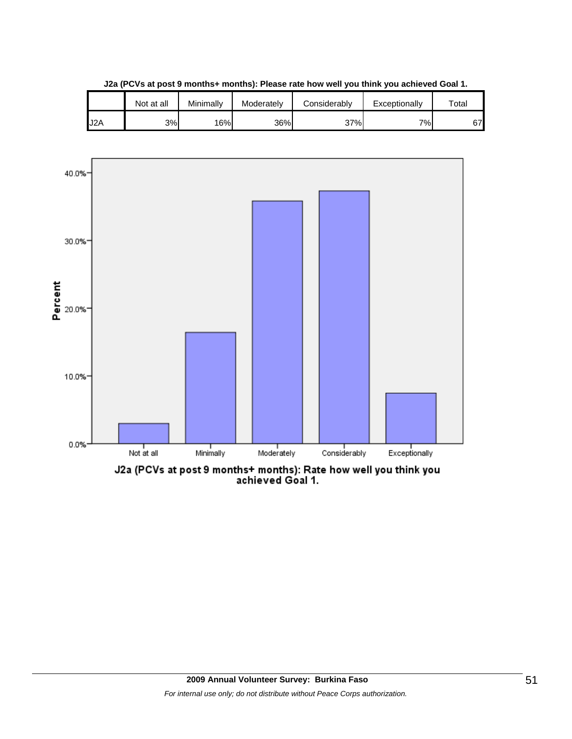**J2a (PCVs at post 9 months+ months): Please rate how well you think you achieved Goal 1.**

| | Not at all | Minimally | Moderately | Considerably | Exceptionally | Total |
|---|---|---|---|---|---|---|
| J2A | 3% | 16% | 36% | 37% | 7% | 67 |

40.0%
30.0%
20.0%
10.0%
0.0%
Percent

Not at all
Minimally
Moderately
Considerably
Exceptionally

J2a (PCVs at post 9 months+ months): Rate how well you think you achieved Goal 1.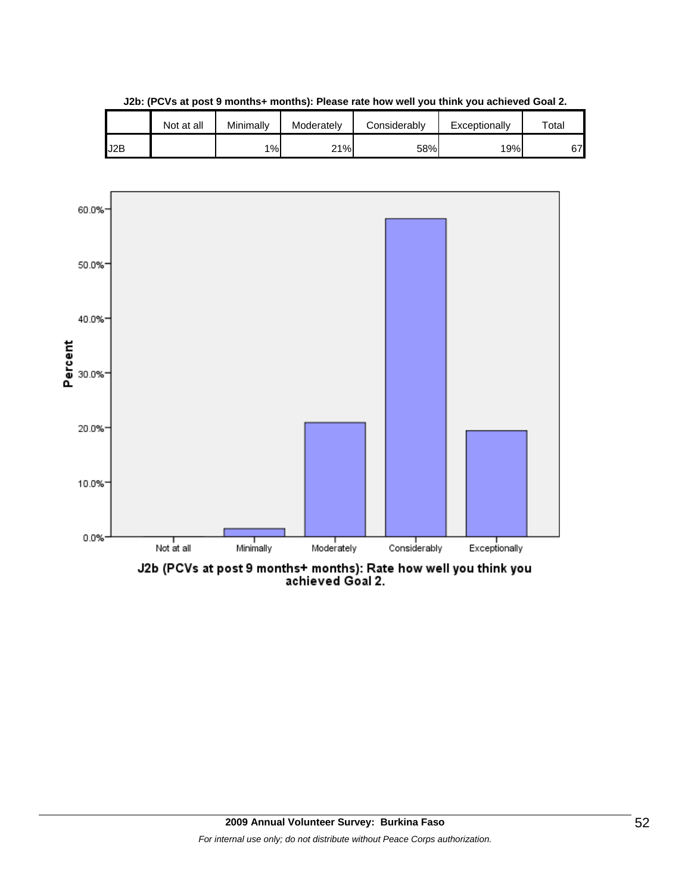**J2b: (PCVs at post 9 months+ months): Please rate how well you think you achieved Goal 2.**

| | Not at all | Minimally | Moderately | Considerably | Exceptionally | Total |
|---|---|---|---|---|---|---|
| J2B | | 1% | 21% | 58% | 19% | 67 |

60.0%
50.0%
40.0%
30.0%
20.0%
10.0%
0.0%

Percent

Not at all
Minimally
Moderately
Considerably
Exceptionally

J2b (PCVs at post 9 months+ months): Rate how well you think you achieved Goal 2.

**2009 Annual Volunteer Survey: Burkina Faso**

*For internal use only; do not distribute without Peace Corps authorization.*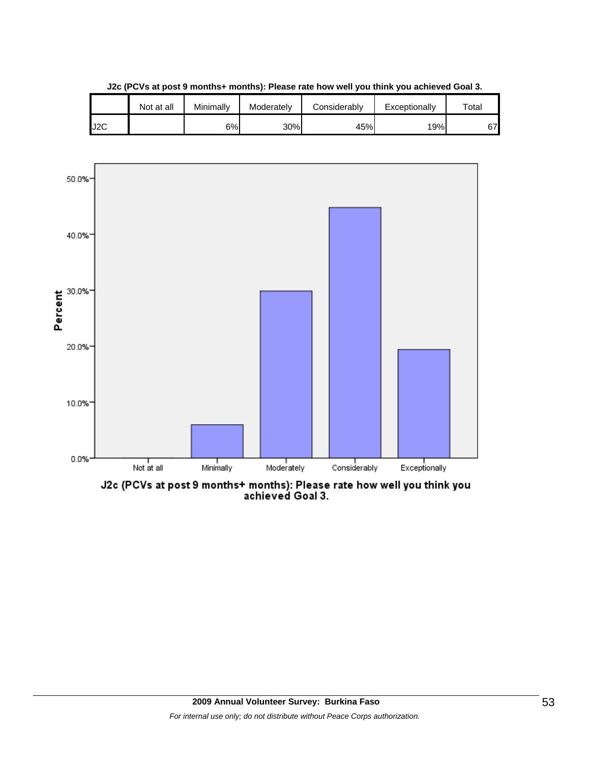**J2c (PCVs at post 9 months+ months): Please rate how well you think you achieved Goal 3.**

| | Not at all | Minimally | Moderately | Considerably | Exceptionally | Total |
|---|---|---|---|---|---|---|
| J2C | | 6% | 30% | 45% | 19% | 67 |

50.0%
40.0%
30.0%
20.0%
10.0%
0.0%
Percent
Not at all
Minimally
Moderately
Considerably
Exceptionally

J2c (PCVs at post 9 months+ months): Please rate how well you think you achieved Goal 3.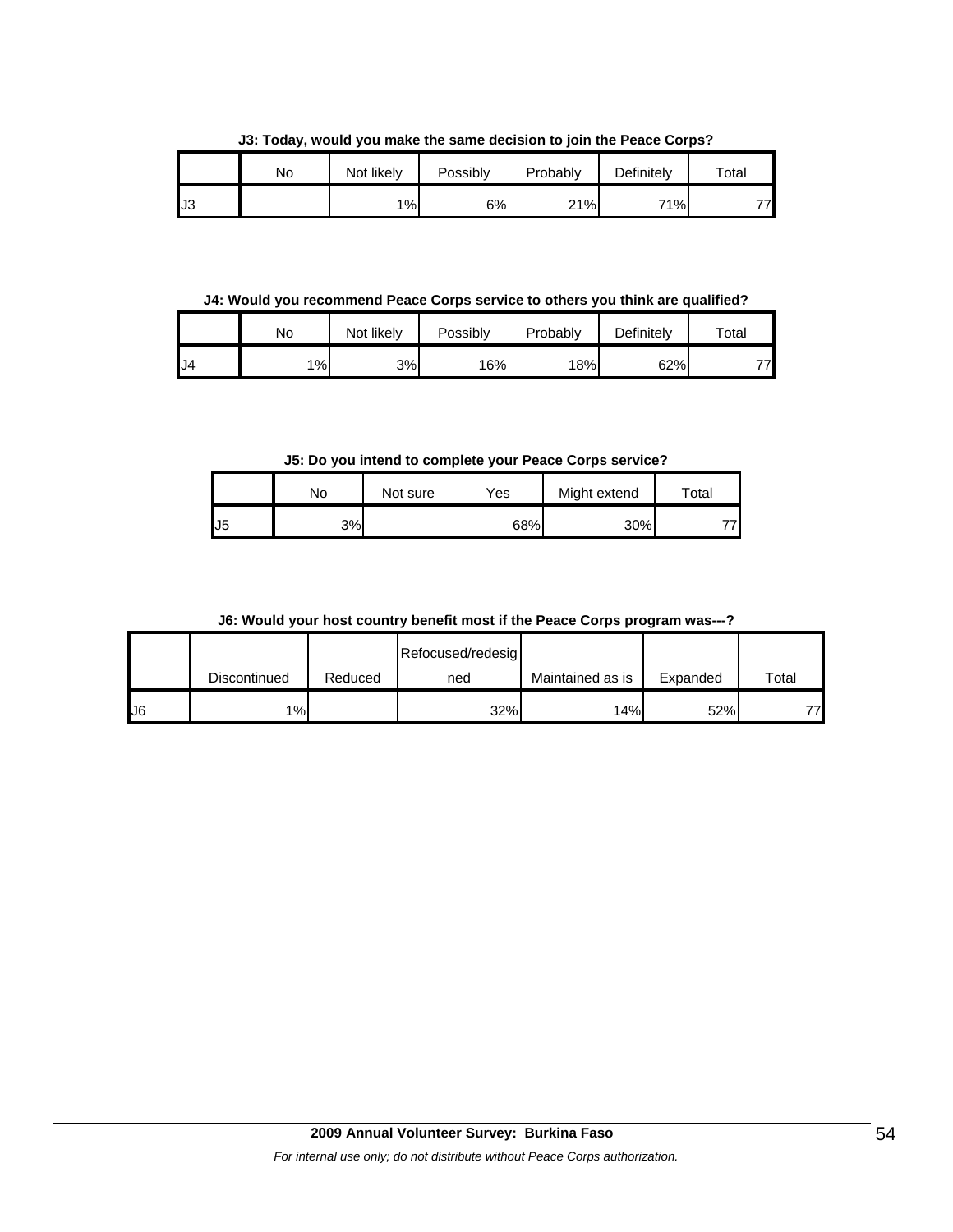**J3: Today, would you make the same decision to join the Peace Corps?**

| | No | Not likely | Possibly | Probably | Definitely | Total |
|---|---|---|---|---|---|---|
| J3 | | 1% | 6% | 21% | 71% | 77 |

**J4: Would you recommend Peace Corps service to others you think are qualified?**

| | No | Not likely | Possibly | Probably | Definitely | Total |
|---|---|---|---|---|---|---|
| J4 | 1% | 3% | 16% | 18% | 62% | 77 |

**J5: Do you intend to complete your Peace Corps service?**

| | No | Not sure | Yes | Might extend | Total |
|---|---|---|---|---|---|
| J5 | 3% | | 68% | 30% | 77 |

**J6: Would your host country benefit most if the Peace Corps program was---?**

| | Discontinued | Reduced | Refocused/redesigned | Maintained as is | Expanded | Total |
|---|---|---|---|---|---|---|
| J6 | 1% | | 32% | 14% | 52% | 77 |

**2009 Annual Volunteer Survey: Burkina Faso**

*For internal use only; do not distribute without Peace Corps authorization.*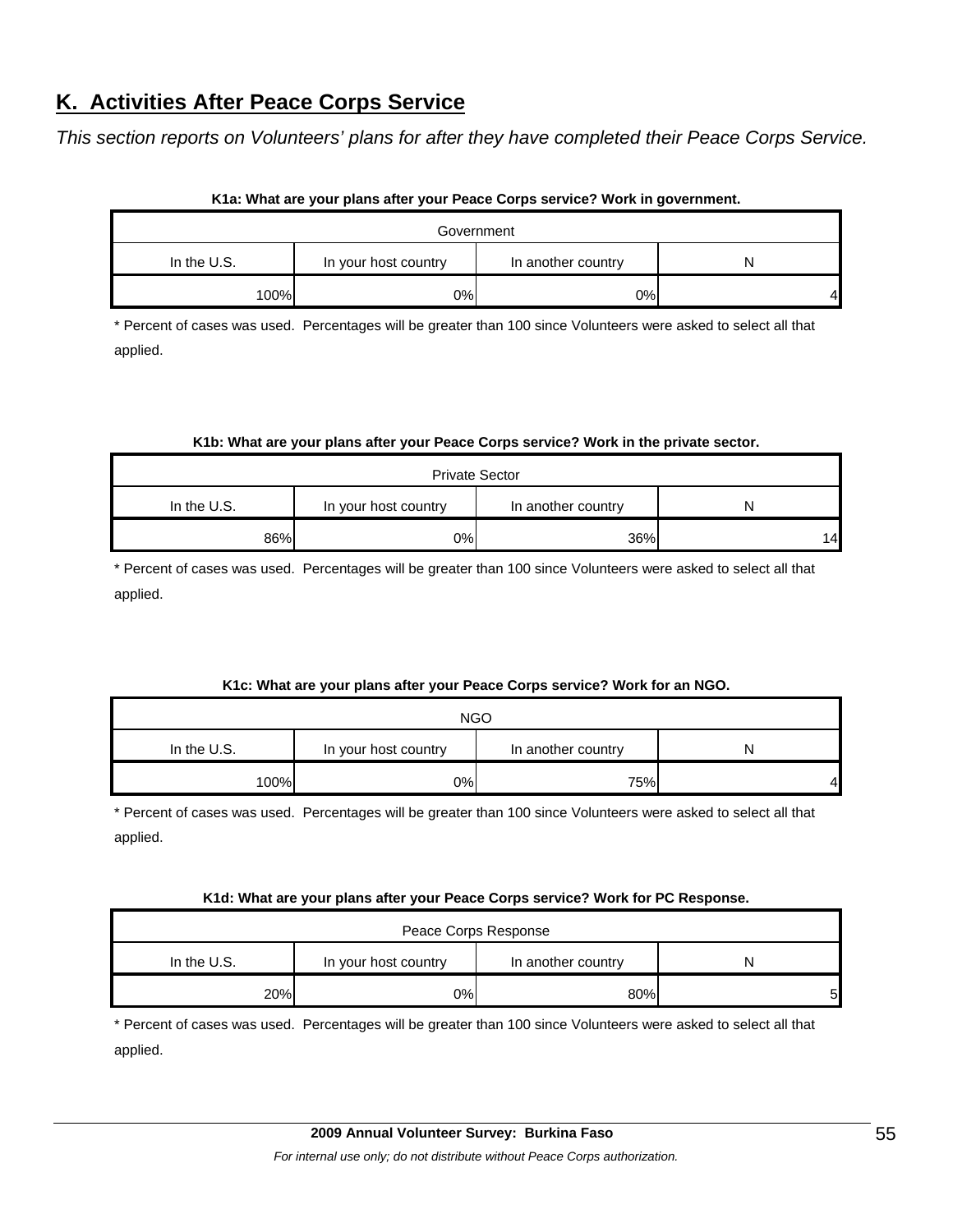## K. Activities After Peace Corps Service

*This section reports on Volunteers' plans for after they have completed their Peace Corps Service.*

**K1a: What are your plans after your Peace Corps service? Work in government.**

| Government | | | |
|---|---|---|---|
| In the U.S. | In your host country | In another country | N |
| 100% | 0% | 0% | 4 |

\* Percent of cases was used. Percentages will be greater than 100 since Volunteers were asked to select all that applied.

**K1b: What are your plans after your Peace Corps service? Work in the private sector.**

| Private Sector | | | |
|---|---|---|---|
| In the U.S. | In your host country | In another country | N |
| 86% | 0% | 36% | 14 |

\* Percent of cases was used. Percentages will be greater than 100 since Volunteers were asked to select all that applied.

**K1c: What are your plans after your Peace Corps service? Work for an NGO.**

| NGO | | | |
|---|---|---|---|
| In the U.S. | In your host country | In another country | N |
| 100% | 0% | 75% | 4 |

\* Percent of cases was used. Percentages will be greater than 100 since Volunteers were asked to select all that applied.

**K1d: What are your plans after your Peace Corps service? Work for PC Response.**

| Peace Corps Response | | | |
|---|---|---|---|
| In the U.S. | In your host country | In another country | N |
| 20% | 0% | 80% | 5 |

\* Percent of cases was used. Percentages will be greater than 100 since Volunteers were asked to select all that applied.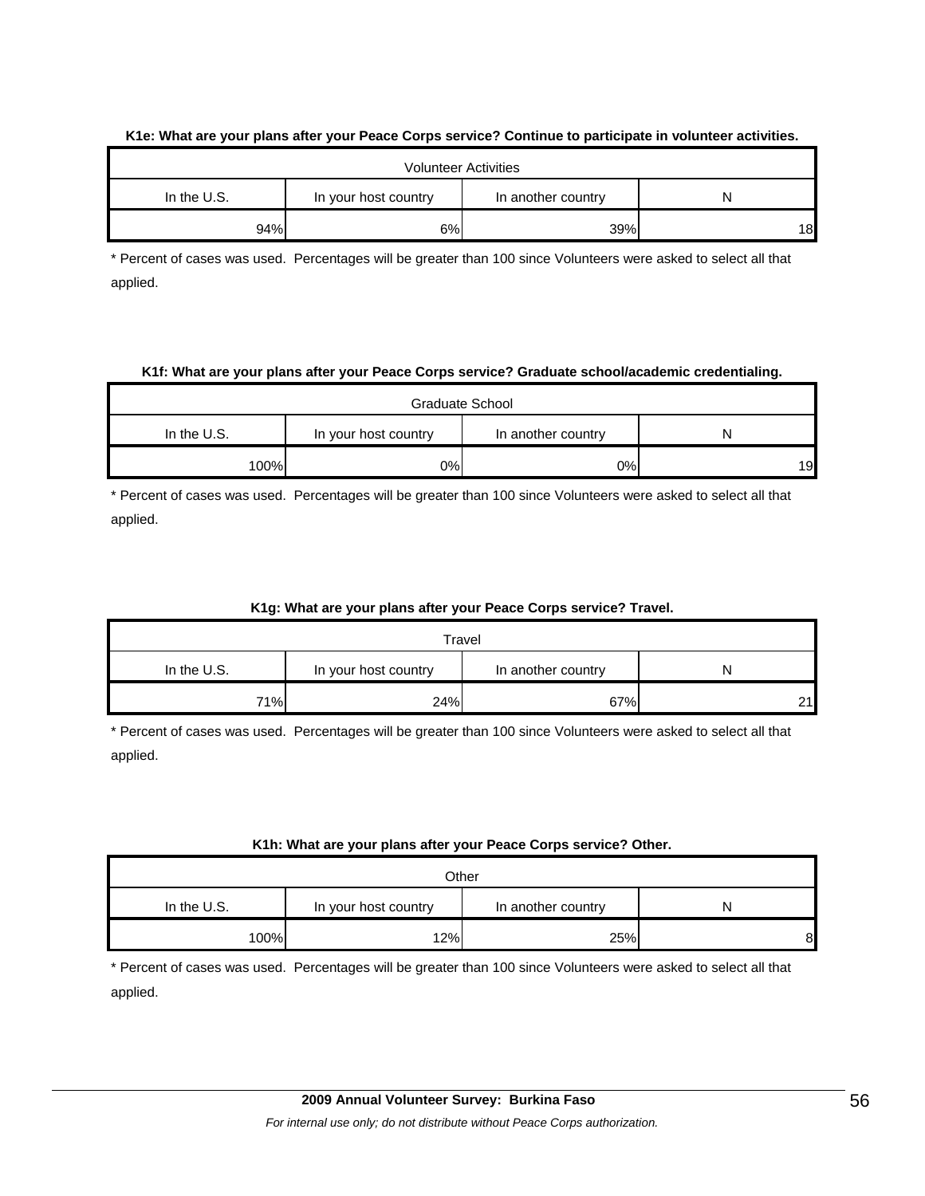**K1e: What are your plans after your Peace Corps service? Continue to participate in volunteer activities.**

| Volunteer Activities | | | |
|---|---|---|---|
| In the U.S. | In your host country | In another country | N |
| 94% | 6% | 39% | 18 |

* Percent of cases was used. Percentages will be greater than 100 since Volunteers were asked to select all that applied.

**K1f: What are your plans after your Peace Corps service? Graduate school/academic credentialing.**

| Graduate School | | | |
|---|---|---|---|
| In the U.S. | In your host country | In another country | N |
| 100% | 0% | 0% | 19 |

* Percent of cases was used. Percentages will be greater than 100 since Volunteers were asked to select all that applied.

**K1g: What are your plans after your Peace Corps service? Travel.**

| Travel | | | |
|---|---|---|---|
| In the U.S. | In your host country | In another country | N |
| 71% | 24% | 67% | 21 |

* Percent of cases was used. Percentages will be greater than 100 since Volunteers were asked to select all that applied.

**K1h: What are your plans after your Peace Corps service? Other.**

| Other | | | |
|---|---|---|---|
| In the U.S. | In your host country | In another country | N |
| 100% | 12% | 25% | 8 |

* Percent of cases was used. Percentages will be greater than 100 since Volunteers were asked to select all that applied.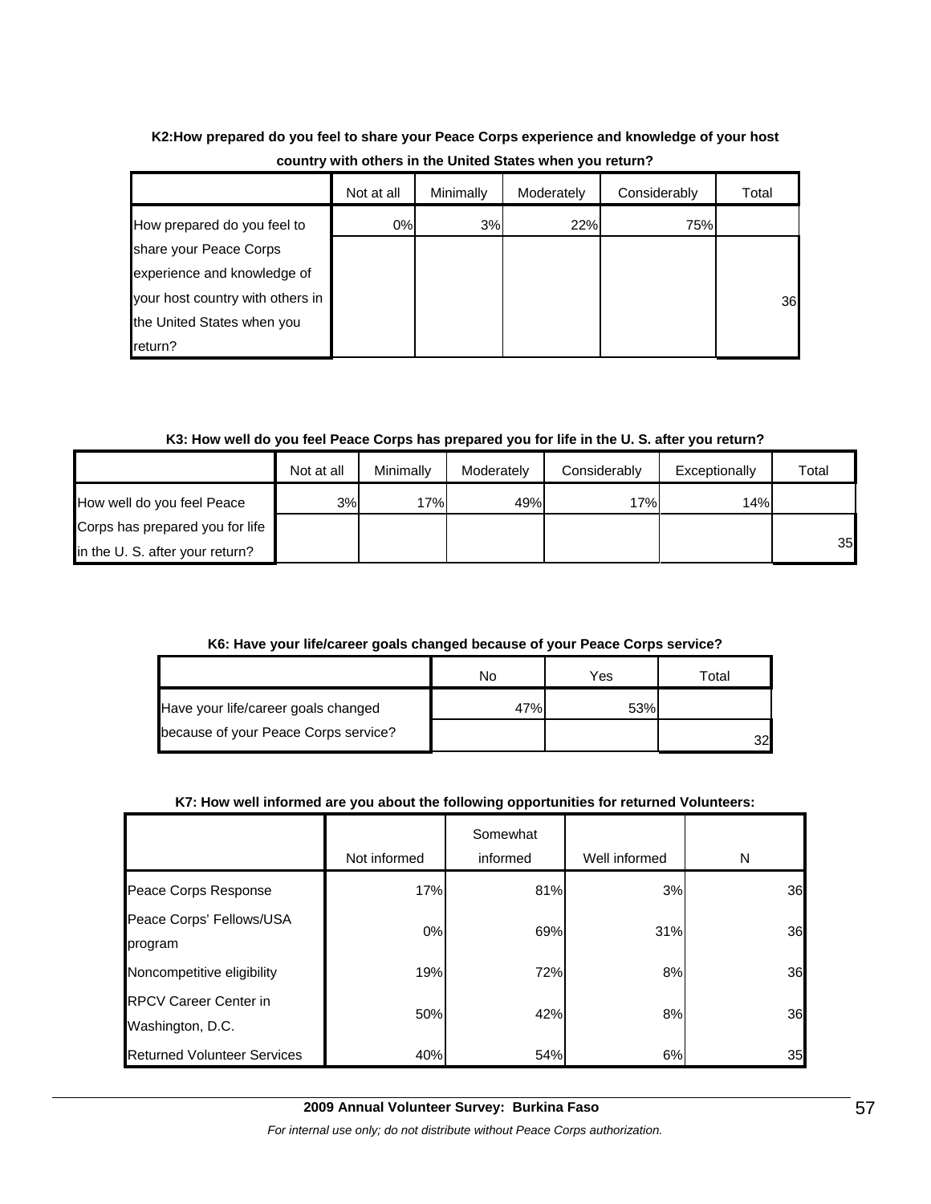**K2:How prepared do you feel to share your Peace Corps experience and knowledge of your host country with others in the United States when you return?**

| | Not at all | Minimally | Moderately | Considerably | Total |
|---|---|---|---|---|---|
| How prepared do you feel to share your Peace Corps experience and knowledge of your host country with others in the United States when you return? | 0% | 3% | 22% | 75% | 36 |

**K3: How well do you feel Peace Corps has prepared you for life in the U. S. after you return?**

| | Not at all | Minimally | Moderately | Considerably | Exceptionally | Total |
|---|---|---|---|---|---|---|
| How well do you feel Peace Corps has prepared you for life in the U. S. after you return? | 3% | 17% | 49% | 17% | 14% | 35 |

**K6: Have your life/career goals changed because of your Peace Corps service?**

| | No | Yes | Total |
|---|---|---|---|
| Have your life/career goals changed because of your Peace Corps service? | 47% | 53% | 32 |

**K7: How well informed are you about the following opportunities for returned Volunteers:**

| | Not informed | Somewhat informed | Well informed | N |
|---|---|---|---|---|
| Peace Corps Response | 17% | 81% | 3% | 36 |
| Peace Corps' Fellows/USA program | 0% | 69% | 31% | 36 |
| Noncompetitive eligibility | 19% | 72% | 8% | 36 |
| RPCV Career Center in Washington, D.C. | 50% | 42% | 8% | 36 |
| Returned Volunteer Services | 40% | 54% | 6% | 35 |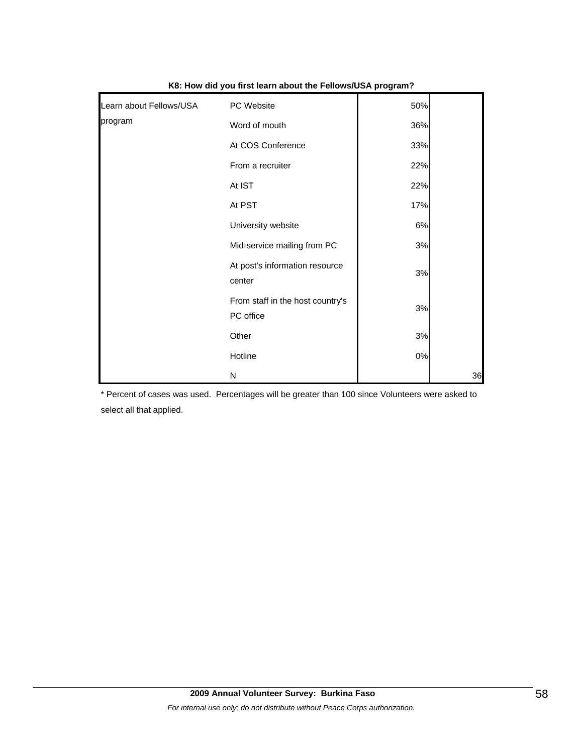**K8: How did you first learn about the Fellows/USA program?**

| | | | |
|---|---|---|---|
| Learn about Fellows/USA program | PC Website | 50% | |
| | Word of mouth | 36% | |
| | At COS Conference | 33% | |
| | From a recruiter | 22% | |
| | At IST | 22% | |
| | At PST | 17% | |
| | University website | 6% | |
| | Mid-service mailing from PC | 3% | |
| | At post's information resource center | 3% | |
| | From staff in the host country's PC office | 3% | |
| | Other | 3% | |
| | Hotline | 0% | |
| | N | | 36 |

* Percent of cases was used. Percentages will be greater than 100 since Volunteers were asked to select all that applied.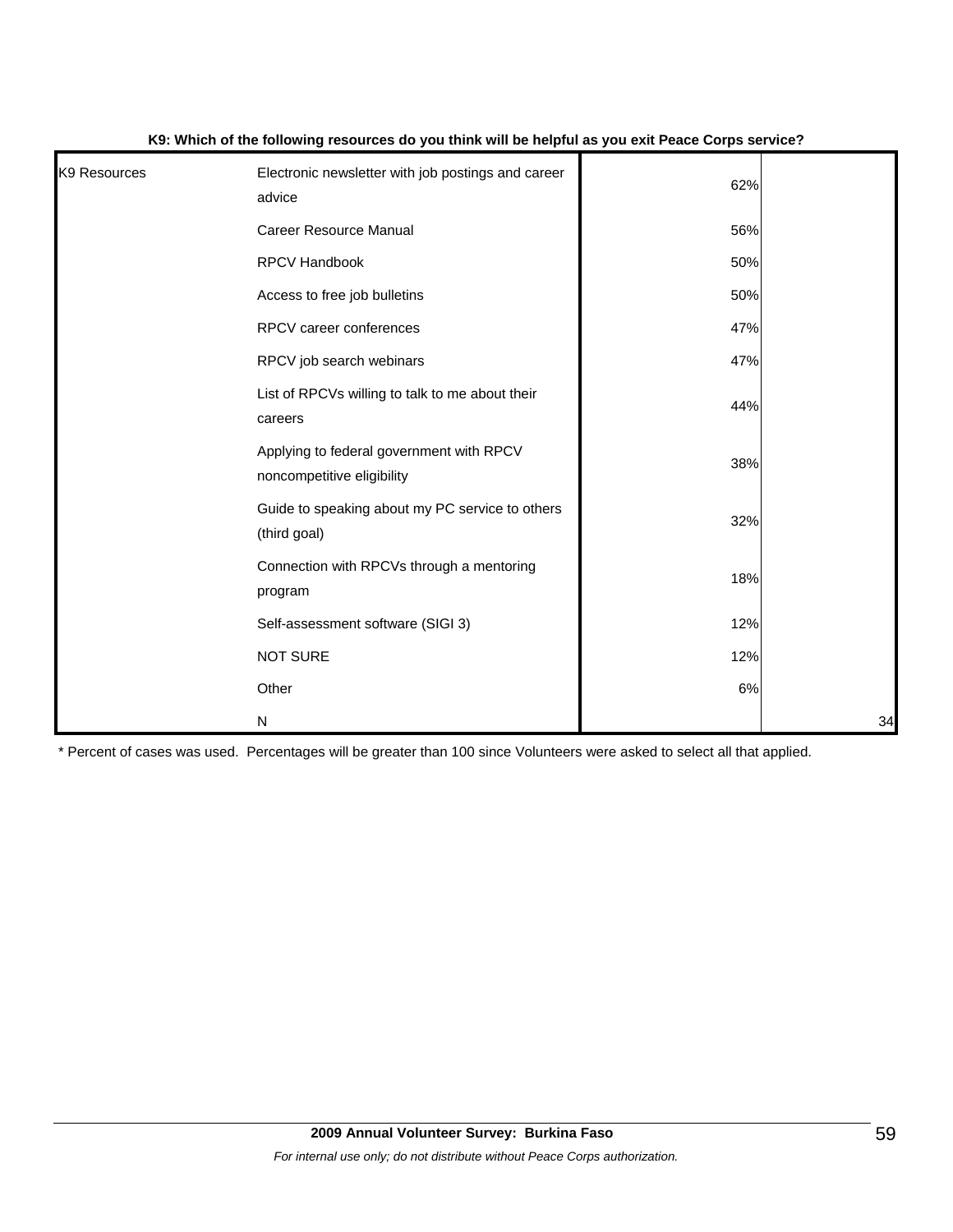**K9: Which of the following resources do you think will be helpful as you exit Peace Corps service?**

| | | | |
|---|---|---|---|
| K9 Resources | Electronic newsletter with job postings and career advice | 62% | |
| | Career Resource Manual | 56% | |
| | RPCV Handbook | 50% | |
| | Access to free job bulletins | 50% | |
| | RPCV career conferences | 47% | |
| | RPCV job search webinars | 47% | |
| | List of RPCVs willing to talk to me about their careers | 44% | |
| | Applying to federal government with RPCV noncompetitive eligibility | 38% | |
| | Guide to speaking about my PC service to others (third goal) | 32% | |
| | Connection with RPCVs through a mentoring program | 18% | |
| | Self-assessment software (SIGI 3) | 12% | |
| | NOT SURE | 12% | |
| | Other | 6% | |
| | N | | 34 |

* Percent of cases was used. Percentages will be greater than 100 since Volunteers were asked to select all that applied.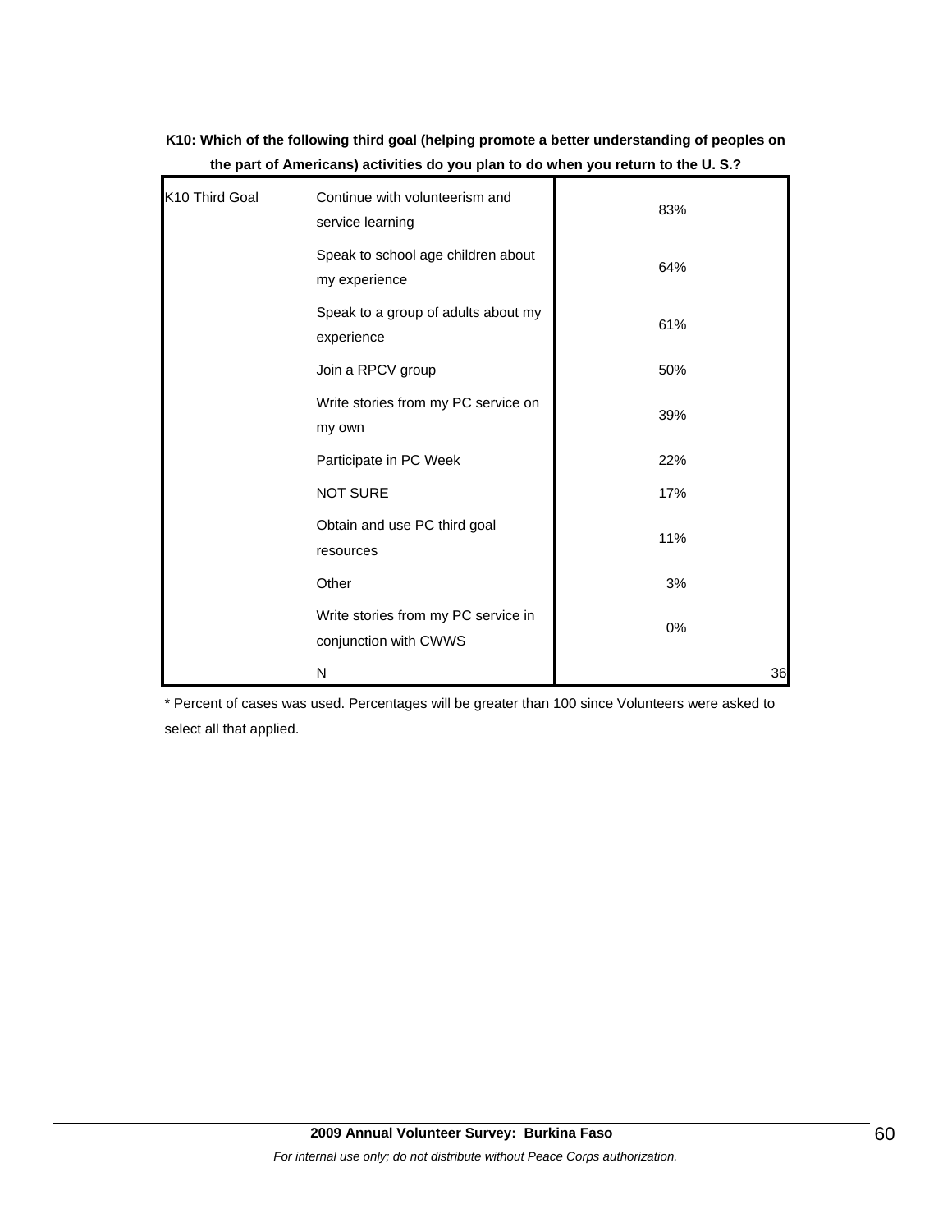**K10: Which of the following third goal (helping promote a better understanding of peoples on the part of Americans) activities do you plan to do when you return to the U. S.?**

| | | | |
|---|---|---|---|
| K10 Third Goal | Continue with volunteerism and service learning | 83% | |
| | Speak to school age children about my experience | 64% | |
| | Speak to a group of adults about my experience | 61% | |
| | Join a RPCV group | 50% | |
| | Write stories from my PC service on my own | 39% | |
| | Participate in PC Week | 22% | |
| | NOT SURE | 17% | |
| | Obtain and use PC third goal resources | 11% | |
| | Other | 3% | |
| | Write stories from my PC service in conjunction with CWWS | 0% | |
| | N | | 36 |

* Percent of cases was used. Percentages will be greater than 100 since Volunteers were asked to select all that applied.